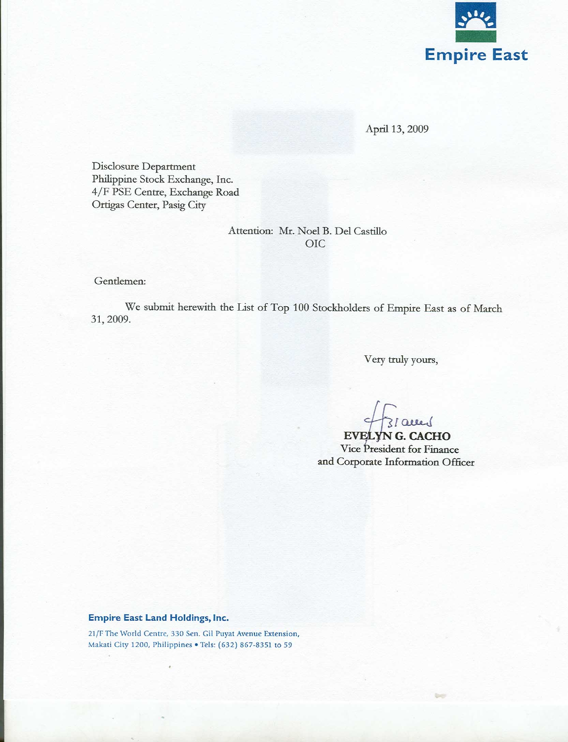**Empire East**

April 13, 2009

Disclosure Department
Philippine Stock Exchange, Inc.
4/F PSE Centre, Exchange Road
Ortigas Center, Pasig City

Attention: Mr. Noel B. Del Castillo
OIC

Gentlemen:

We submit herewith the List of Top 100 Stockholders of Empire East as of March 31, 2009.

Very truly yours,

**EVELYN G. CACHO**
Vice President for Finance
and Corporate Information Officer

**Empire East Land Holdings, Inc.**

21/F The World Centre, 330 Sen. Gil Puyat Avenue Extension,
Makati City 1200, Philippines • Tels: (632) 867-8351 to 59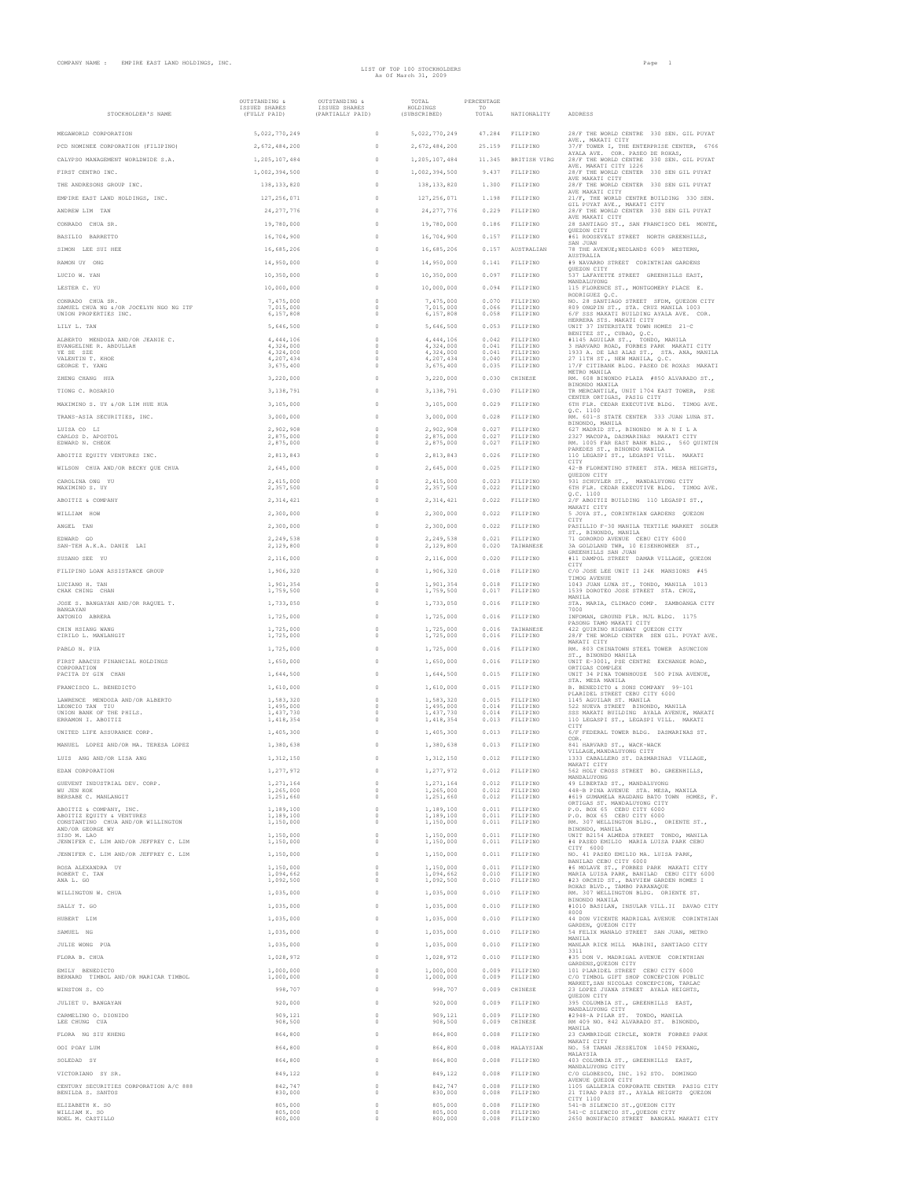COMPANY NAME : EMPIRE EAST LAND HOLDINGS, INC.

LIST OF TOP 100 STOCKHOLDERS
As Of March 31, 2009

| STOCKHOLDER'S NAME | OUTSTANDING & ISSUED SHARES (FULLY PAID) | OUTSTANDING & ISSUED SHARES (PARTIALLY PAID) | TOTAL HOLDINGS (SUBSCRIBED) | PERCENTAGE TO TOTAL | NATIONALITY | ADDRESS |
|---|---|---|---|---|---|---|
| MEGAWORLD CORPORATION | 5,022,770,249 | 0 | 5,022,770,249 | 47.284 | FILIPINO | 28/F THE WORLD CENTRE 330 SEN. GIL PUYAT AVE., MAKATI CITY |
| PCD NOMINEE CORPORATION (FILIPINO) | 2,672,484,200 | 0 | 2,672,484,200 | 25.159 | FILIPINO | 37/F TOWER I, THE ENTERPRISE CENTER, 6766 AYALA AVE. COR. PASEO DE ROXAS, |
| CALYPSO MANAGEMENT WORLDWIDE S.A. | 1,205,107,484 | 0 | 1,205,107,484 | 11.345 | BRITISH VIRG | 28/F THE WORLD CENTRE 330 SEN. GIL PUYAT AVE. MAKATI CITY 1226 |
| FIRST CENTRO INC. | 1,002,394,500 | 0 | 1,002,394,500 | 9.437 | FILIPINO | 28/F THE WORLD CENTER 330 SEN GIL PUYAT AVE MAKATI CITY |
| THE ANDRESONS GROUP INC. | 138,133,820 | 0 | 138,133,820 | 1.300 | FILIPINO | 28/F THE WORLD CENTER 330 SEN GIL PUYAT AVE MAKATI CITY |
| EMPIRE EAST LAND HOLDINGS, INC. | 127,256,071 | 0 | 127,256,071 | 1.198 | FILIPINO | 21/F, THE WORLD CENTRE BUILDING 330 SEN. GIL PUYAT AVE., MAKATI CITY |
| ANDREW LIM TAN | 24,277,776 | 0 | 24,277,776 | 0.229 | FILIPINO | 28/F THE WORLD CENTER 330 SEN GIL PUYAT AVE MAKATI CITY |
| CONRADO CHUA SR. | 19,780,000 | 0 | 19,780,000 | 0.186 | FILIPINO | 28 SANTIAGO ST., SAN FRANCISCO DEL MONTE, QUEZON CITY |
| BASILIO BARRETTO | 16,704,900 | 0 | 16,704,900 | 0.157 | FILIPINO | #61 ROOSEVELT STREET NORTH GREENHILLS, SAN JUAN |
| SIMON LEE SUI HEE | 16,685,206 | 0 | 16,685,206 | 0.157 | AUSTRALIAN | 78 THE AVENUE;NEDLANDS 6009 WESTERN, AUSTRALIA |
| RAMON UY ONG | 14,950,000 | 0 | 14,950,000 | 0.141 | FILIPINO | #9 NAVARRO STREET CORINTHIAN GARDENS QUEZON CITY |
| LUCIO W. YAN | 10,350,000 | 0 | 10,350,000 | 0.097 | FILIPINO | 537 LAFAYETTE STREET GREENHILLS EAST, MANDALUYONG |
| LESTER C. YU | 10,000,000 | 0 | 10,000,000 | 0.094 | FILIPINO | 115 FLORENCE ST., MONTGOMERY PLACE E. RODRIGUEZ Q.C. |
| CONRADO CHUA SR. | 7,475,000 | 0 | 7,475,000 | 0.070 | FILIPINO | NO. 28 SANTIAGO STREET SFDM, QUEZON CITY |
| SAMUEL CHUA NG &/OR JOCELYN NGO NG ITF | 7,015,000 | 0 | 7,015,000 | 0.066 | FILIPINO | 809 ONGPIN ST., STA. CRUZ MANILA 1003 |
| UNION PROPERTIES INC. | 6,157,808 | 0 | 6,157,808 | 0.058 | FILIPINO | 6/F SSS MAKATI BUILDING AYALA AVE. COR. HERRERA STS. MAKATI CITY |
| LILY L. TAN | 5,646,500 | 0 | 5,646,500 | 0.053 | FILIPINO | UNIT 37 INTERSTATE TOWN HOMES 21-C BENITEZ ST., CUBAO, Q.C. |
| ALBERTO MENDOZA AND/OR JEANIE C. | 4,444,106 | 0 | 4,444,106 | 0.042 | FILIPINO | #1145 AGUILAR ST., TONDO, MANILA |
| EVANGELINE R. ABDULLAH | 4,324,000 | 0 | 4,324,000 | 0.041 | FILIPINO | 3 HARVARD ROAD, FORBES PARK MAKATI CITY |
| YE SE ZZE | 4,324,000 | 0 | 4,324,000 | 0.041 | FILIPINO | 1933 A. DE LAS ALAS ST., STA. ANA, MANILA |
| VALENTIN T. KHOE | 4,207,434 | 0 | 4,207,434 | 0.040 | FILIPINO | 27 11TH ST., NEW MANILA, Q.C. |
| GEORGE T. YANG | 3,675,400 | 0 | 3,675,400 | 0.035 | FILIPINO | 17/F CITIBANK BLDG. PASEO DE ROXAS MAKATI METRO MANILA |
| ZHENG CHANG HUA | 3,220,000 | 0 | 3,220,000 | 0.030 | CHINESE | RM. 608 BINONDO PLAZA #850 ALVARADO ST., BINONDO MANILA |
| TIONG C. ROSARIO | 3,138,791 | 0 | 3,138,791 | 0.030 | FILIPINO | TR MERCANTILE, UNIT 1704 EAST TOWER, PSE CENTER ORTIGAS, PASIG CITY |
| MAXIMINO S. UY &/OR LIM HUE HUA | 3,105,000 | 0 | 3,105,000 | 0.029 | FILIPINO | 6TH FLR. CEDAR EXECUTIVE BLDG. TIMOG AVE. Q.C. 1100 |
| TRANS-ASIA SECURITIES, INC. | 3,000,000 | 0 | 3,000,000 | 0.028 | FILIPINO | RM. 601-S STATE CENTER 333 JUAN LUNA ST. BINONDO, MANILA |
| LUISA CO LI | 2,902,908 | 0 | 2,902,908 | 0.027 | FILIPINO | 627 MADRID ST., BINONDO M A N I L A |
| CARLOS D. APOSTOL | 2,875,000 | 0 | 2,875,000 | 0.027 | FILIPINO | 2327 MACOPA, DASMARINAS MAKATI CITY |
| EDWARD N. CHEOK | 2,875,000 | 0 | 2,875,000 | 0.027 | FILIPINO | RM. 1005 FAR EAST BANK BLDG., 560 QUINTIN PAREDES ST., BINONDO MANILA |
| ABOITIZ EQUITY VENTURES INC. | 2,813,843 | 0 | 2,813,843 | 0.026 | FILIPINO | 110 LEGASPI ST., LEGASPI VILL. MAKATI CITY |
| WILSON CHUA AND/OR BECKY QUE CHUA | 2,645,000 | 0 | 2,645,000 | 0.025 | FILIPINO | 42-B FLORENTINO STREET STA. MESA HEIGHTS, QUEZON CITY |
| CAROLINA ONG YU | 2,415,000 | 0 | 2,415,000 | 0.023 | FILIPINO | 931 SCHUYLER ST., MANDALUYONG CITY |
| MAXIMINO S. UY | 2,357,500 | 0 | 2,357,500 | 0.022 | FILIPINO | 6TH FLR. CEDAR EXECUTIVE BLDG. TIMOG AVE. Q.C. 1100 |
| ABOITIZ & COMPANY | 2,314,421 | 0 | 2,314,421 | 0.022 | FILIPINO | 2/F ABOITIZ BUILDING 110 LEGASPI ST., MAKATI CITY |
| WILLIAM HOW | 2,300,000 | 0 | 2,300,000 | 0.022 | FILIPINO | 5 JOYA ST., CORINTHIAN GARDENS QUEZON CITY |
| ANGEL TAN | 2,300,000 | 0 | 2,300,000 | 0.022 | FILIPINO | PASILLIO F-30 MANILA TEXTILE MARKET SOLER ST., BINONDO, MANILA |
| EDWARD GO | 2,249,538 | 0 | 2,249,538 | 0.021 | FILIPINO | 71 GORORDO AVENUE CEBU CITY 6000 |
| SAN-TEH A.K.A. DANIE LAI | 2,129,800 | 0 | 2,129,800 | 0.020 | TAIWANESE | 3A GOLDLAND TWR, 10 EISENHOWEER ST., GREENHILLS SAN JUAN |
| SUSANO SEE YU | 2,116,000 | 0 | 2,116,000 | 0.020 | FILIPINO | #11 DAMPOL STREET DAMAR VILLAGE, QUEZON CITY |
| FILIPINO LOAN ASSISTANCE GROUP | 1,906,320 | 0 | 1,906,320 | 0.018 | FILIPINO | C/O JOSE LEE UNIT II 24K MANSIONS #45 TIMOG AVENUE |
| LUCIANO H. TAN | 1,901,354 | 0 | 1,901,354 | 0.018 | FILIPINO | 1043 JUAN LUNA ST., TONDO, MANILA 1013 |
| CHAK CHING CHAN | 1,759,500 | 0 | 1,759,500 | 0.017 | FILIPINO | 1539 DOROTEO JOSE STREET STA. CRUZ, MANILA |
| JOSE S. BANGAYAN AND/OR RAQUEL T. BANGAYAN | 1,733,050 | 0 | 1,733,050 | 0.016 | FILIPINO | STA. MARIA, CLIMACO COMP. ZAMBOANGA CITY 7000 |
| ANTONIO ABRERA | 1,725,000 | 0 | 1,725,000 | 0.016 | FILIPINO | INFOMAN, GROUND FLR. MJL BLDG. 1175 PASONG TAMO MAKATI CITY |
| CHIN HSIANG WANG | 1,725,000 | 0 | 1,725,000 | 0.016 | TAIWANESE | 422 QUIRINO HIGHWAY QUEZON CITY |
| CIRILO L. MANLANGIT | 1,725,000 | 0 | 1,725,000 | 0.016 | FILIPINO | 28/F THE WORLD CENTER SEN GIL. PUYAT AVE. MAKATI CITY |
| PABLO N. PUA | 1,725,000 | 0 | 1,725,000 | 0.016 | FILIPINO | RM. 803 CHINATOWN STEEL TOWER ASUNCION ST., BINONDO MANILA |
| FIRST ABACUS FINANCIAL HOLDINGS CORPORATION | 1,650,000 | 0 | 1,650,000 | 0.016 | FILIPINO | UNIT E-3001, PSE CENTRE EXCHANGE ROAD, ORTIGAS COMPLEX |
| PACITA DY GIN CHAN | 1,644,500 | 0 | 1,644,500 | 0.015 | FILIPINO | UNIT 34 PINA TOWNHOUSE 500 PINA AVENUE, STA. MESA MANILA |
| FRANCISCO L. BENEDICTO | 1,610,000 | 0 | 1,610,000 | 0.015 | FILIPINO | B. BENEDICTO & SONS COMPANY 99-101 PLARIDEL STREET CEBU CITY 6000 |
| LAWRENCE MENDOZA AND/OR ALBERTO | 1,583,320 | 0 | 1,583,320 | 0.015 | FILIPINO | 1145 AGUILAR ST. MANILA |
| LEONCIO TAN TIU | 1,495,000 | 0 | 1,495,000 | 0.014 | FILIPINO | 522 NUEVA STREET BINONDO, MANILA |
| UNION BANK OF THE PHILS. | 1,437,730 | 0 | 1,437,730 | 0.014 | FILIPINO | SSS MAKATI BUILDING AYALA AVENUE, MAKATI |
| ERRAMON I. ABOITIZ | 1,418,354 | 0 | 1,418,354 | 0.013 | FILIPINO | 110 LEGASPI ST., LEGASPI VILL. MAKATI CITY |
| UNITED LIFE ASSURANCE CORP. | 1,405,300 | 0 | 1,405,300 | 0.013 | FILIPINO | 6/F FEDERAL TOWER BLDG. DASMARINAS ST. COR. |
| MANUEL LOPEZ AND/OR MA. TERESA LOPEZ | 1,380,638 | 0 | 1,380,638 | 0.013 | FILIPINO | 841 HARVARD ST., WACK-WACK VILLAGE,MANDALUYONG CITY |
| LUIS ANG AND/OR LISA ANG | 1,312,150 | 0 | 1,312,150 | 0.012 | FILIPINO | 1333 CABALLERO ST. DASMARINAS VILLAGE, MAKATI CITY |
| EDAN CORPORATION | 1,277,972 | 0 | 1,277,972 | 0.012 | FILIPINO | 562 HOLY CROSS STREET BO. GREENHILLS, MANDALUYONG |
| GUEVENT INDUSTRIAL DEV. CORP. | 1,271,164 | 0 | 1,271,164 | 0.012 | FILIPINO | 49 LIBERTAD ST., MANDALUYONG |
| WU JEN KOK | 1,265,000 | 0 | 1,265,000 | 0.012 | FILIPINO | 448-B PINA AVENUE STA. MESA, MANILA |
| BERSABE C. MANLANGIT | 1,251,660 | 0 | 1,251,660 | 0.012 | FILIPINO | #619 GUMAMELA HAGDANG BATO TOWN HOMES, F. ORTIGAS ST. MANDALUYONG CITY |
| ABOITIZ & COMPANY, INC. | 1,189,100 | 0 | 1,189,100 | 0.011 | FILIPINO | P.O. BOX 65 CEBU CITY 6000 |
| ABOITIZ EQUITY & VENTURES | 1,189,100 | 0 | 1,189,100 | 0.011 | FILIPINO | P.O. BOX 65 CEBU CITY 6000 |
| CONSTANTINO CHUA AND/OR WILLINGTON AND/OR GEORGE WY | 1,150,000 | 0 | 1,150,000 | 0.011 | FILIPINO | RM. 307 WELLINGTON BLDG., ORIENTE ST., BINONDO, MANILA |
| SISO M. LAO | 1,150,000 | 0 | 1,150,000 | 0.011 | FILIPINO | UNIT B2154 ALMEDA STREET TONDO, MANILA |
| JENNIFER C. LIM AND/OR JEFFREY C. LIM | 1,150,000 | 0 | 1,150,000 | 0.011 | FILIPINO | #4 PASEO EMILIO MARIA LUISA PARK CEBU CITY 6000 |
| JENNIFER C. LIM AND/OR JEFFREY C. LIM | 1,150,000 | 0 | 1,150,000 | 0.011 | FILIPINO | NO. 41 PASEO EMILIO MA. LUISA PARK, BANILAD CEBU CITY 6000 |
| ROSA ALEXANDRA UY | 1,150,000 | 0 | 1,150,000 | 0.011 | FILIPINO | #6 MOLAVE ST., FORBES PARK MAKATI CITY |
| ROBERT C. TAN | 1,094,662 | 0 | 1,094,662 | 0.010 | FILIPINO | MARIA LUISA PARK, BANILAD CEBU CITY 6000 |
| ANA L. GO | 1,092,500 | 0 | 1,092,500 | 0.010 | FILIPINO | #23 ORCHID ST., BAYVIEW GARDEN HOMES I ROXAS BLVD., TAMBO PARANAQUE |
| WILLINGTON W. CHUA | 1,035,000 | 0 | 1,035,000 | 0.010 | FILIPINO | RM. 307 WELLINGTON BLDG. ORIENTE ST. BINONDO MANILA |
| SALLY T. GO | 1,035,000 | 0 | 1,035,000 | 0.010 | FILIPINO | #1010 BASILAN, INSULAR VILL.II DAVAO CITY 8000 |
| HUBERT LIM | 1,035,000 | 0 | 1,035,000 | 0.010 | FILIPINO | 44 DON VICENTE MADRIGAL AVENUE CORINTHIAN GARDEN, QUEZON CITY |
| SAMUEL NG | 1,035,000 | 0 | 1,035,000 | 0.010 | FILIPINO | 54 FELIX MANALO STREET SAN JUAN, METRO MANILA |
| JULIE WONG PUA | 1,035,000 | 0 | 1,035,000 | 0.010 | FILIPINO | MANLAR RICE MILL MABINI, SANTIAGO CITY 3311 |
| FLORA B. CHUA | 1,028,972 | 0 | 1,028,972 | 0.010 | FILIPINO | #35 DON V. MADRIGAL AVENUE CORINTHIAN GARDENS,QUEZON CITY |
| EMILY BENEDICTO | 1,000,000 | 0 | 1,000,000 | 0.009 | FILIPINO | 101 PLARIDEL STREET CEBU CITY 6000 |
| BERNARD TIMBOL AND/OR MARICAR TIMBOL | 1,000,000 | 0 | 1,000,000 | 0.009 | FILIPINO | C/O TIMBOL GIFT SHOP CONCEPCION PUBLIC MARKET,SAN NICOLAS CONCEPCION, TARLAC |
| WINSTON S. CO | 998,707 | 0 | 998,707 | 0.009 | CHINESE | 23 LOPEZ JUANA STREET AYALA HEIGHTS, QUEZON CITY |
| JULIET U. BANGAYAN | 920,000 | 0 | 920,000 | 0.009 | FILIPINO | 395 COLUMBIA ST., GREENHILLS EAST, MANDALUYONG CITY |
| CARMELINO O. DIONIDO | 909,121 | 0 | 909,121 | 0.009 | FILIPINO | #2948-A PILAR ST. TONDO, MANILA |
| LEE CHUNG CUA | 908,500 | 0 | 908,500 | 0.009 | CHINESE | RM 409 NO. 842 ALVARADO ST. BINONDO, MANILA |
| FLORA NG SIU KHENG | 864,800 | 0 | 864,800 | 0.008 | FILIPINO | 23 CAMBRIDGE CIRCLE, NORTH FORBES PARK MAKATI CITY |
| OOI POAY LUM | 864,800 | 0 | 864,800 | 0.008 | MALAYSIAN | NO. 58 TAMAN JESSELTON 10450 PENANG, MALAYSIA |
| SOLEDAD SY | 864,800 | 0 | 864,800 | 0.008 | FILIPINO | 403 COLUMBIA ST., GREENHILLS EAST, MANDALUYONG CITY |
| VICTORIANO SY SR. | 849,122 | 0 | 849,122 | 0.008 | FILIPINO | C/O GLOBESCO, INC. 192 STO. DOMINGO AVENUE QUEZON CITY |
| CENTURY SECURITIES CORPORATION A/C 888 | 842,747 | 0 | 842,747 | 0.008 | FILIPINO | 1105 GALLERIA CORPORATE CENTER PASIG CITY |
| BENILDA S. SANTOS | 830,000 | 0 | 830,000 | 0.008 | FILIPINO | 21 TIRAD PASS ST., AYALA HEIGHTS QUEZON CITY 1100 |
| ELIZABETH K. SO | 805,000 | 0 | 805,000 | 0.008 | FILIPINO | 541-B SILENCIO ST.,QUEZON CITY |
| WILLIAM K. SO | 805,000 | 0 | 805,000 | 0.008 | FILIPINO | 541-C SILENCIO ST.,QUEZON CITY |
| NOEL M. CASTILLO | 800,000 | 0 | 800,000 | 0.008 | FILIPINO | 2650 BONIFACIO STREET BANGKAL MAKATI CITY |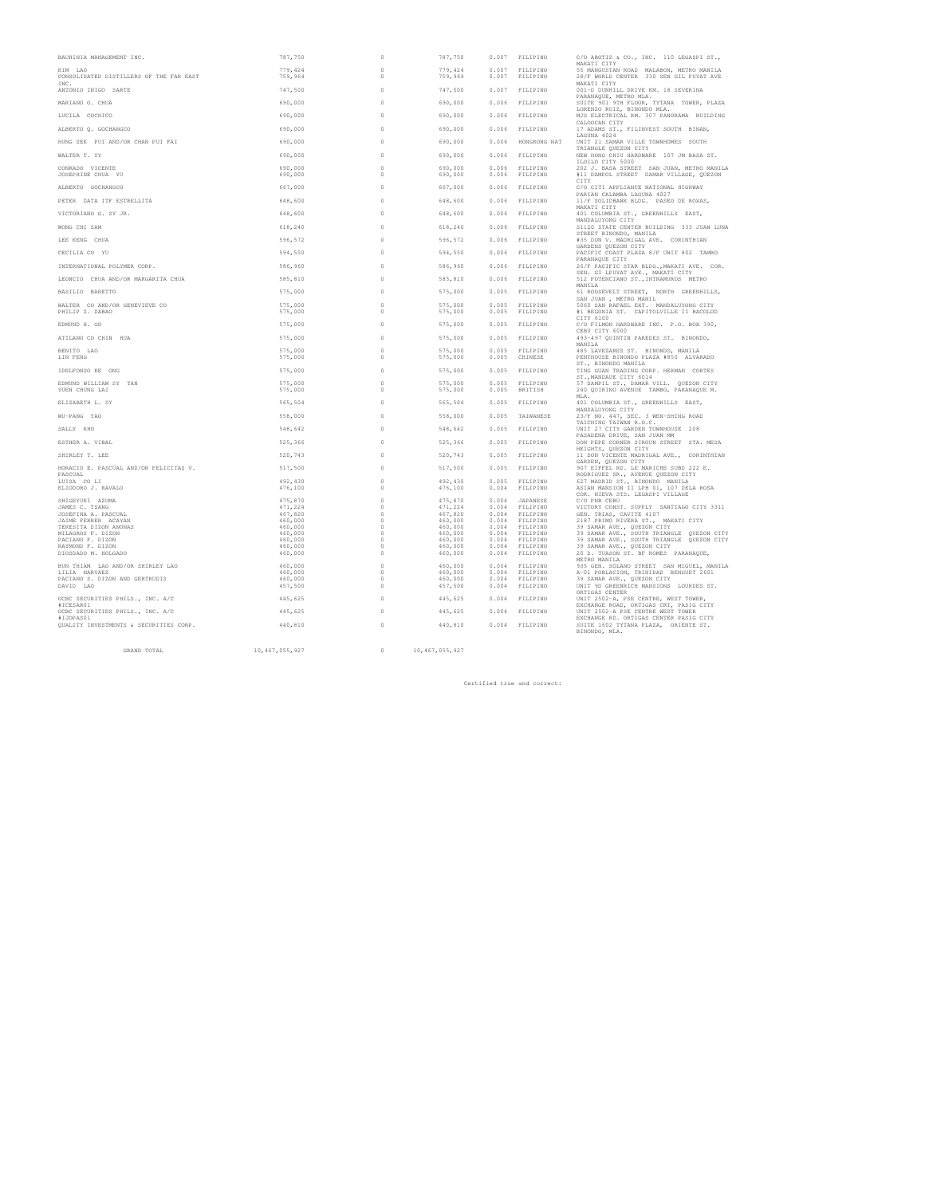| | | | | | | |
|---|---|---|---|---|---|---|
| BAUHINIA MANAGEMENT INC. | 787,750 | 0 | 787,750 | 0.007 | FILIPINO | C/O ABOTIZ & CO., INC. 110 LEGASPI ST., MAKATI CITY |
| KIM LAO | 779,424 | 0 | 779,424 | 0.007 | FILIPINO | 55 MANGUSTAN ROAD MALABON, METRO MANILA |
| CONSOLIDATED DISTILLERS OF THE FAR EAST INC. | 759,964 | 0 | 759,964 | 0.007 | FILIPINO | 28/F WORLD CENTER 330 SEN GIL PUYAT AVE MAKATI CITY |
| ANTONIO INIGO SARTE | 747,500 | 0 | 747,500 | 0.007 | FILIPINO | 001-D DUNHILL DRIVE KM. 18 SEVERINA PARANAQUE, METRO MLA. |
| MARIANO O. CHUA | 690,000 | 0 | 690,000 | 0.006 | FILIPINO | SUITE 901 9TH FLOOR, TYTANA TOWER, PLAZA LORENZO RUIZ, BINONDO MLA. |
| LUCILA COCHICO | 690,000 | 0 | 690,000 | 0.006 | FILIPINO | MJS ELECTRICAL RM. 307 PANORAMA BUILDING CALOOCAN CITY |
| ALBERTO Q. GOCHANGCO | 690,000 | 0 | 690,000 | 0.006 | FILIPINO | 17 ADAMS ST., FILINVEST SOUTH BINAN, LAGUNA 4024 |
| HUNG SEK PUI AND/OR CHAN PUI FAI | 690,000 | 0 | 690,000 | 0.006 | HONGKONG NAT | UNIT 21 SAMAR VILLE TOWNHOMES SOUTH TRIANGLE QUEZON CITY |
| WALTER T. UY | 690,000 | 0 | 690,000 | 0.006 | FILIPINO | NEW HONG CHIU HARDWARE 107 JM BASA ST. ILOILO CITY 5000 |
| CONRADO VICENTE | 690,000 | 0 | 690,000 | 0.006 | FILIPINO | 202 J. BASA STREET SAN JUAN, METRO MANILA |
| JOSEPHINE CHUA YU | 690,000 | 0 | 690,000 | 0.006 | FILIPINO | #11 DAMPOL STREET DAMAR VILLAGE, QUEZON CITY |
| ALBERTO GOCHANGCO | 667,000 | 0 | 667,000 | 0.006 | FILIPINO | C/O CITI APPLIANCE NATIONAL HIGHWAY PARIAN CALAMBA LAGUNA 4027 |
| PETER DATA ITF ESTRELLITA | 648,600 | 0 | 648,600 | 0.006 | FILIPINO | 11/F SOLIDBANK BLDG. PASEO DE ROXAS, MAKATI CITY |
| VICTORIANO G. SY JR. | 648,600 | 0 | 648,600 | 0.006 | FILIPINO | 401 COLUMBIA ST., GREENHILLS EAST, MANDALUYONG CITY |
| WONG CHI SAM | 618,240 | 0 | 618,240 | 0.006 | FILIPINO | S1120 STATE CENTER BUILDING 333 JUAN LUNA STREET BINONDO, MANILA |
| LEE KENG CHUA | 596,572 | 0 | 596,572 | 0.006 | FILIPINO | #35 DON V. MADRIGAL AVE. CORINTHIAN GARDENS QUEZON CITY |
| CECILIA CO YU | 594,550 | 0 | 594,550 | 0.006 | FILIPINO | PACIFIC COAST PLAZA 8/F UNIT 802 TAMBO PARANAQUE CITY |
| INTERNATIONAL POLYMER CORP. | 586,960 | 0 | 586,960 | 0.006 | FILIPINO | 26/F PACIFIC STAR BLDG.,MAKATI AVE. COR. SEN. GI LPUYAT AVE., MAKATI CITY |
| LEONCIO CHUA AND/OR MARGARITA CHUA | 585,810 | 0 | 585,810 | 0.006 | FILIPINO | 512 POTENCIANO ST.,INTRAMUROS METRO MANILA |
| BASILIO BARETTO | 575,000 | 0 | 575,000 | 0.005 | FILIPINO | 61 ROOSEVELT STREET, NORTH GREENHILLS, SAN JUAN , METRO MANIL |
| WALTER CO AND/OR GENEVIEVE CO | 575,000 | 0 | 575,000 | 0.005 | FILIPINO | 5060 SAN RAFAEL EXT. MANDALUYONG CITY |
| PHILIP Z. DABAO | 575,000 | 0 | 575,000 | 0.005 | FILIPINO | #1 BEGONIA ST. CAPITOLVILLE II BACOLOD CITY 6100 |
| EDMUND H. GO | 575,000 | 0 | 575,000 | 0.005 | FILIPINO | C/O FILMON HARDWARE INC. P.O. BOX 390, CEBU CITY 6000 |
| ATILANO CO CHIN HUA | 575,000 | 0 | 575,000 | 0.005 | FILIPINO | 493-497 QUINTIN PAREDES ST. BINONDO, MANILA |
| BENITO LAO | 575,000 | 0 | 575,000 | 0.005 | FILIPINO | 485 LAVEZARES ST. BINONDO, MANILA |
| LIN FENG | 575,000 | 0 | 575,000 | 0.005 | CHINESE | PENTHOUSE BINONDO PLAZA #850 ALVARADO ST., BINONDO MANILA |
| IDELFONSO KE ONG | 575,000 | 0 | 575,000 | 0.005 | FILIPINO | TING GUAN TRADING CORP. HERMAN CORTES ST.,MANDAUE CITY 6014 |
| EDMUND WILLIAM SY TAN | 575,000 | 0 | 575,000 | 0.005 | FILIPINO | 57 DAMPIL ST., DAMAR VILL. QUEZON CITY |
| YUEN CHUNG LAI | 575,000 | 0 | 575,000 | 0.005 | BRITISH | 240 QUIRINO AVENUE TAMBO, PARANAQUE M. MLA. |
| ELIZABETH L. SY | 565,504 | 0 | 565,504 | 0.005 | FILIPINO | 401 COLUMBIA ST., GREENHILLS EAST, MANDALUYONG CITY |
| WU-PANG YAO | 558,000 | 0 | 558,000 | 0.005 | TAIWANESE | 23/F NO. 447, SEC. 3 WEN-SHING ROAD TAICHING TAIWAN R.O.C. |
| SALLY KHO | 548,642 | 0 | 548,642 | 0.005 | FILIPINO | UNIT 27 CITY GARDEN TOWNHOUSE 208 PASADENA DRIVE, SAN JUAN MM |
| ESTHER A. VIBAL | 525,366 | 0 | 525,366 | 0.005 | FILIPINO | DON PEPE CORNER SIROUN STREET STA. MESA HEIGHTS, QUEZON CITY |
| SHIRLEY T. LEE | 520,743 | 0 | 520,743 | 0.005 | FILIPINO | 11 DON VICENTE MADRIGAL AVE., CORINTHIAN GARDEN, QUEZON CITY |
| HORACIO E. PASCUAL AND/OR FELICITAS V. PASCUAL | 517,500 | 0 | 517,500 | 0.005 | FILIPINO | 907 EIFFEL RD. LE MARICHE SUBD 222 E. RODRIGUEZ SR., AVENUE QUEZON CITY |
| LUISA CO LI | 492,430 | 0 | 492,430 | 0.005 | FILIPINO | 627 MADRID ST., BINONDO MANILA |
| ELIODORO J. RAVALO | 476,100 | 0 | 476,100 | 0.004 | FILIPINO | ASIAN MANSION II LPH 01, 107 DELA ROSA COR. NIEVA STS. LEGASPI VILLAGE |
| SHIGEYUKI AZUMA | 475,870 | 0 | 475,870 | 0.004 | JAPANESE | C/O PNB CEBU |
| JAMES C. TSANG | 471,224 | 0 | 471,224 | 0.004 | FILIPINO | VICTORY CONST. SUPPLY SANTIAGO CITY 3311 |
| JOSEFINA A. PASCUAL | 467,820 | 0 | 467,820 | 0.004 | FILIPINO | GEN. TRIAS, CAVITE 4107 |
| JAIME FERRER ACAYAN | 460,000 | 0 | 460,000 | 0.004 | FILIPINO | 2187 PRIMO RIVERA ST., MAKATI CITY |
| TERESITA DIZON ANONAS | 460,000 | 0 | 460,000 | 0.004 | FILIPINO | 39 SAMAR AVE., QUEZON CITY |
| MILAGROS F. DIZON | 460,000 | 0 | 460,000 | 0.004 | FILIPINO | 39 SAMAR AVE., SOUTH TRIANGLE QUEZON CITY |
| PACIANO F. DIZON | 460,000 | 0 | 460,000 | 0.004 | FILIPINO | 39 SAMAR AVE., SOUTH TRIANGLE QUEZON CITY |
| RAYMOND F. DIZON | 460,000 | 0 | 460,000 | 0.004 | FILIPINO | 39 SAMAR AVE., QUEZON CITY |
| DIOSDADO M. HOLGADO | 460,000 | 0 | 460,000 | 0.004 | FILIPINO | 20 D. TUASON ST. BF HOMES PARANAQUE, METRO MANILA |
| BUN THIAM LAO AND/OR SHIRLEY LAO | 460,000 | 0 | 460,000 | 0.004 | FILIPINO | 935 GEN. SOLANO STREET SAN MIGUEL, MANILA |
| LILIA NARVAEZ | 460,000 | 0 | 460,000 | 0.004 | FILIPINO | A-01 POBLACION, TRINIDAD BENGUET 2601 |
| PACIANO S. DIZON AND GERTRUDIS | 460,000 | 0 | 460,000 | 0.004 | FILIPINO | 39 SAMAR AVE., QUEZON CITY |
| DAVID LAO | 457,500 | 0 | 457,500 | 0.004 | FILIPINO | UNIT 9D GREENRICH MANSIONS LOURDES ST. ORTIGAS CENTER |
| OCBC SECURITIES PHILS., INC. A/C #ICESAR01 | 445,625 | 0 | 445,625 | 0.004 | FILIPINO | UNIT 2502-A, PSE CENTRE, WEST TOWER, EXCHANGE ROAD, ORTIGAS CRT, PASIG CITY |
| OCBC SECURITIES PHILS., INC. A/C #IJOPAS01 | 445,625 | 0 | 445,625 | 0.004 | FILIPINO | UNIT 2502-A PSE CENTRE WEST TOWER EXCHANGE RD. ORTIGAS CENTER PASIG CITY |
| QUALITY INVESTMENTS & SECURITIES CORP. | 440,810 | 0 | 440,810 | 0.004 | FILIPINO | SUITE 1602 TYTANA PLAZA, ORIENTE ST. BINONDO, MLA. |
| GRAND TOTAL | 10,467,055,927 | 0 | 10,467,055,927 | | | |

Certified true and correct: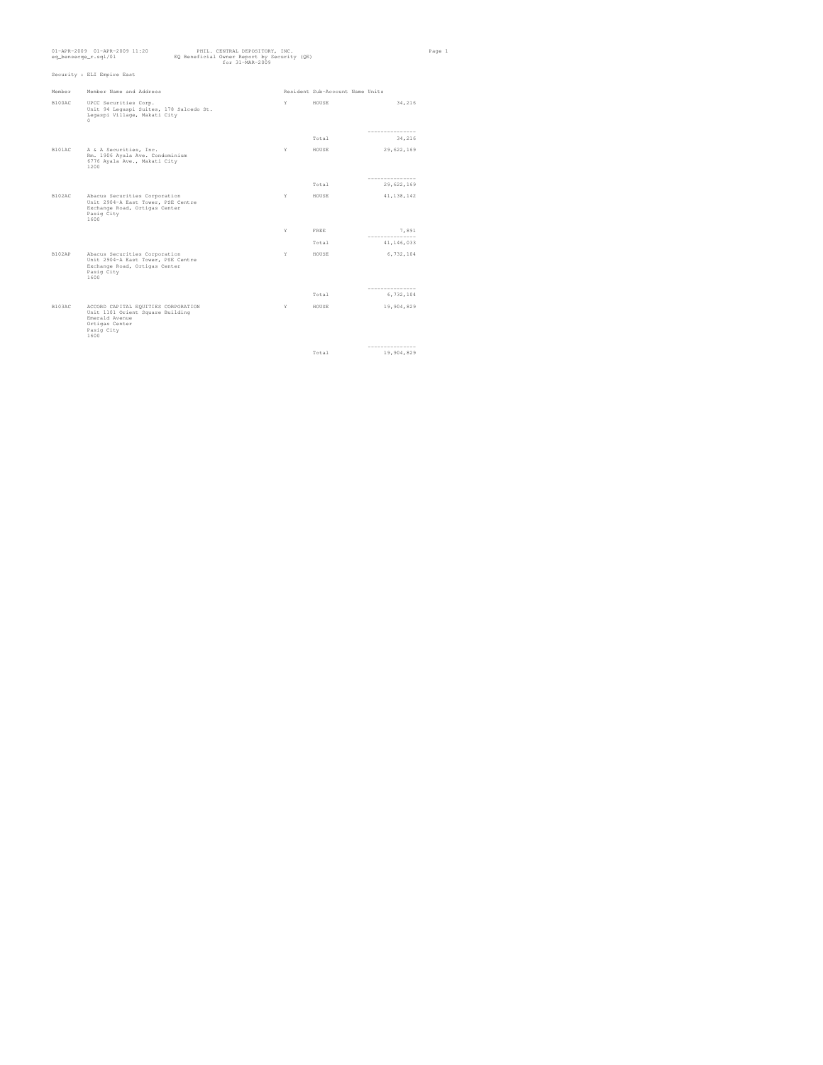01-APR-2009 01-APR-2009 11:20
eq_bensecqe_r.sql/01

PHIL. CENTRAL DEPOSITORY, INC.
EQ Beneficial Owner Report by Security (QE)
for 31-MAR-2009

Security : ELI Empire East

| Member | Member Name and Address | Resident | Sub-Account Name | Units |
|---|---|---|---|---|
| B100AC | UPCC Securities Corp.<br>Unit 94 Legaspi Suites, 178 Salcedo St.<br>Legaspi Village, Makati City<br>0 | Y | HOUSE | 34,216 |
| | | | Total | 34,216 |
| B101AC | A & A Securities, Inc.<br>Rm. 1906 Ayala Ave. Condominium<br>6776 Ayala Ave., Makati City<br>1200 | Y | HOUSE | 29,622,169 |
| | | | Total | 29,622,169 |
| B102AC | Abacus Securities Corporation<br>Unit 2904-A East Tower, PSE Centre<br>Exchange Road, Ortigas Center<br>Pasig City<br>1600 | Y | HOUSE | 41,138,142 |
| | | Y | FREE | 7,891 |
| | | | Total | 41,146,033 |
| B102AP | Abacus Securities Corporation<br>Unit 2904-A East Tower, PSE Centre<br>Exchange Road, Ortigas Center<br>Pasig City<br>1600 | Y | HOUSE | 6,732,104 |
| | | | Total | 6,732,104 |
| B103AC | ACCORD CAPITAL EQUITIES CORPORATION<br>Unit 1101 Orient Square Building<br>Emerald Avenue<br>Ortigas Center<br>Pasig City<br>1600 | Y | HOUSE | 19,904,829 |
| | | | Total | 19,904,829 |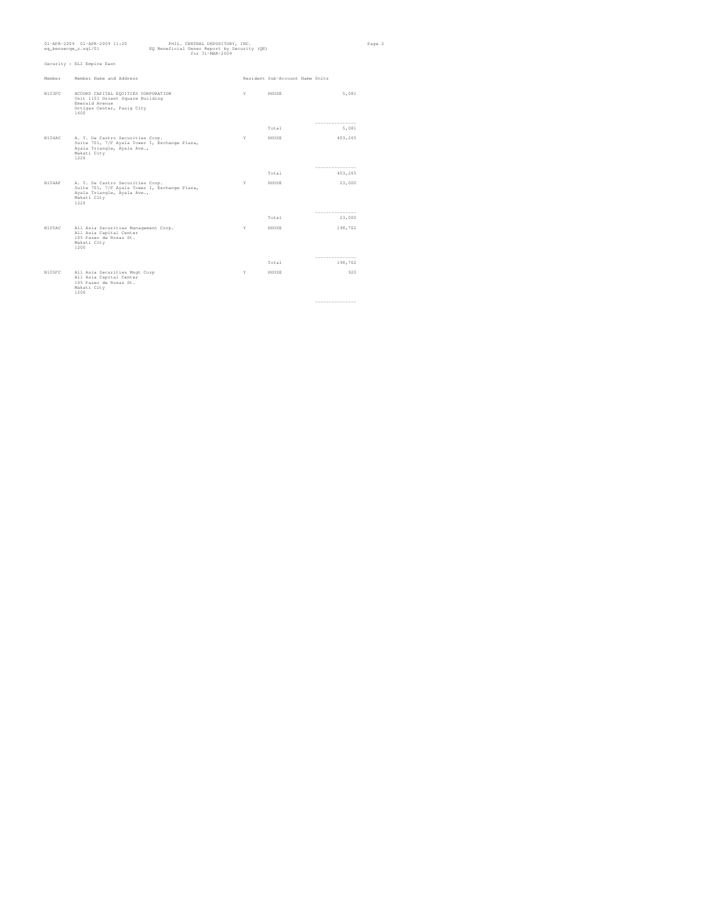PHIL. CENTRAL DEPOSITORY, INC.
EQ Beneficial Owner Report by Security (QE)
for 31-MAR-2009

Security : ELI Empire East

| Member | Member Name and Address | Resident | Sub-Account Name | Units |
|---|---|---|---|---|
| B103FC | ACCORD CAPITAL EQUITIES CORPORATION<br>Unit 1101 Orient Square Building<br>Emerald Avenue<br>Ortigas Center, Pasig City<br>1600 | Y | HOUSE | 5,081 |
| | | | Total | 5,081 |
| B104AC | A. T. De Castro Securities Corp.<br>Suite 701, 7/F Ayala Tower I, Exchange Plaza,<br>Ayala Triangle, Ayala Ave.,<br>Makati City<br>1226 | Y | HOUSE | 403,265 |
| | | | Total | 403,265 |
| B104AP | A. T. De Castro Securities Corp.<br>Suite 701, 7/F Ayala Tower I, Exchange Plaza,<br>Ayala Triangle, Ayala Ave.,<br>Makati City<br>1226 | Y | HOUSE | 23,000 |
| | | | Total | 23,000 |
| B105AC | All Asia Securities Management Corp.<br>All Asia Capital Center<br>105 Paseo de Roxas St.<br>Makati City<br>1200 | Y | HOUSE | 198,702 |
| | | | Total | 198,702 |
| B105FC | All Asia Securities Mngt Corp<br>All Asia Capital Center<br>105 Paseo de Roxas St.<br>Makati City<br>1200 | Y | HOUSE | 920 |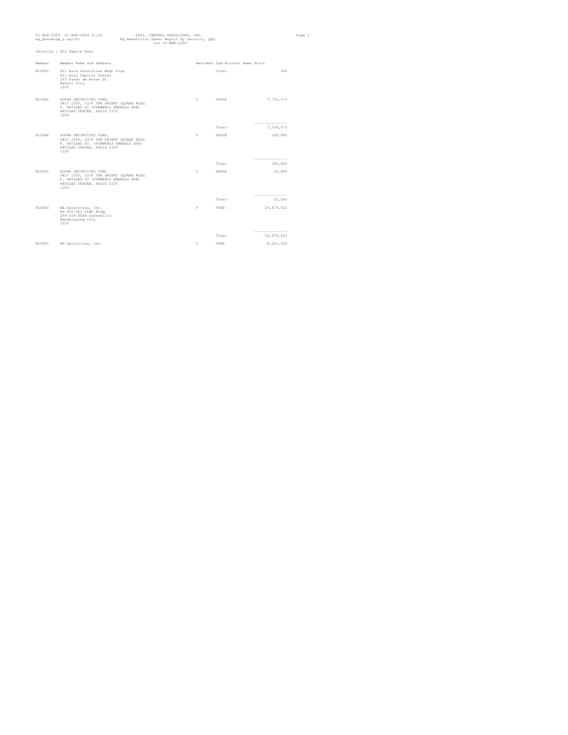Security : ELI Empire East

| Member | Member Name and Address | Resident | Sub-Account Name | Units |
|---|---|---|---|---|
| B105FC | All Asia Securities Mngt Corp<br>All Asia Capital Center<br>105 Paseo de Roxas St.<br>Makati City<br>1200 | | Total | 920 |
| B106AC | ALPHA SECURITIES CORP,<br>UNIT 2305, 23/F THE ORIENT SQUARE BLDG.<br>F. ORTIGAS ST.(FORMERLY EMERALD AVE)<br>ORTIGAS CENTER, PASIG CITY<br>1200 | Y | HOUSE | 7,736,573 |
| | | | Total | 7,736,573 |
| B106AP | ALPHA SECURITIES CORP,<br>UNIT 2305, 23/F THE ORIENT SQUARE BLDG.<br>F. ORTIGAS ST. (FORMERLY EMERALD AVE)<br>ORTIGAS CENTER, PASIG CITY<br>1200 | Y | HOUSE | 100,000 |
| | | | Total | 100,000 |
| B106FC | ALPHA SECURITIES CORP.<br>UNIT 2305, 23/F THE ORIENT SQUARE BLDG.<br>F. ORTIGAS ST (FORMERLY EMERALD AVE)<br>ORTIGAS CENTER, PASIG CITY<br>1200 | Y | HOUSE | 10,000 |
| | | | Total | 10,000 |
| B109AC | BA Securities, Inc.<br>Rm 401-403 CLMC Bldg,<br>256-259 EDSA Greenhills<br>Mandaluyong City<br>1550 | Y | FREE | 24,479,423 |
| | | | Total | 24,479,423 |
| B109FC | BA Securities, Inc. | Y | FREE | 8,251,204 |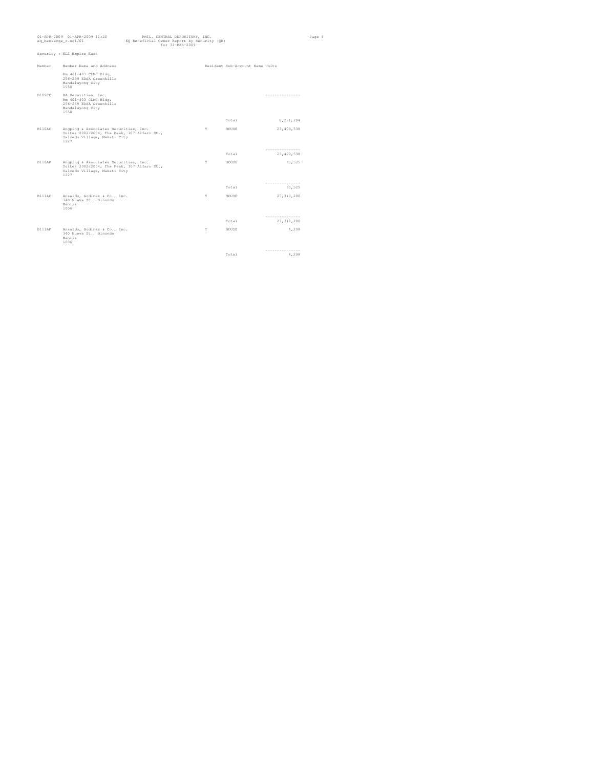Security : ELI Empire East

| Member | Member Name and Address | Resident | Sub-Account Name | Units |
|---|---|---|---|---|
| | Rm 401-403 CLMC Bldg, 256-259 EDSA Greenhills Mandaluyong City 1550 | | | |
| B109PC | BA Securities, Inc. Rm 401-403 CLMC Bldg, 256-259 EDSA Greenhills Mandaluyong City 1550 | | | --------------- |
| | | | Total | 8,251,204 |
| B110AC | Angping & Associates Securities, Inc. Suites 2002/2004, The Peak, 107 Alfaro St., Salcedo Village, Makati City 1227 | Y | HOUSE | 23,409,538 |
| | | | | --------------- |
| | | | Total | 23,409,538 |
| B110AP | Angping & Associates Securities, Inc. Suites 2002/2004, The Peak, 107 Alfaro St., Salcedo Village, Makati City 1227 | Y | HOUSE | 30,525 |
| | | | | --------------- |
| | | | Total | 30,525 |
| B111AC | Ansaldo, Godinez & Co., Inc. 340 Nueva St., Binondo Manila 1006 | Y | HOUSE | 27,310,200 |
| | | | | --------------- |
| | | | Total | 27,310,200 |
| B111AP | Ansaldo, Godinez & Co., Inc. 340 Nueva St., Binondo Manila 1006 | Y | HOUSE | 8,298 |
| | | | | --------------- |
| | | | Total | 8,298 |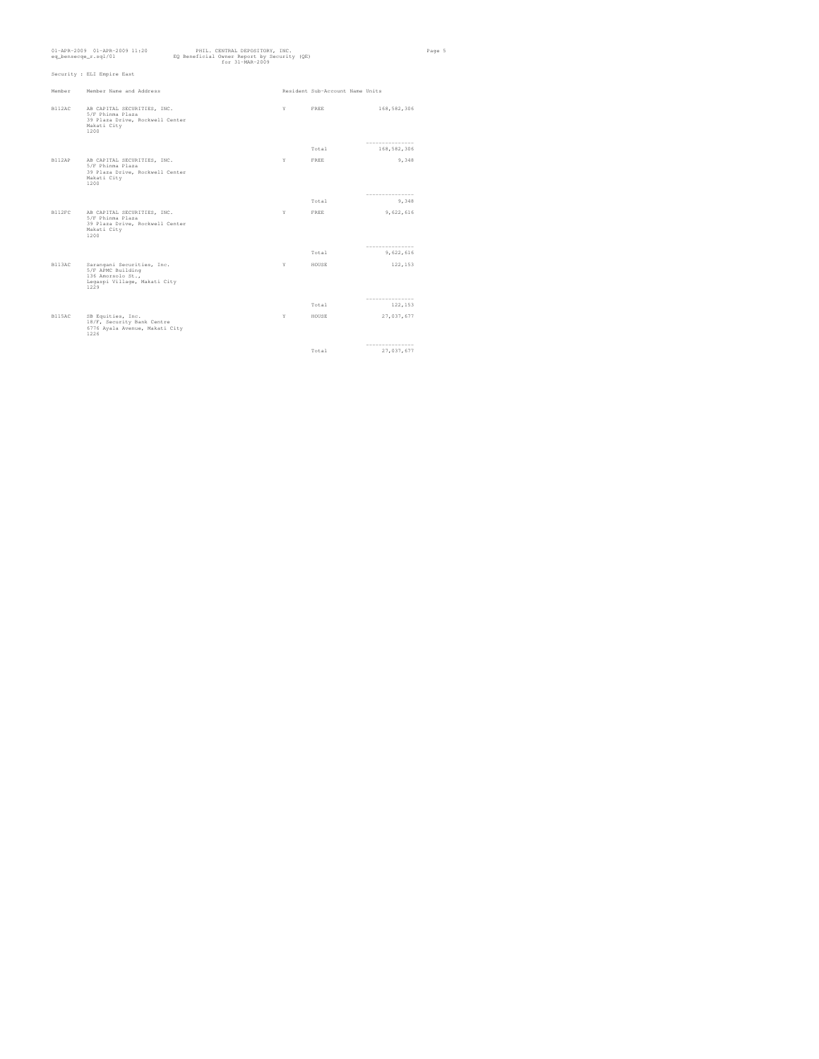PHIL. CENTRAL DEPOSITORY, INC.
EQ Beneficial Owner Report by Security (QE)
for 31-MAR-2009

01-APR-2009 01-APR-2009 11:20
eq_bensecqe_r.sql/01

Security : ELI Empire East

| Member | Member Name and Address | Resident | Sub-Account Name | Units |
|---|---|---|---|---|
| B112AC | AB CAPITAL SECURITIES, INC.<br>5/F Phinma Plaza<br>39 Plaza Drive, Rockwell Center<br>Makati City<br>1200 | Y | FREE | 168,582,306 |
| | | | Total | 168,582,306 |
| B112AP | AB CAPITAL SECURITIES, INC.<br>5/F Phinma Plaza<br>39 Plaza Drive, Rockwell Center<br>Makati City<br>1200 | Y | FREE | 9,348 |
| | | | Total | 9,348 |
| B112FC | AB CAPITAL SECURITIES, INC.<br>5/F Phinma Plaza<br>39 Plaza Drive, Rockwell Center<br>Makati City<br>1200 | Y | FREE | 9,622,616 |
| | | | Total | 9,622,616 |
| B113AC | Sarangani Securities, Inc.<br>5/F APMC Building<br>136 Amorsolo St.,<br>Legaspi Village, Makati City<br>1229 | Y | HOUSE | 122,153 |
| | | | Total | 122,153 |
| B115AC | SB Equities, Inc.<br>18/F, Security Bank Centre<br>6776 Ayala Avenue, Makati City<br>1226 | Y | HOUSE | 27,037,677 |
| | | | Total | 27,037,677 |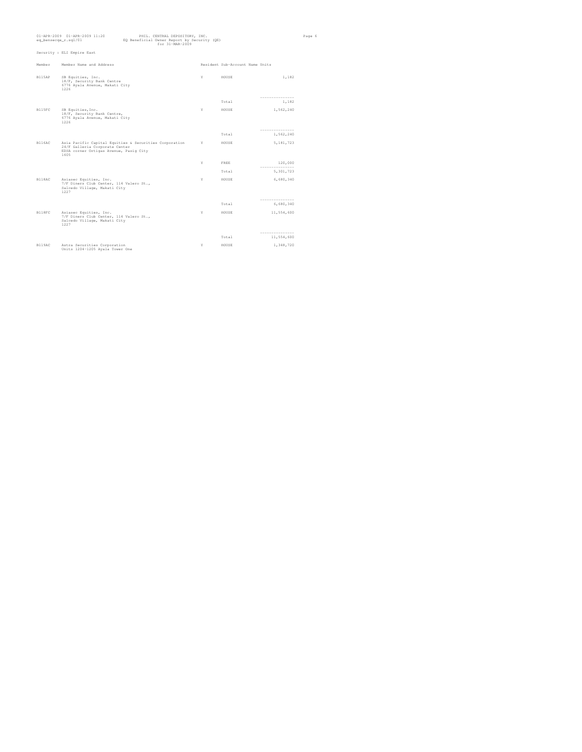Security : ELI Empire East

| Member | Member Name and Address | Resident | Sub-Account Name | Units |
|---|---|---|---|---|
| B115AP | SB Equities, Inc.<br>18/F, Security Bank Centre<br>6776 Ayala Avenue, Makati City<br>1226 | Y | HOUSE | 1,182 |
| | | | Total | 1,182 |
| B115FC | SB Equities,Inc.<br>18/F, Security Bank Centre,<br>6776 Ayala Avenue, Makati City<br>1226 | Y | HOUSE | 1,562,240 |
| | | | Total | 1,562,240 |
| B116AC | Asia Pacific Capital Equities & Securities Corporation<br>24/F Galleria Corporate Center<br>EDSA corner Ortigas Avenue, Pasig City<br>1605 | Y | HOUSE | 5,181,723 |
| | | Y | FREE | 120,000 |
| | | | Total | 5,301,723 |
| B118AC | Asiasec Equities, Inc.<br>7/F Diners Club Center, 114 Valero St.,<br>Salcedo Village, Makati City<br>1227 | Y | HOUSE | 6,680,340 |
| | | | Total | 6,680,340 |
| B118FC | Asiasec Equities, Inc.<br>7/F Diners Club Center, 114 Valero St.,<br>Salcedo Village, Makati City<br>1227 | Y | HOUSE | 11,554,600 |
| | | | Total | 11,554,600 |
| B119AC | Astra Securities Corporation<br>Units 1204-1205 Ayala Tower One | Y | HOUSE | 1,348,720 |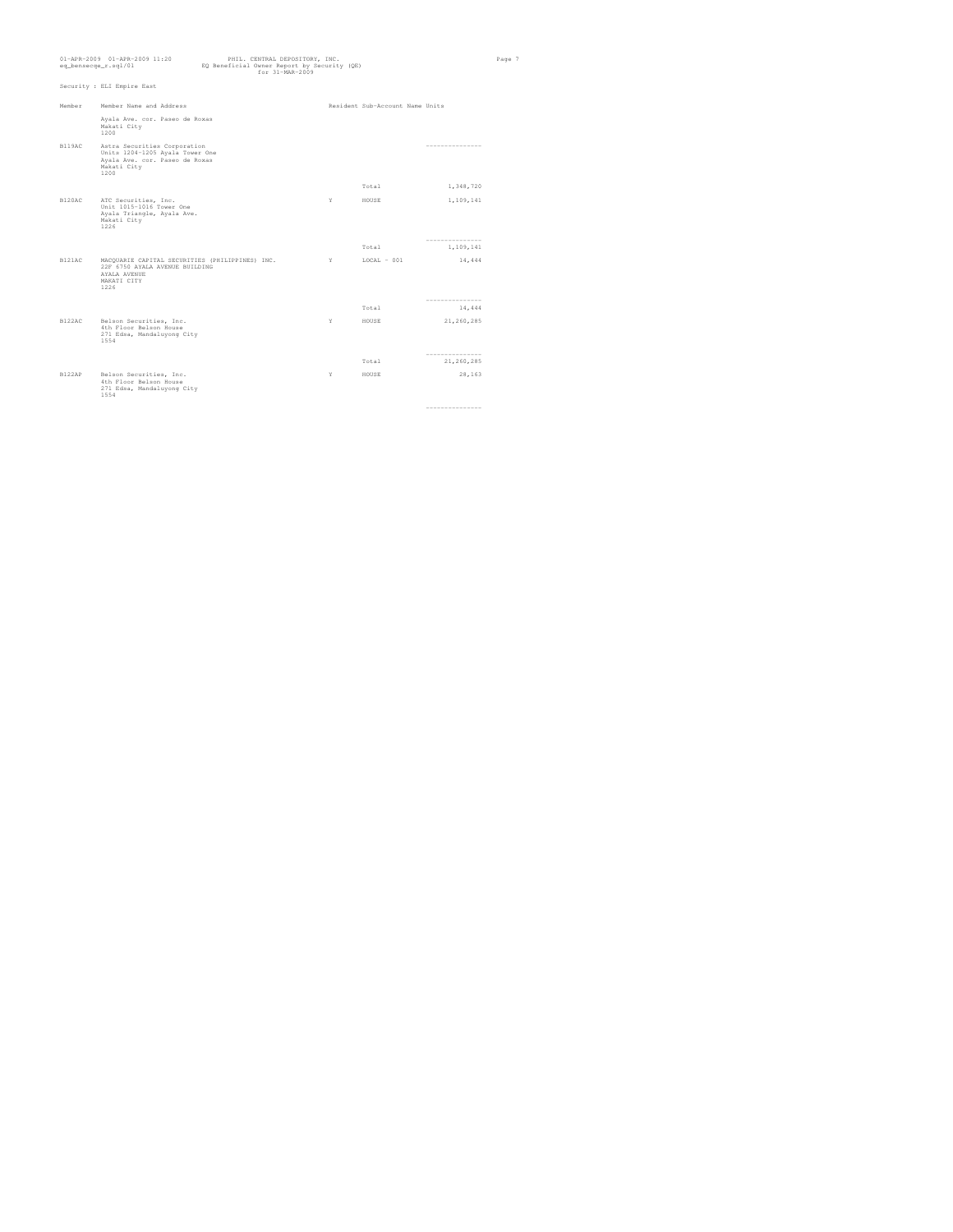Security : ELI Empire East

| Member | Member Name and Address | Resident | Sub-Account Name | Units |
|---|---|---|---|---|
| | Ayala Ave. cor. Paseo de Roxas<br>Makati City<br>1200 | | | |
| B119AC | Astra Securities Corporation<br>Units 1204-1205 Ayala Tower One<br>Ayala Ave. cor. Paseo de Roxas<br>Makati City<br>1200 | | | --------------- |
| | | | Total | 1,348,720 |
| B120AC | ATC Securities, Inc.<br>Unit 1015-1016 Tower One<br>Ayala Triangle, Ayala Ave.<br>Makati City<br>1226 | Y | HOUSE | 1,109,141 |
| | | | | --------------- |
| | | | Total | 1,109,141 |
| B121AC | MACQUARIE CAPITAL SECURITIES (PHILIPPINES) INC.<br>22F 6750 AYALA AVENUE BUILDING<br>AYALA AVENUE<br>MAKATI CITY<br>1226 | Y | LOCAL - 001 | 14,444 |
| | | | | --------------- |
| | | | Total | 14,444 |
| B122AC | Belson Securities, Inc.<br>4th Floor Belson House<br>271 Edsa, Mandaluyong City<br>1554 | Y | HOUSE | 21,260,285 |
| | | | | --------------- |
| | | | Total | 21,260,285 |
| B122AP | Belson Securities, Inc.<br>4th Floor Belson House<br>271 Edsa, Mandaluyong City<br>1554 | Y | HOUSE | 28,163 |
| | | | | --------------- |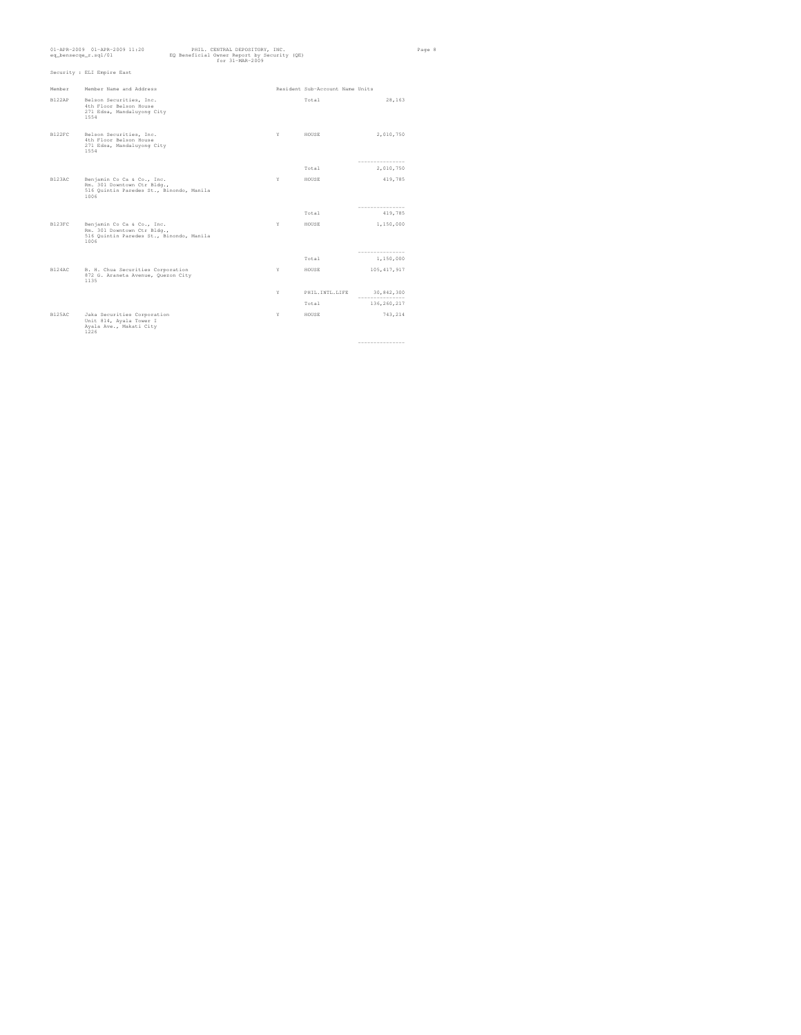PHIL. CENTRAL DEPOSITORY, INC.
EQ Beneficial Owner Report by Security (QE)
for 31-MAR-2009

Security : ELI Empire East

| Member | Member Name and Address | Resident | Sub-Account Name | Units |
|---|---|---|---|---|
| B122AP | Belson Securities, Inc. 4th Floor Belson House 271 Edsa, Mandaluyong City 1554 | | Total | 28,163 |
| B122FC | Belson Securities, Inc. 4th Floor Belson House 271 Edsa, Mandaluyong City 1554 | Y | HOUSE | 2,010,750 |
| | | | Total | 2,010,750 |
| B123AC | Benjamin Co Ca & Co., Inc. Rm. 301 Downtown Ctr Bldg., 516 Quintin Paredes St., Binondo, Manila 1006 | Y | HOUSE | 419,785 |
| | | | Total | 419,785 |
| B123FC | Benjamin Co Ca & Co., Inc. Rm. 301 Downtown Ctr Bldg., 516 Quintin Paredes St., Binondo, Manila 1006 | Y | HOUSE | 1,150,000 |
| | | | Total | 1,150,000 |
| B124AC | B. H. Chua Securities Corporation 872 G. Araneta Avenue, Quezon City 1135 | Y | HOUSE | 105,417,917 |
| | | Y | PHIL.INTL.LIFE | 30,842,300 |
| | | | Total | 136,260,217 |
| B125AC | Jaka Securities Corporation Unit 814, Ayala Tower I Ayala Ave., Makati City 1226 | Y | HOUSE | 743,214 |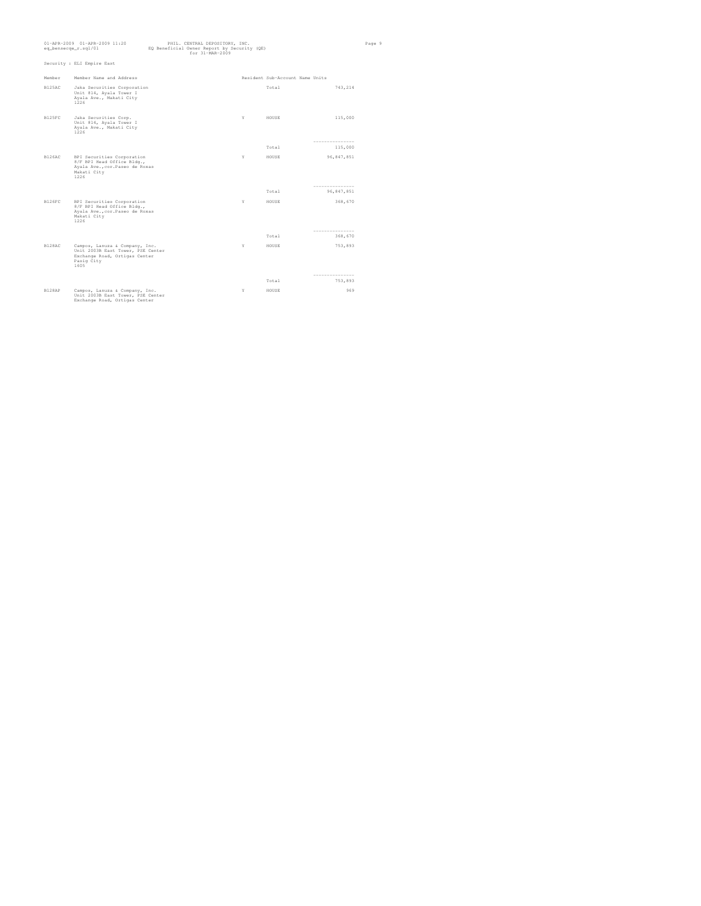Security : ELI Empire East

| Member | Member Name and Address | Resident | Sub-Account Name | Units |
|---|---|---|---|---|
| B125AC | Jaka Securities Corporation<br>Unit 814, Ayala Tower I<br>Ayala Ave., Makati City<br>1226 | | Total | 743,214 |
| B125FC | Jaka Securities Corp.<br>Unit 814, Ayala Tower I<br>Ayala Ave., Makati City<br>1226 | Y | HOUSE | 115,000 |
| | | | Total | 115,000 |
| B126AC | BPI Securities Corporation<br>8/F BPI Head Office Bldg.,<br>Ayala Ave.,cor.Paseo de Roxas<br>Makati City<br>1226 | Y | HOUSE | 96,847,851 |
| | | | Total | 96,847,851 |
| B126FC | BPI Securities Corporation<br>8/F BPI Head Office Bldg.,<br>Ayala Ave.,cor.Paseo de Roxas<br>Makati City<br>1226 | Y | HOUSE | 368,670 |
| | | | Total | 368,670 |
| B128AC | Campos, Lanuza & Company, Inc.<br>Unit 2003B East Tower, PSE Center<br>Exchange Road, Ortigas Center<br>Pasig City<br>1605 | Y | HOUSE | 753,893 |
| | | | Total | 753,893 |
| B128AP | Campos, Lanuza & Company, Inc.<br>Unit 2003B East Tower, PSE Center<br>Exchange Road, Ortigas Center | Y | HOUSE | 969 |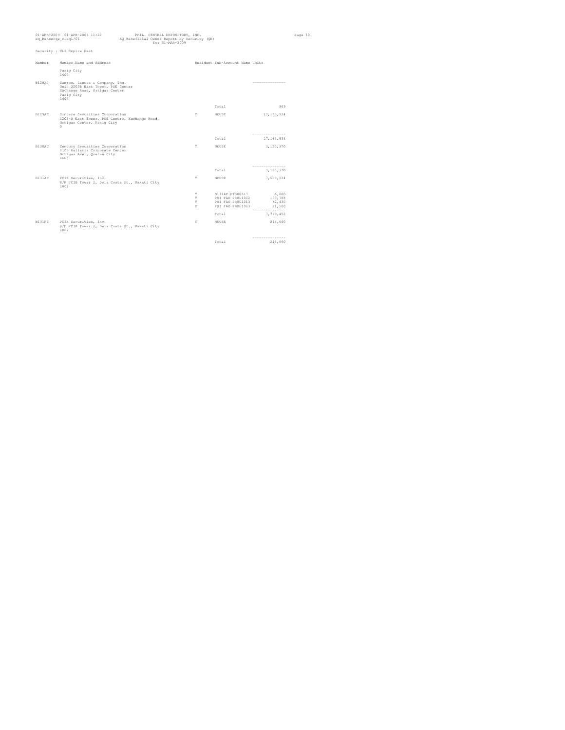Security : ELI Empire East

| Member | Member Name and Address | Resident | Sub-Account Name | Units |
|---|---|---|---|---|
| | Pasig City 1605 | | | |
| B128AP | Campos, Lanuza & Company, Inc. Unit 2003B East Tower, PSE Center Exchange Road, Ortigas Center Pasig City 1605 | | | --------------- |
| | | | Total | 969 |
| B129AC | Sincere Securities Corporation 1203-A East Tower, PSE Centre, Exchange Road, Ortigas Center, Pasig City 0 | Y | HOUSE | 17,185,934 |
| | | | | --------------- |
| | | | Total | 17,185,934 |
| B130AC | Century Securities Corporation 1105 Galleria Corporate Center Ortigas Ave., Quezon City 1600 | Y | HOUSE | 3,120,370 |
| | | | | --------------- |
| | | | Total | 3,120,370 |
| B131AC | PCIB Securities, Inc. 8/F PCIB Tower 2, Dela Costa St., Makati City 1002 | Y | HOUSE | 7,559,134 |
| | | Y | B131AC-PT000617 | 6,000 |
| | | Y | PSI FAO PRULI002 | 150,788 |
| | | Y | PSI FAO PRULI013 | 32,430 |
| | | Y | PSI FAO PRULI063 | 21,100 |
| | | | | --------------- |
| | | | Total | 7,769,452 |
| B131FC | PCIB Securities, Inc. 8/F PCIB Tower 2, Dela Costa St., Makati City 1002 | Y | HOUSE | 214,660 |
| | | | | --------------- |
| | | | Total | 214,660 |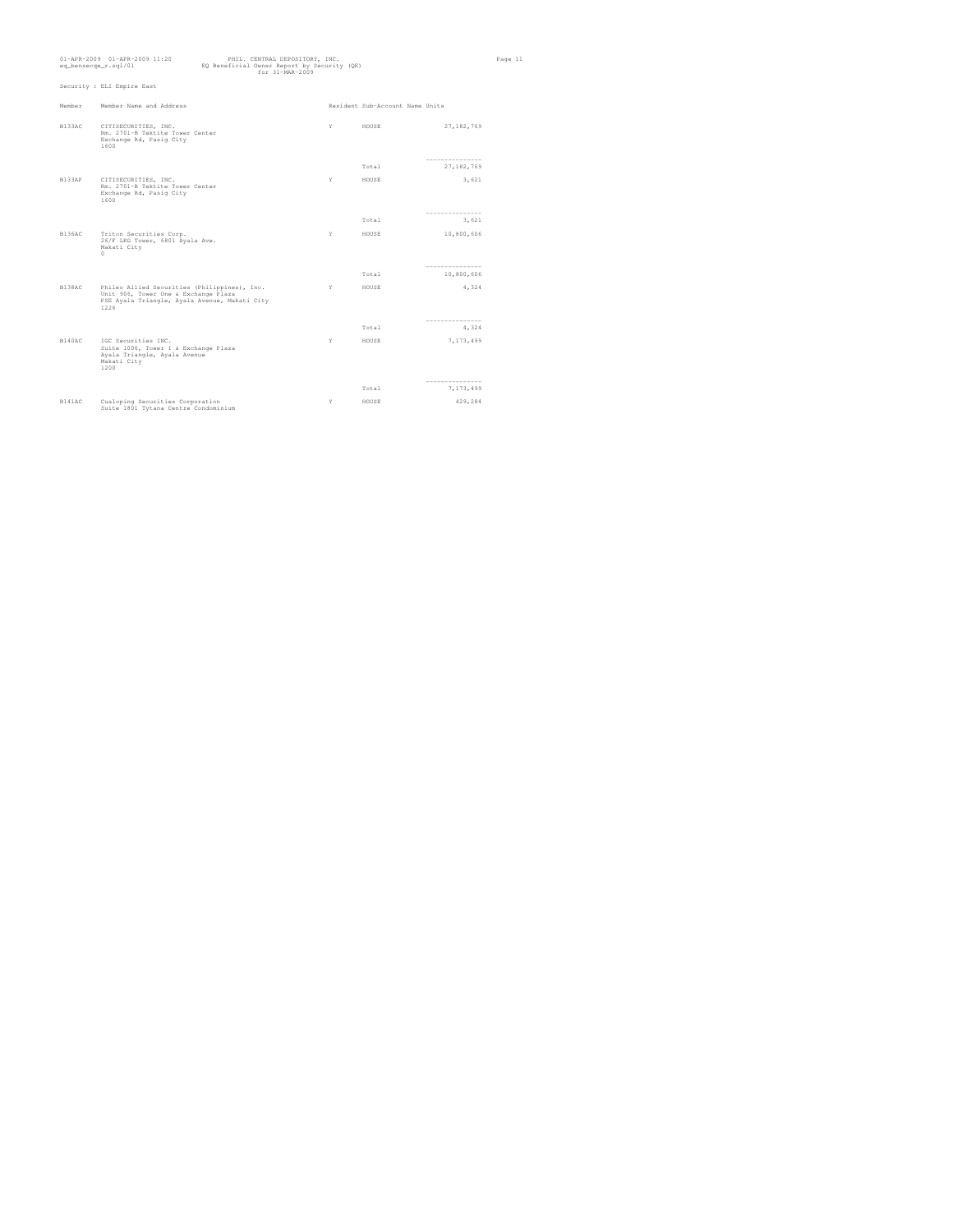Security : ELI Empire East

| Member | Member Name and Address | Resident | Sub-Account Name | Units |
|---|---|---|---|---|
| B133AC | CITISECURITIES, INC.<br>Rm. 2701-B Tektite Tower Center<br>Exchange Rd, Pasig City<br>1600 | Y | HOUSE | 27,182,769 |
| | | | Total | 27,182,769 |
| B133AP | CITISECURITIES, INC.<br>Rm. 2701-B Tektite Tower Center<br>Exchange Rd, Pasig City<br>1600 | Y | HOUSE | 3,621 |
| | | | Total | 3,621 |
| B136AC | Triton Securities Corp.<br>26/F LKG Tower, 6801 Ayala Ave.<br>Makati City<br>0 | Y | HOUSE | 10,800,606 |
| | | | Total | 10,800,606 |
| B138AC | Philco Allied Securities (Philippines), Inc.<br>Unit 906, Tower One & Exchange Plaza<br>PSE Ayala Triangle, Ayala Avenue, Makati City<br>1226 | Y | HOUSE | 4,324 |
| | | | Total | 4,324 |
| B140AC | IGC Securities INC.<br>Suite 1006, Tower I & Exchange Plaza<br>Ayala Triangle, Ayala Avenue<br>Makati City<br>1200 | Y | HOUSE | 7,173,499 |
| | | | Total | 7,173,499 |
| B141AC | Cualoping Securities Corporation<br>Suite 1801 Tytana Centre Condominium | Y | HOUSE | 429,284 |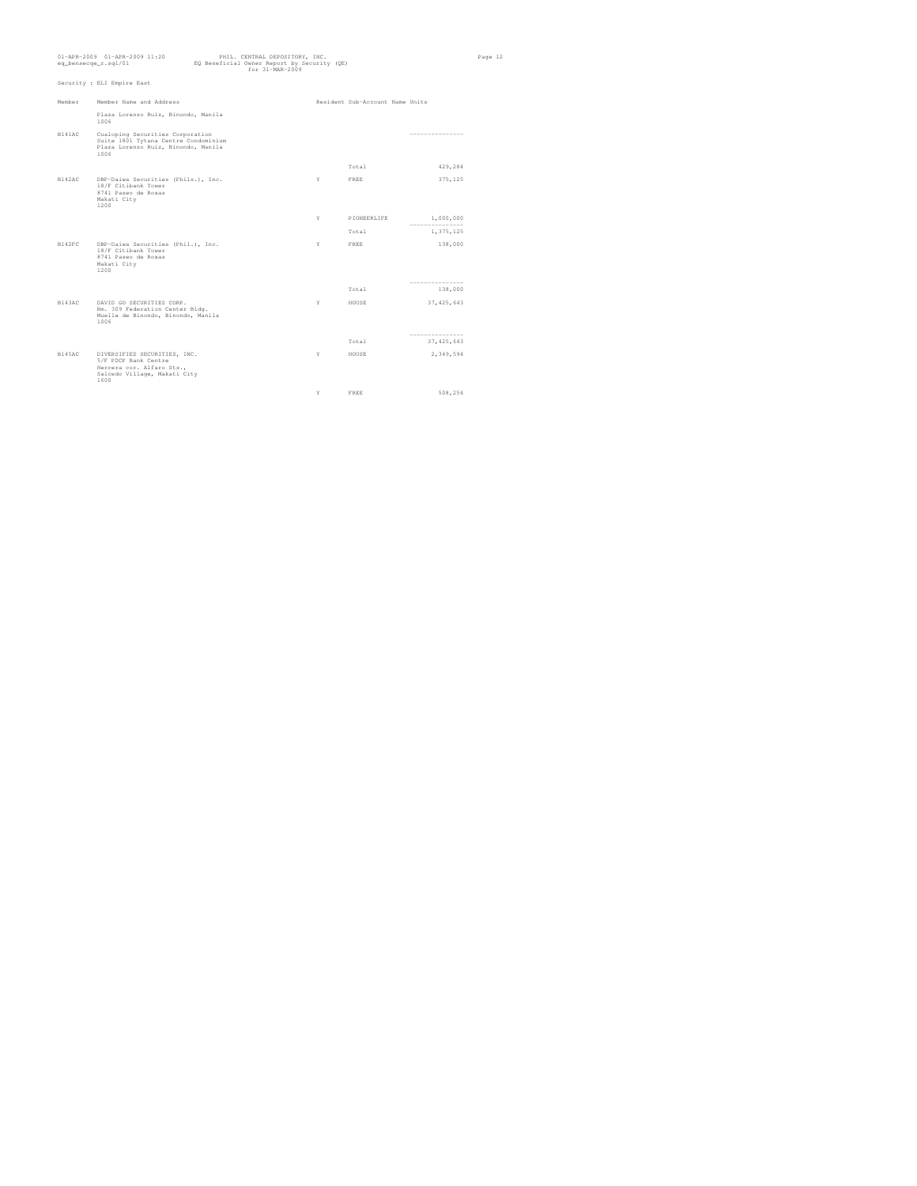Security : ELI Empire East

| Member | Member Name and Address | Resident | Sub-Account Name | Units |
|---|---|---|---|---|
| | Plaza Lorenzo Ruiz, Binondo, Manila 1006 | | | |
| B141AC | Cualoping Securities Corporation Suite 1801 Tytana Centre Condominium Plaza Lorenzo Ruiz, Binondo, Manila 1006 | | | --------------- |
| | | | Total | 429,284 |
| B142AC | DBP-Daiwa Securities (Phils.), Inc. 18/F Citibank Tower 8741 Paseo de Roxas Makati City 1200 | Y | FREE | 375,125 |
| | | Y | PIONEERLIFE | 1,000,000 |
| | | | | --------------- |
| | | | Total | 1,375,125 |
| B142FC | DBP-Daiwa Securities (Phil.), Inc. 18/F Citibank Tower 8741 Paseo de Roxas Makati City 1200 | Y | FREE | 138,000 |
| | | | | --------------- |
| | | | Total | 138,000 |
| B143AC | DAVID GO SECURITIES CORP. Rm. 309 Federation Center Bldg. Muelle de Binondo, Binondo, Manila 1006 | Y | HOUSE | 37,425,643 |
| | | | | --------------- |
| | | | Total | 37,425,643 |
| B145AC | DIVERSIFIED SECURITIES, INC. 5/F PDCP Bank Centre Herrera cor. Alfaro Sts., Salcedo Village, Makati City 1600 | Y | HOUSE | 2,349,594 |
| | | Y | FREE | 508,256 |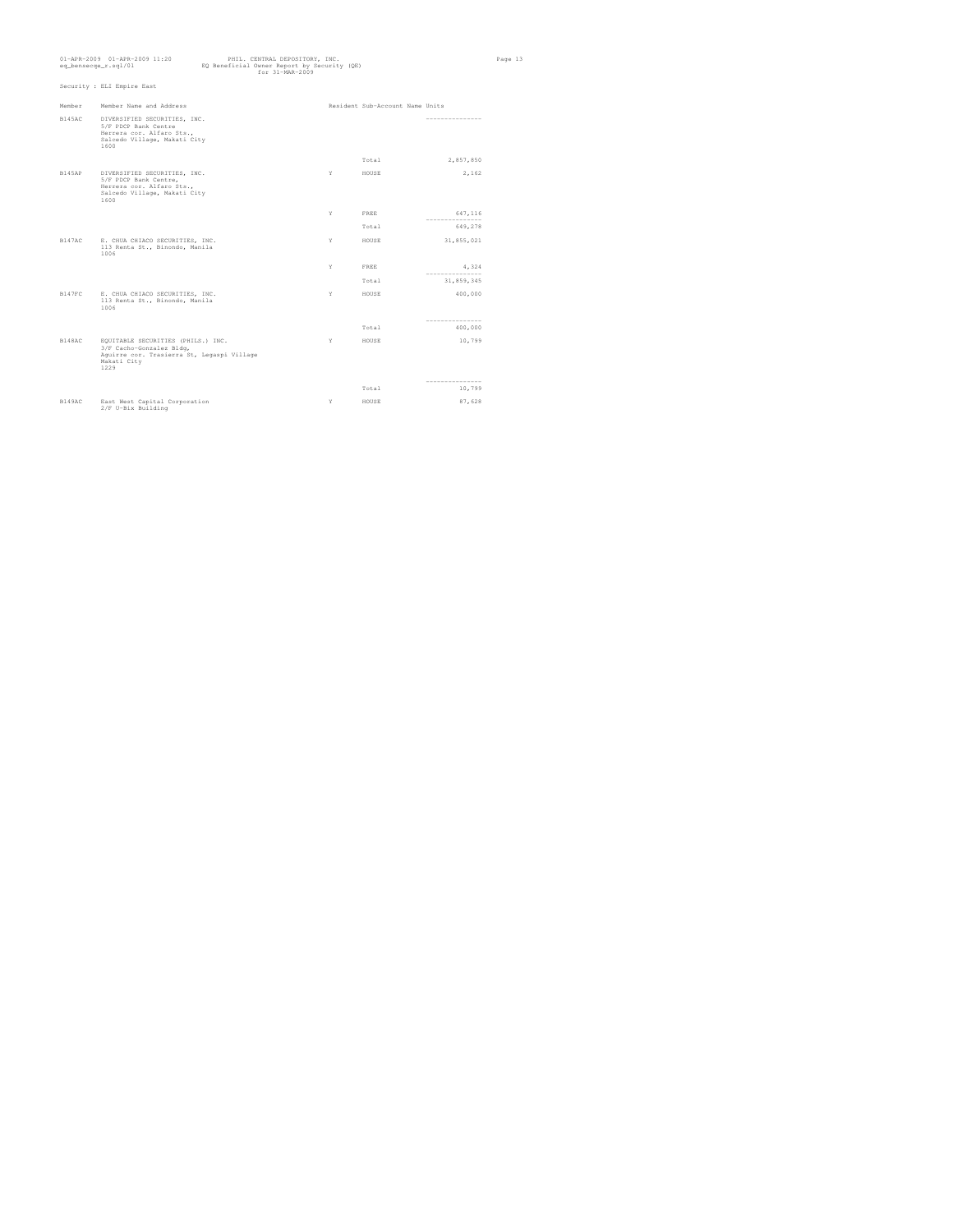Security : ELI Empire East

| Member | Member Name and Address | Resident | Sub-Account Name | Units |
|---|---|---|---|---|
| B145AC | DIVERSIFIED SECURITIES, INC.<br>5/F PDCP Bank Centre<br>Herrera cor. Alfaro Sts.,<br>Salcedo Village, Makati City<br>1600 | | | --------------- |
| | | | Total | 2,857,850 |
| B145AP | DIVERSIFIED SECURITIES, INC.<br>5/F PDCP Bank Centre,<br>Herrera cor. Alfaro Sts.,<br>Salcedo Village, Makati City<br>1600 | Y | HOUSE | 2,162 |
| | | Y | FREE | 647,116 |
| | | | Total | 649,278 |
| B147AC | E. CHUA CHIACO SECURITIES, INC.<br>113 Renta St., Binondo, Manila<br>1006 | Y | HOUSE | 31,855,021 |
| | | Y | FREE | 4,324 |
| | | | Total | 31,859,345 |
| B147FC | E. CHUA CHIACO SECURITIES, INC.<br>113 Renta St., Binondo, Manila<br>1006 | Y | HOUSE | 400,000 |
| | | | Total | 400,000 |
| B148AC | EQUITABLE SECURITIES (PHILS.) INC.<br>3/F Cacho-Gonzalez Bldg,<br>Aguirre cor. Trasierra St, Legaspi Village<br>Makati City<br>1229 | Y | HOUSE | 10,799 |
| | | | Total | 10,799 |
| B149AC | East West Capital Corporation<br>2/F U-Bix Building | Y | HOUSE | 87,628 |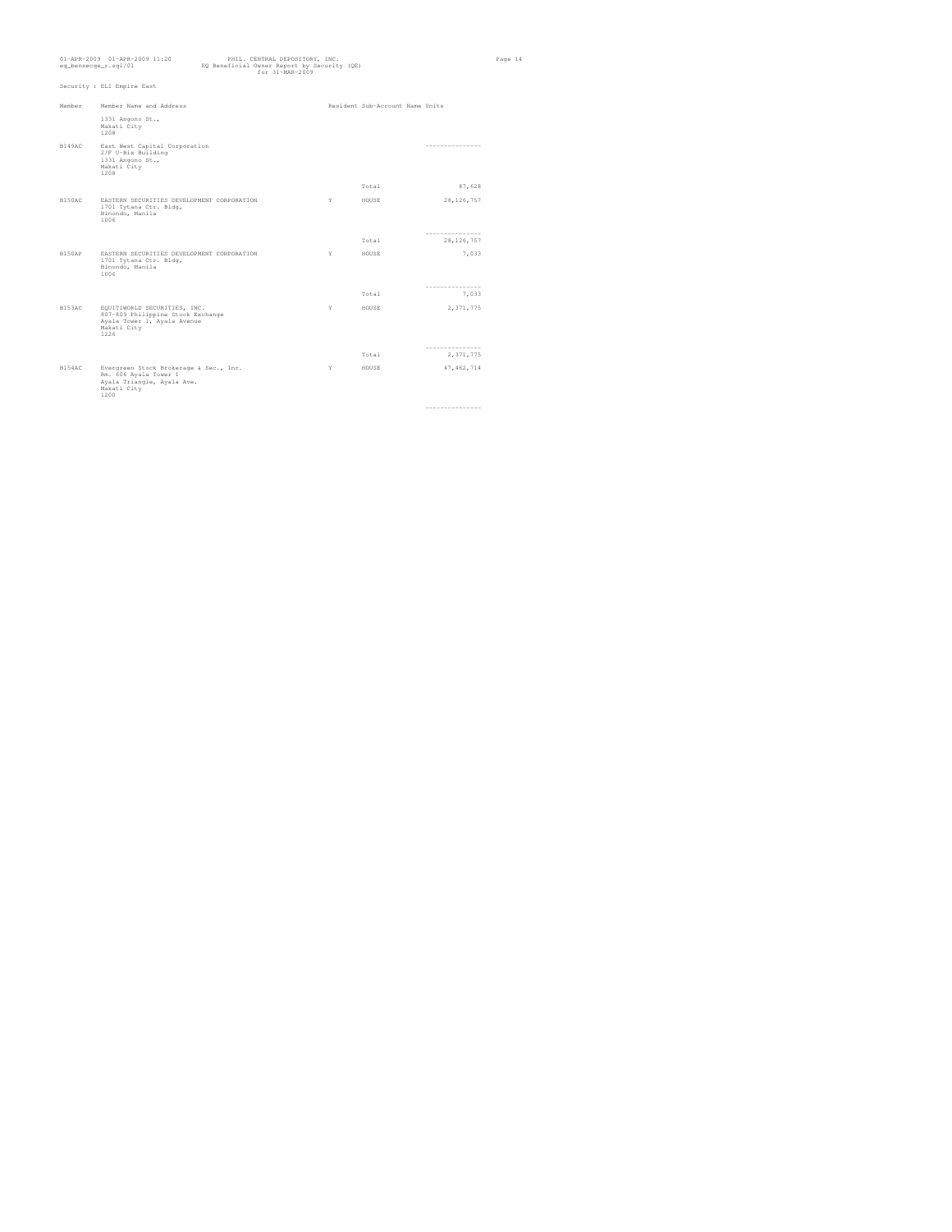Security : ELI Empire East

| Member | Member Name and Address | Resident | Sub-Account Name | Units |
|---|---|---|---|---|
| | 1331 Angono St., Makati City 1208 | | | |
| B149AC | East West Capital Corporation 2/F U-Bix Building 1331 Angono St., Makati City 1208 | | | |
| | | | Total | 87,628 |
| B150AC | EASTERN SECURITIES DEVELOPMENT CORPORATION 1701 Tytana Ctr. Bldg, Binondo, Manila 1006 | Y | HOUSE | 28,126,757 |
| | | | Total | 28,126,757 |
| B150AP | EASTERN SECURITIES DEVELOPMENT CORPORATION 1701 Tytana Ctr. Bldg, Binondo, Manila 1006 | Y | HOUSE | 7,033 |
| | | | Total | 7,033 |
| B153AC | EQUITIWORLD SECURITIES, INC. 807-809 Philippine Stock Exchange Ayala Tower 1, Ayala Avenue Makati City 1226 | Y | HOUSE | 2,371,775 |
| | | | Total | 2,371,775 |
| B154AC | Evergreen Stock Brokerage & Sec., Inc. Rm. 606 Ayala Tower I Ayala Triangle, Ayala Ave. Makati City 1200 | Y | HOUSE | 47,462,714 |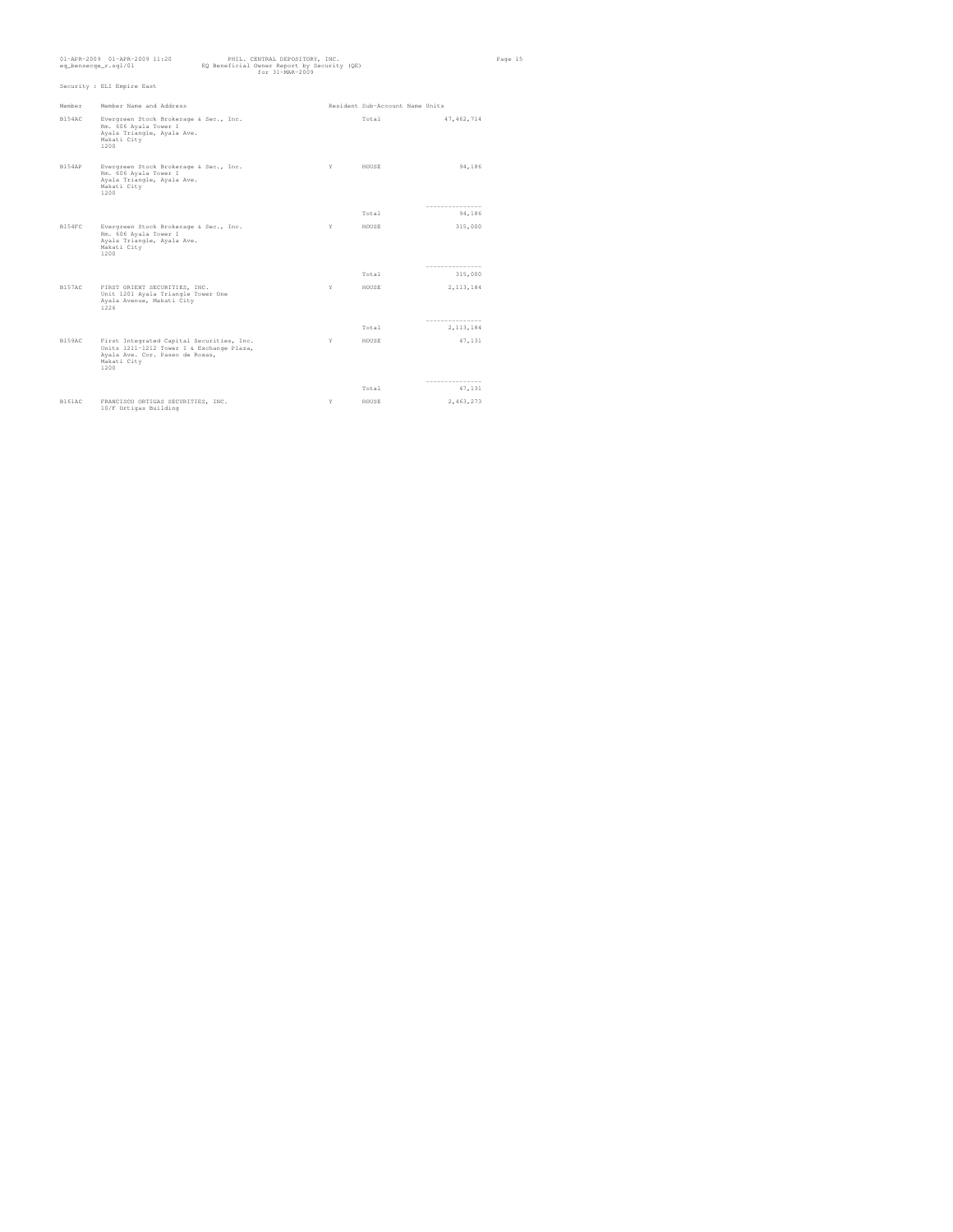PHIL. CENTRAL DEPOSITORY, INC.
EQ Beneficial Owner Report by Security (QE)
for 31-MAR-2009

Security : ELI Empire East

| Member | Member Name and Address | Resident | Sub-Account Name | Units |
|---|---|---|---|---|
| B154AC | Evergreen Stock Brokerage & Sec., Inc. Rm. 606 Ayala Tower I Ayala Triangle, Ayala Ave. Makati City 1200 | | Total | 47,462,714 |
| B154AP | Evergreen Stock Brokerage & Sec., Inc. Rm. 606 Ayala Tower I Ayala Triangle, Ayala Ave. Makati City 1200 | Y | HOUSE | 94,186 |
| | | | Total | 94,186 |
| B154FC | Evergreen Stock Brokerage & Sec., Inc. Rm. 606 Ayala Tower I Ayala Triangle, Ayala Ave. Makati City 1200 | Y | HOUSE | 315,000 |
| | | | Total | 315,000 |
| B157AC | FIRST ORIENT SECURITIES, INC. Unit 1201 Ayala Triangle Tower One Ayala Avenue, Makati City 1226 | Y | HOUSE | 2,113,184 |
| | | | Total | 2,113,184 |
| B159AC | First Integrated Capital Securities, Inc. Units 1211-1212 Tower I & Exchange Plaza, Ayala Ave. Cor. Paseo de Roxas, Makati City 1200 | Y | HOUSE | 47,131 |
| | | | Total | 47,131 |
| B161AC | FRANCISCO ORTIGAS SECURITIES, INC. 10/F Ortigas Building | Y | HOUSE | 2,463,273 |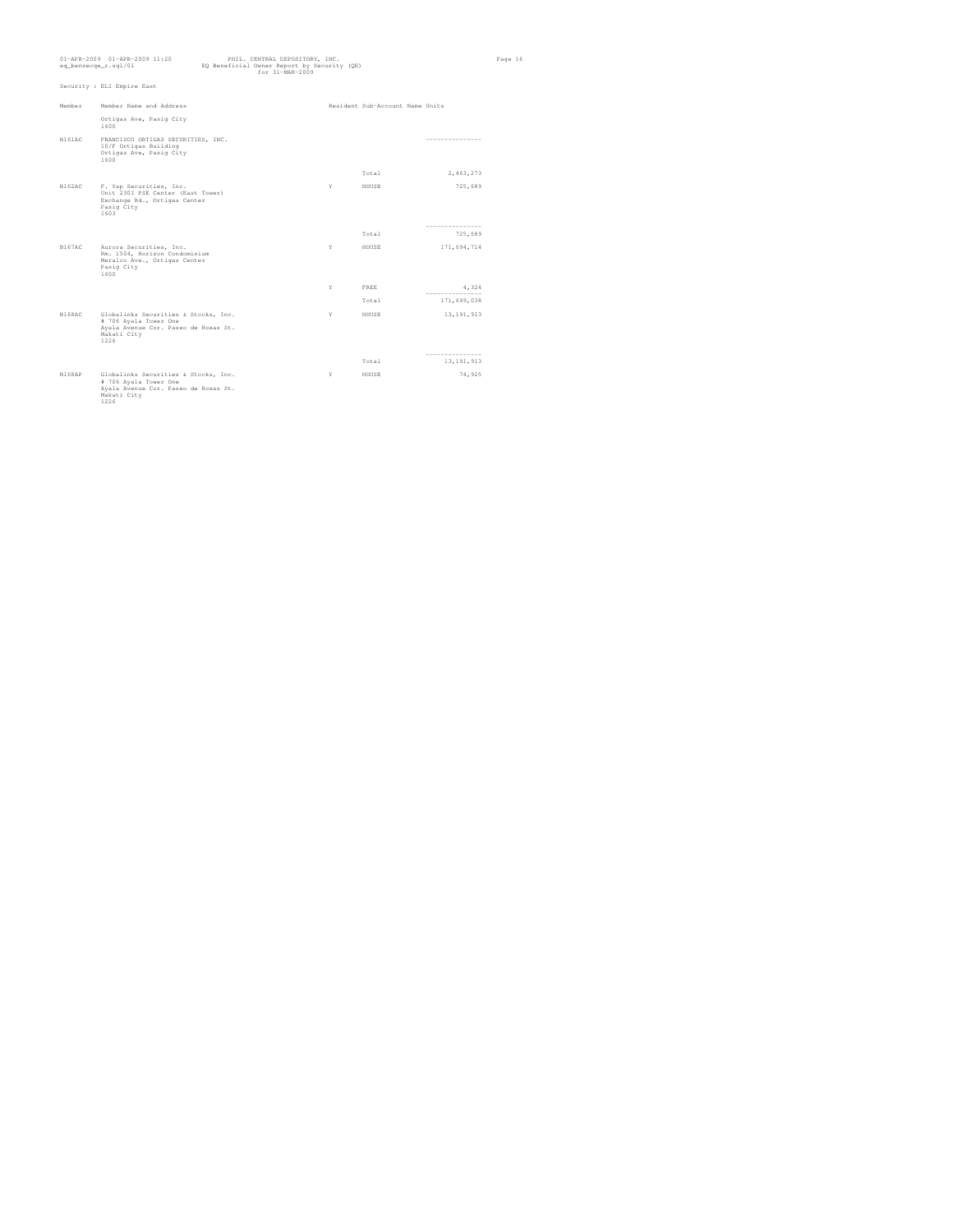Security : ELI Empire East

| Member | Member Name and Address | Resident | Sub-Account Name | Units |
|---|---|---|---|---|
| | Ortigas Ave, Pasig City 1600 | | | |
| B161AC | FRANCISCO ORTIGAS SECURITIES, INC. 10/F Ortigas Building Ortigas Ave, Pasig City 1600 | | | --------------- |
| | | | Total | 2,463,273 |
| B162AC | F. Yap Securities, Inc. Unit 2301 PSE Center (East Tower) Exchange Rd., Ortigas Center Pasig City 1603 | Y | HOUSE | 725,689 |
| | | | | --------------- |
| | | | Total | 725,689 |
| B167AC | Aurora Securities, Inc. Rm. 1504, Horizon Condominium Meralco Ave., Ortigas Center Pasig City 1600 | Y | HOUSE | 171,694,714 |
| | | Y | FREE | 4,324 |
| | | | | --------------- |
| | | | Total | 171,699,038 |
| B168AC | Globalinks Securities & Stocks, Inc. # 706 Ayala Tower One Ayala Avenue Cor. Paseo de Roxas St. Makati City 1226 | Y | HOUSE | 13,191,913 |
| | | | | --------------- |
| | | | Total | 13,191,913 |
| B168AP | Globalinks Securities & Stocks, Inc. # 706 Ayala Tower One Ayala Avenue Cor. Paseo de Roxas St. Makati City 1226 | Y | HOUSE | 74,925 |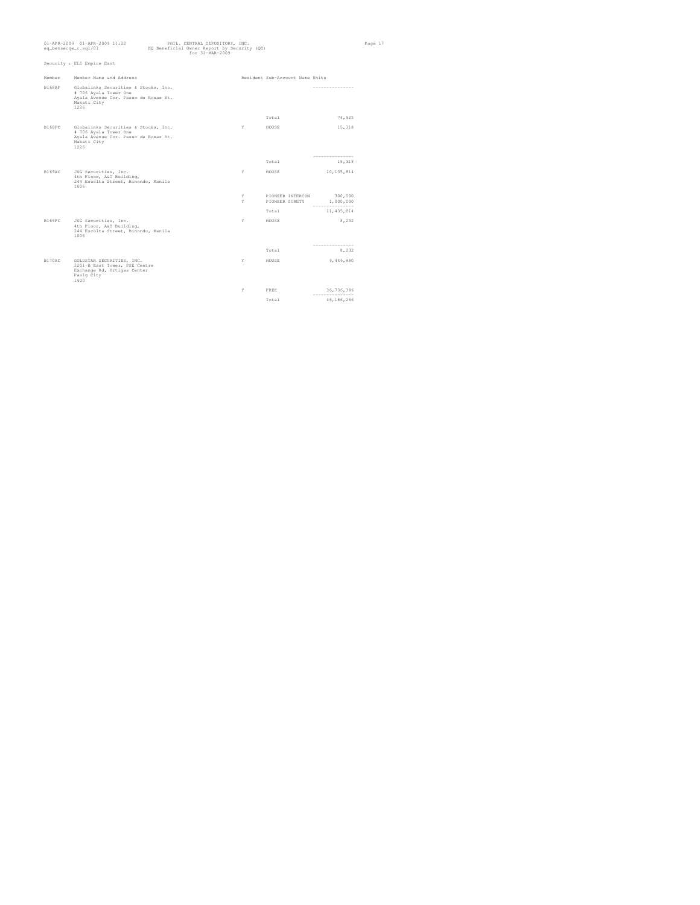Security : ELI Empire East

| Member | Member Name and Address | Resident | Sub-Account Name | Units |
|---|---|---|---|---|
| B168AP | Globalinks Securities & Stocks, Inc. # 706 Ayala Tower One Ayala Avenue Cor. Paseo de Roxas St. Makati City 1226 | | | |
| | | | Total | 74,925 |
| B168FC | Globalinks Securities & Stocks, Inc. # 706 Ayala Tower One Ayala Avenue Cor. Paseo de Roxas St. Makati City 1226 | Y | HOUSE | 15,318 |
| | | | Total | 15,318 |
| B169AC | JSG Securities, Inc. 4th Floor, A&T Building, 244 Escolta Street, Binondo, Manila 1006 | Y | HOUSE | 10,135,814 |
| | | Y | PIONEER INTERCON | 300,000 |
| | | Y | PIONEER SURETY | 1,000,000 |
| | | | Total | 11,435,814 |
| B169FC | JSG Securities, Inc. 4th Floor, A&T Building, 244 Escolta Street, Binondo, Manila 1006 | Y | HOUSE | 8,232 |
| | | | Total | 8,232 |
| B170AC | GOLDSTAR SECURITIES, INC. 2201-B East Tower, PSE Centre Exchange Rd, Ortigas Center Pasig City 1600 | Y | HOUSE | 9,449,880 |
| | | Y | FREE | 36,736,386 |
| | | | Total | 46,186,266 |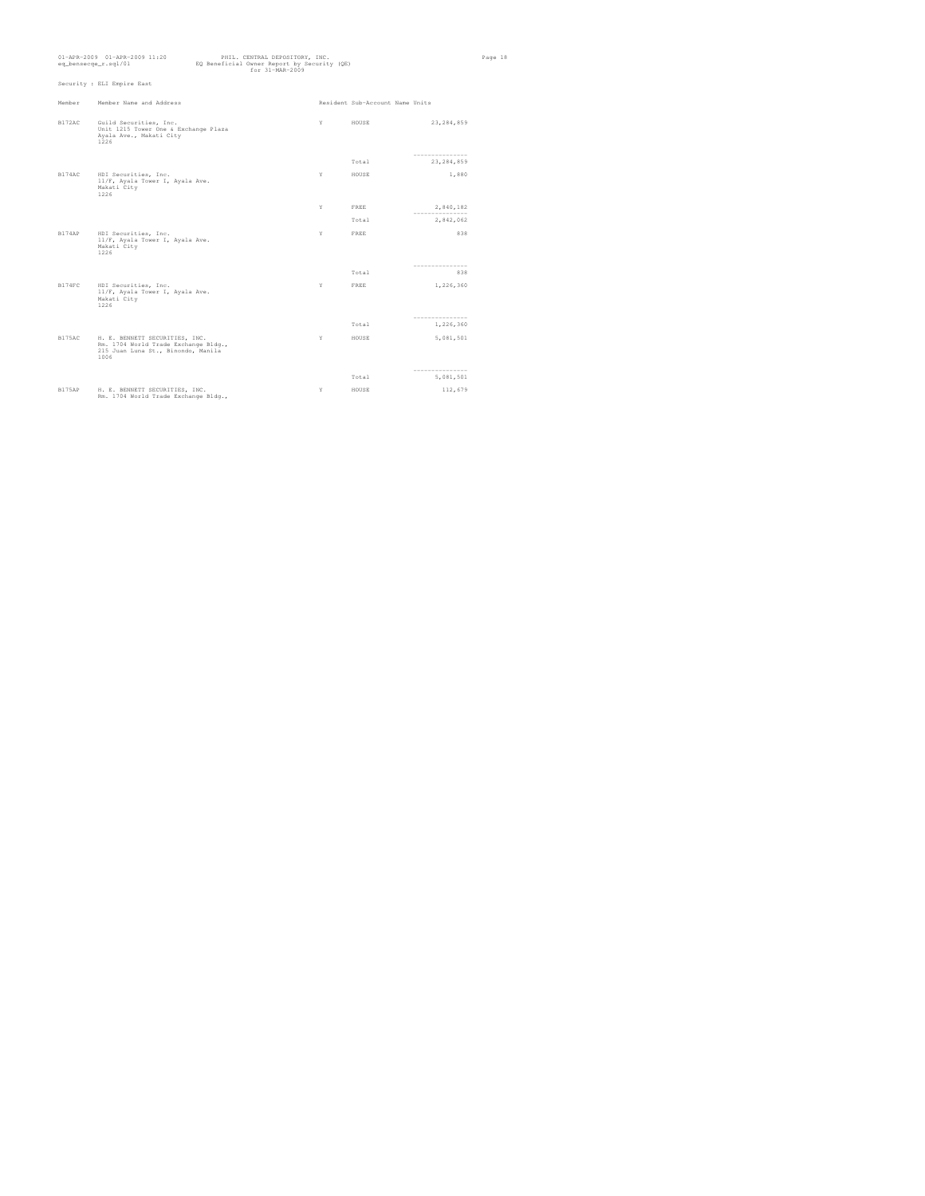Security : ELI Empire East

| Member | Member Name and Address | Resident | Sub-Account Name | Units |
|---|---|---|---|---|
| B172AC | Guild Securities, Inc. Unit 1215 Tower One & Exchange Plaza Ayala Ave., Makati City 1226 | Y | HOUSE | 23,284,859 |
| | | | Total | 23,284,859 |
| B174AC | HDI Securities, Inc. 11/F, Ayala Tower I, Ayala Ave. Makati City 1226 | Y | HOUSE | 1,880 |
| | | Y | FREE | 2,840,182 |
| | | | Total | 2,842,062 |
| B174AP | HDI Securities, Inc. 11/F, Ayala Tower I, Ayala Ave. Makati City 1226 | Y | FREE | 838 |
| | | | Total | 838 |
| B174PC | HDI Securities, Inc. 11/F, Ayala Tower I, Ayala Ave. Makati City 1226 | Y | FREE | 1,226,360 |
| | | | Total | 1,226,360 |
| B175AC | H. E. BENNETT SECURITIES, INC. Rm. 1704 World Trade Exchange Bldg., 215 Juan Luna St., Binondo, Manila 1006 | Y | HOUSE | 5,081,501 |
| | | | Total | 5,081,501 |
| B175AP | H. E. BENNETT SECURITIES, INC. Rm. 1704 World Trade Exchange Bldg., | Y | HOUSE | 112,679 |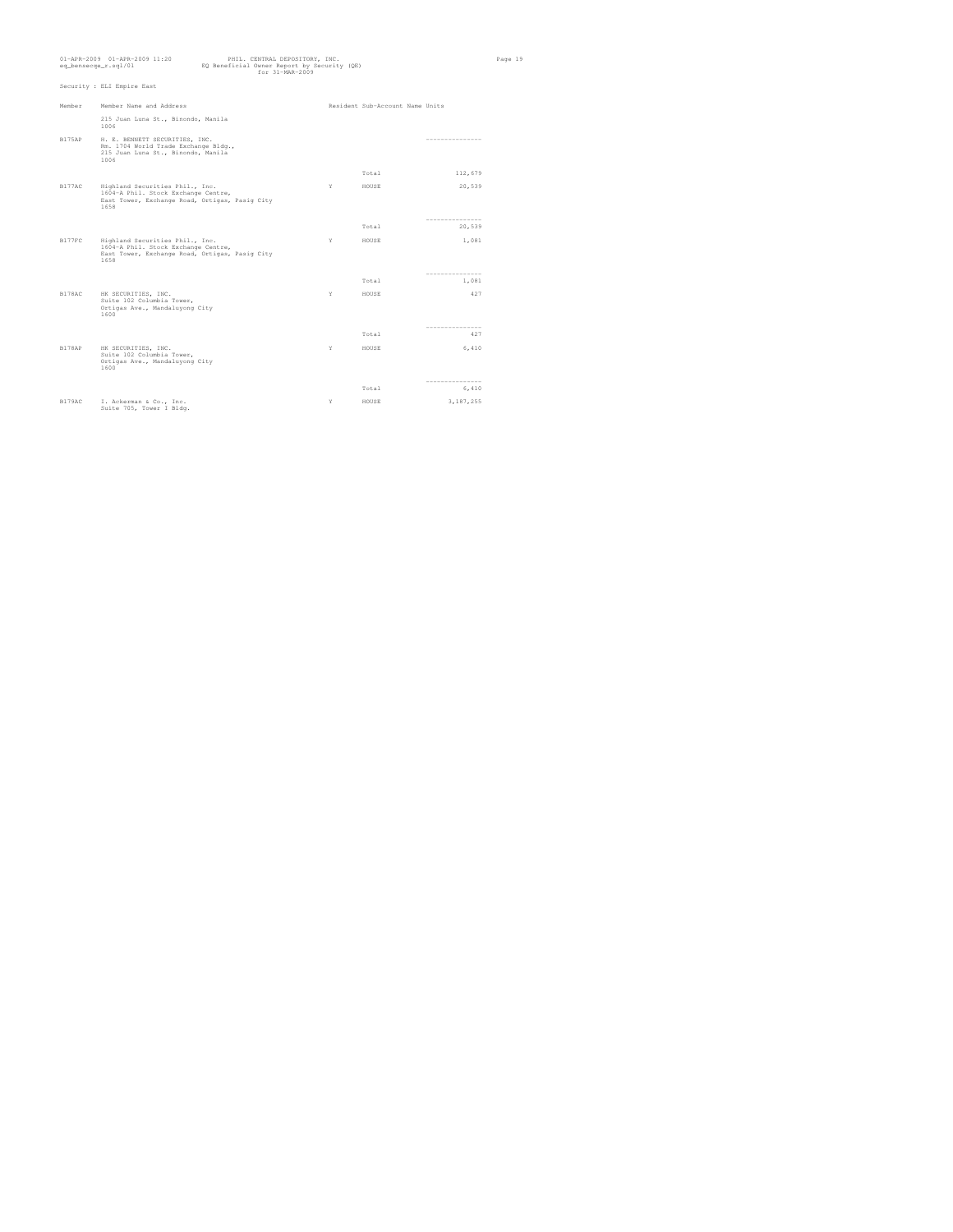Security : ELI Empire East

| Member | Member Name and Address | Resident | Sub-Account Name | Units |
|---|---|---|---|---|
| | 215 Juan Luna St., Binondo, Manila 1006 | | | |
| B175AP | H. E. BENNETT SECURITIES, INC. Rm. 1704 World Trade Exchange Bldg., 215 Juan Luna St., Binondo, Manila 1006 | | | --------------- |
| | | | Total | 112,679 |
| B177AC | Highland Securities Phil., Inc. 1604-A Phil. Stock Exchange Centre, East Tower, Exchange Road, Ortigas, Pasig City 1658 | Y | HOUSE | 20,539 |
| | | | | --------------- |
| | | | Total | 20,539 |
| B177FC | Highland Securities Phil., Inc. 1604-A Phil. Stock Exchange Centre, East Tower, Exchange Road, Ortigas, Pasig City 1658 | Y | HOUSE | 1,081 |
| | | | | --------------- |
| | | | Total | 1,081 |
| B178AC | HK SECURITIES, INC. Suite 102 Columbia Tower, Ortigas Ave., Mandaluyong City 1600 | Y | HOUSE | 427 |
| | | | | --------------- |
| | | | Total | 427 |
| B178AP | HK SECURITIES, INC. Suite 102 Columbia Tower, Ortigas Ave., Mandaluyong City 1600 | Y | HOUSE | 6,410 |
| | | | | --------------- |
| | | | Total | 6,410 |
| B179AC | I. Ackerman & Co., Inc. Suite 705, Tower 1 Bldg. | Y | HOUSE | 3,187,255 |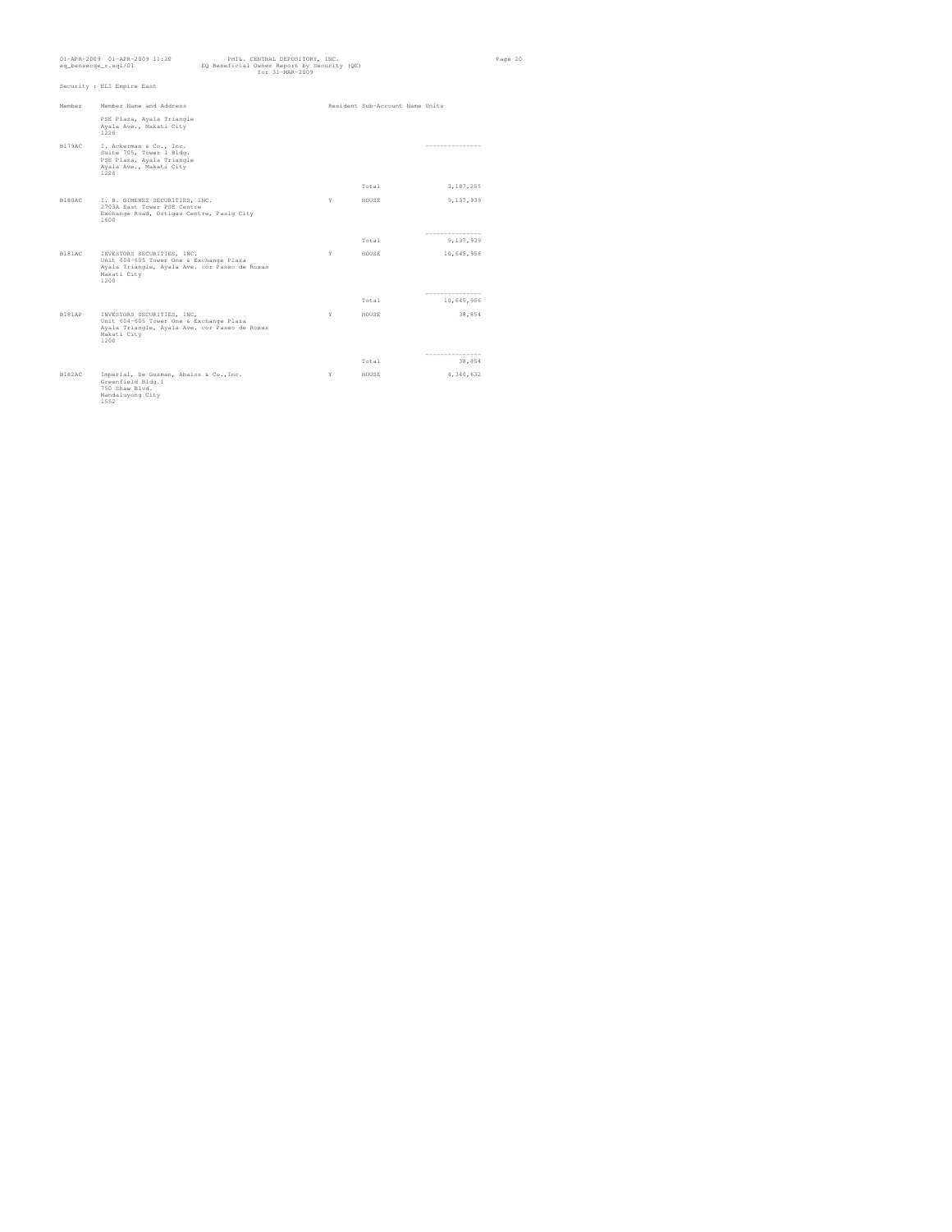Security : ELI Empire East

| Member | Member Name and Address | Resident | Sub-Account Name | Units |
|---|---|---|---|---|
| | PSE Plaza, Ayala Triangle<br>Ayala Ave., Makati City<br>1226 | | | |
| B179AC | I. Ackerman & Co., Inc.<br>Suite 705, Tower I Bldg.<br>PSE Plaza, Ayala Triangle<br>Ayala Ave., Makati City<br>1226 | | | --------------- |
| | | | Total | 3,187,255 |
| B180AC | I. B. GIMENEZ SECURITIES, INC.<br>2703A East Tower PSE Centre<br>Exchange Road, Ortigas Centre, Pasig City<br>1600 | Y | HOUSE | 9,137,939 |
| | | | | --------------- |
| | | | Total | 9,137,939 |
| B181AC | INVESTORS SECURITIES, INC.<br>Unit 604-605 Tower One & Exchange Plaza<br>Ayala Triangle, Ayala Ave. cor Paseo de Roxas<br>Makati City<br>1200 | Y | HOUSE | 10,645,956 |
| | | | | --------------- |
| | | | Total | 10,645,956 |
| B181AP | INVESTORS SECURITIES, INC,<br>Unit 604-605 Tower One & Exchange Plaza<br>Ayala Triangle, Ayala Ave. cor Paseo de Roxas<br>Makati City<br>1200 | Y | HOUSE | 38,854 |
| | | | | --------------- |
| | | | Total | 38,854 |
| B182AC | Imperial, De Guzman, Abalos & Co.,Inc.<br>Greenfield Bldg.I<br>750 Shaw Blvd.<br>Mandaluyong City<br>1552 | Y | HOUSE | 4,340,632 |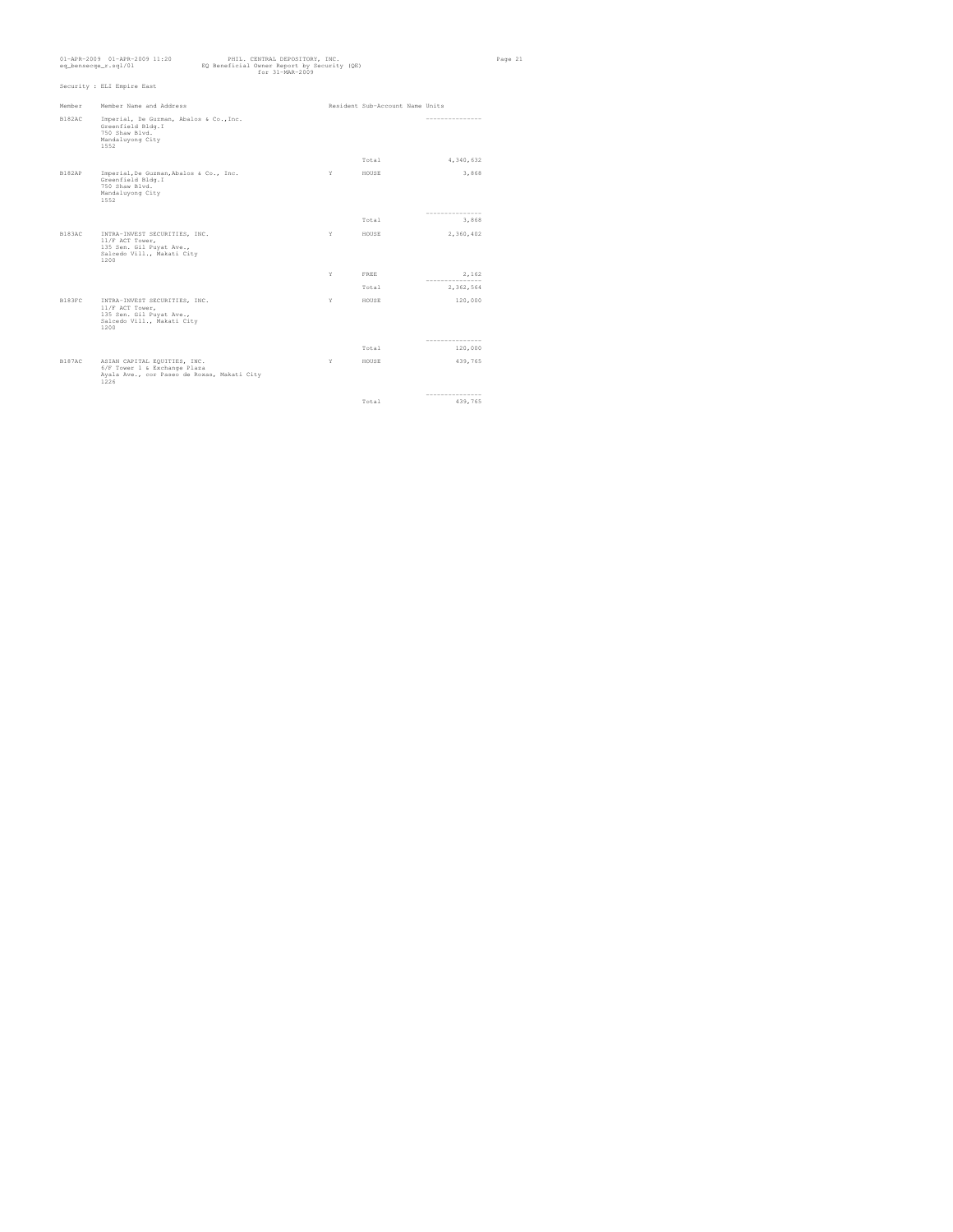Security : ELI Empire East

| Member | Member Name and Address | Resident | Sub-Account Name | Units |
|---|---|---|---|---|
| B182AC | Imperial, De Guzman, Abalos & Co.,Inc.<br>Greenfield Bldg.I<br>750 Shaw Blvd.<br>Mandaluyong City<br>1552 | | | --------------- |
| | | | Total | 4,340,632 |
| B182AP | Imperial,De Guzman,Abalos & Co., Inc.<br>Greenfield Bldg.I<br>750 Shaw Blvd.<br>Mandaluyong City<br>1552 | Y | HOUSE | 3,868 |
| | | | | --------------- |
| | | | Total | 3,868 |
| B183AC | INTRA-INVEST SECURITIES, INC.<br>11/F ACT Tower,<br>135 Sen. Gil Puyat Ave.,<br>Salcedo Vill., Makati City<br>1200 | Y | HOUSE | 2,360,402 |
| | | Y | FREE | 2,162 |
| | | | | --------------- |
| | | | Total | 2,362,564 |
| B183FC | INTRA-INVEST SECURITIES, INC.<br>11/F ACT Tower,<br>135 Sen. Gil Puyat Ave.,<br>Salcedo Vill., Makati City<br>1200 | Y | HOUSE | 120,000 |
| | | | | --------------- |
| | | | Total | 120,000 |
| B187AC | ASIAN CAPITAL EQUITIES, INC.<br>6/F Tower 1 & Exchange Plaza<br>Ayala Ave., cor Paseo de Roxas, Makati City<br>1226 | Y | HOUSE | 439,765 |
| | | | | --------------- |
| | | | Total | 439,765 |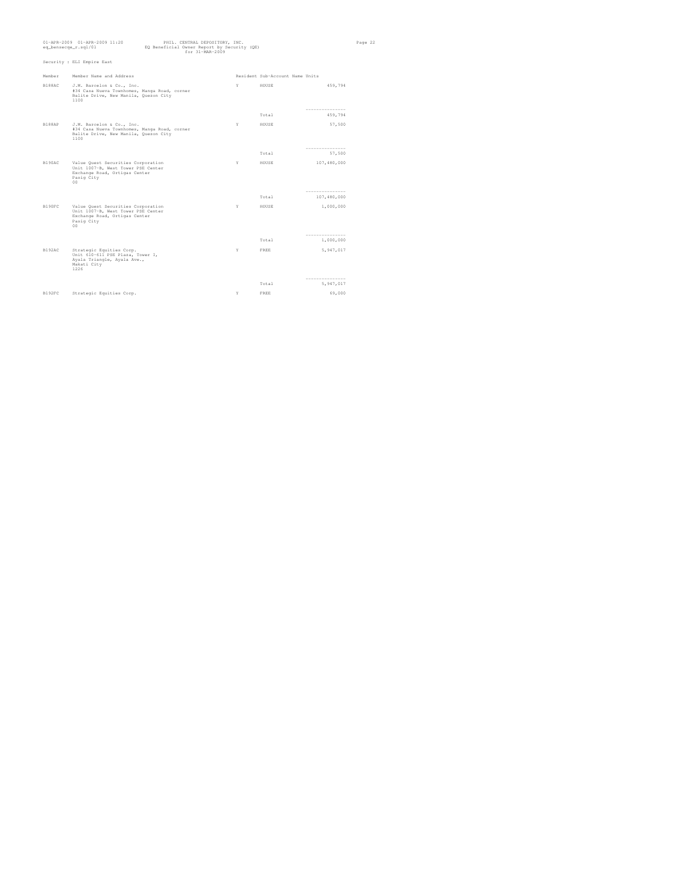01-APR-2009 01-APR-2009 11:20 PHIL. CENTRAL DEPOSITORY, INC.
eq_bensecqe_r.sql/01 EQ Beneficial Owner Report by Security (QE)
for 31-MAR-2009

Security : ELI Empire East

| Member | Member Name and Address | Resident | Sub-Account Name | Units |
|---|---|---|---|---|
| B188AC | J.M. Barcelon & Co., Inc. #34 Casa Nueva Townhomes, Manga Road, corner Balite Drive, New Manila, Quezon City 1100 | Y | HOUSE | 459,794 |
| | | | Total | 459,794 |
| B188AP | J.M. Barcelon & Co., Inc. #34 Casa Nueva Townhomes, Manga Road, corner Balite Drive, New Manila, Quezon City 1100 | Y | HOUSE | 57,500 |
| | | | Total | 57,500 |
| B190AC | Value Quest Securities Corporation Unit 1007-B, West Tower PSE Center Exchange Road, Ortigas Center Pasig City 00 | Y | HOUSE | 107,480,000 |
| | | | Total | 107,480,000 |
| B190FC | Value Quest Securities Corporation Unit 1007-B, West Tower PSE Center Exchange Road, Ortigas Center Pasig City 00 | Y | HOUSE | 1,000,000 |
| | | | Total | 1,000,000 |
| B192AC | Strategic Equities Corp. Unit 610-611 PSE Plaza, Tower I, Ayala Triangle, Ayala Ave., Makati City 1226 | Y | FREE | 5,947,017 |
| | | | Total | 5,947,017 |
| B192FC | Strategic Equities Corp. | Y | FREE | 69,000 |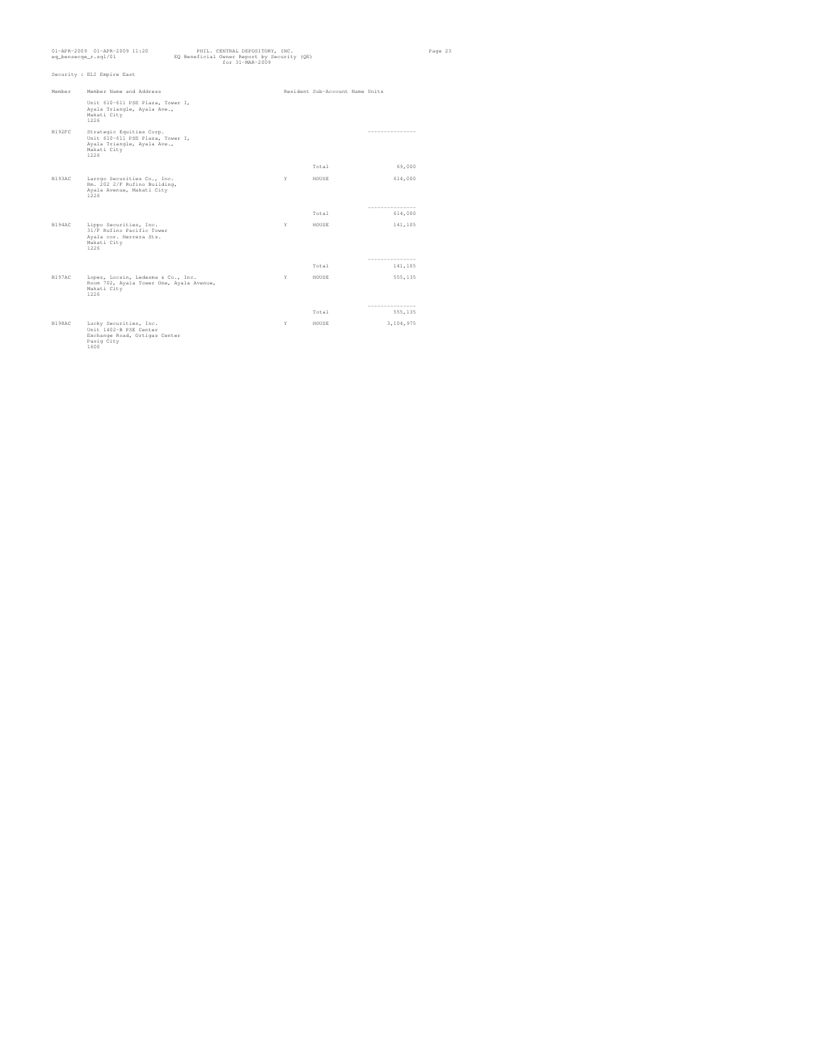Security : ELI Empire East

| Member | Member Name and Address | Resident | Sub-Account Name | Units |
|---|---|---|---|---|
| | Unit 610-611 PSE Plaza, Tower I, Ayala Triangle, Ayala Ave., Makati City 1226 | | | |
| B192FC | Strategic Equities Corp. Unit 610-611 PSE Plaza, Tower I, Ayala Triangle, Ayala Ave., Makati City 1226 | | | --------------- |
| | | | Total | 69,000 |
| B193AC | Larrgo Securities Co., Inc. Rm. 202 2/F Rufino Building, Ayala Avenue, Makati City 1226 | Y | HOUSE | 614,000 |
| | | | | --------------- |
| | | | Total | 614,000 |
| B194AC | Lippo Securities, Inc. 31/F Rufino Pacific Tower Ayala cor. Herrera Sts. Makati City 1226 | Y | HOUSE | 141,105 |
| | | | | --------------- |
| | | | Total | 141,105 |
| B197AC | Lopez, Locsin, Ledesma & Co., Inc. Room 702, Ayala Tower One, Ayala Avenue, Makati City 1226 | Y | HOUSE | 555,135 |
| | | | | --------------- |
| | | | Total | 555,135 |
| B198AC | Lucky Securities, Inc. Unit 1402-B PSE Center Exchange Road, Ortigas Center Pasig City 1600 | Y | HOUSE | 3,104,975 |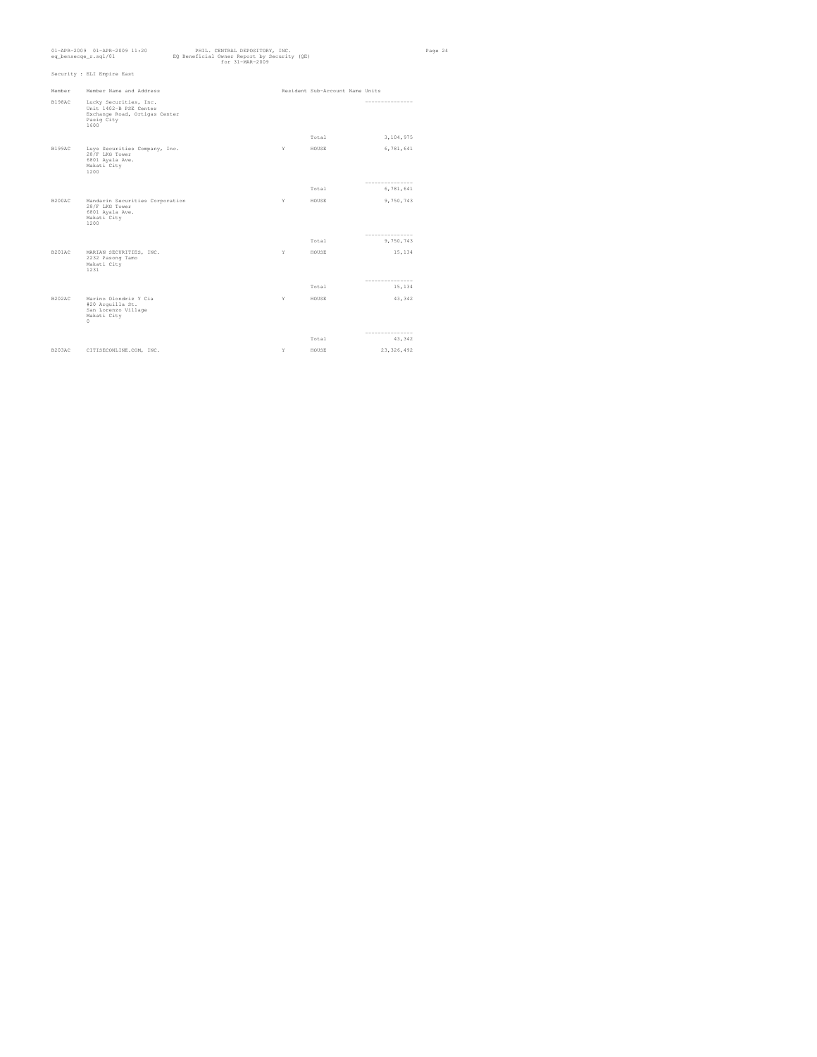Security : ELI Empire East

| Member | Member Name and Address | Resident | Sub-Account Name | Units |
|---|---|---|---|---|
| B198AC | Lucky Securities, Inc.<br>Unit 1402-B PSE Center<br>Exchange Road, Ortigas Center<br>Pasig City<br>1600 | | | --------------- |
| | | | Total | 3,104,975 |
| B199AC | Luys Securities Company, Inc.<br>28/F LKG Tower<br>6801 Ayala Ave.<br>Makati City<br>1200 | Y | HOUSE | 6,781,641 |
| | | | | --------------- |
| | | | Total | 6,781,641 |
| B200AC | Mandarin Securities Corporation<br>28/F LKG Tower<br>6801 Ayala Ave.<br>Makati City<br>1200 | Y | HOUSE | 9,750,743 |
| | | | | --------------- |
| | | | Total | 9,750,743 |
| B201AC | MARIAN SECURITIES, INC.<br>2232 Pasong Tamo<br>Makati City<br>1231 | Y | HOUSE | 15,134 |
| | | | | --------------- |
| | | | Total | 15,134 |
| B202AC | Marino Olondriz Y Cia<br>#20 Arguilla St.<br>San Lorenzo Village<br>Makati City<br>0 | Y | HOUSE | 43,342 |
| | | | | --------------- |
| | | | Total | 43,342 |
| B203AC | CITISECONLINE.COM, INC. | Y | HOUSE | 23,326,492 |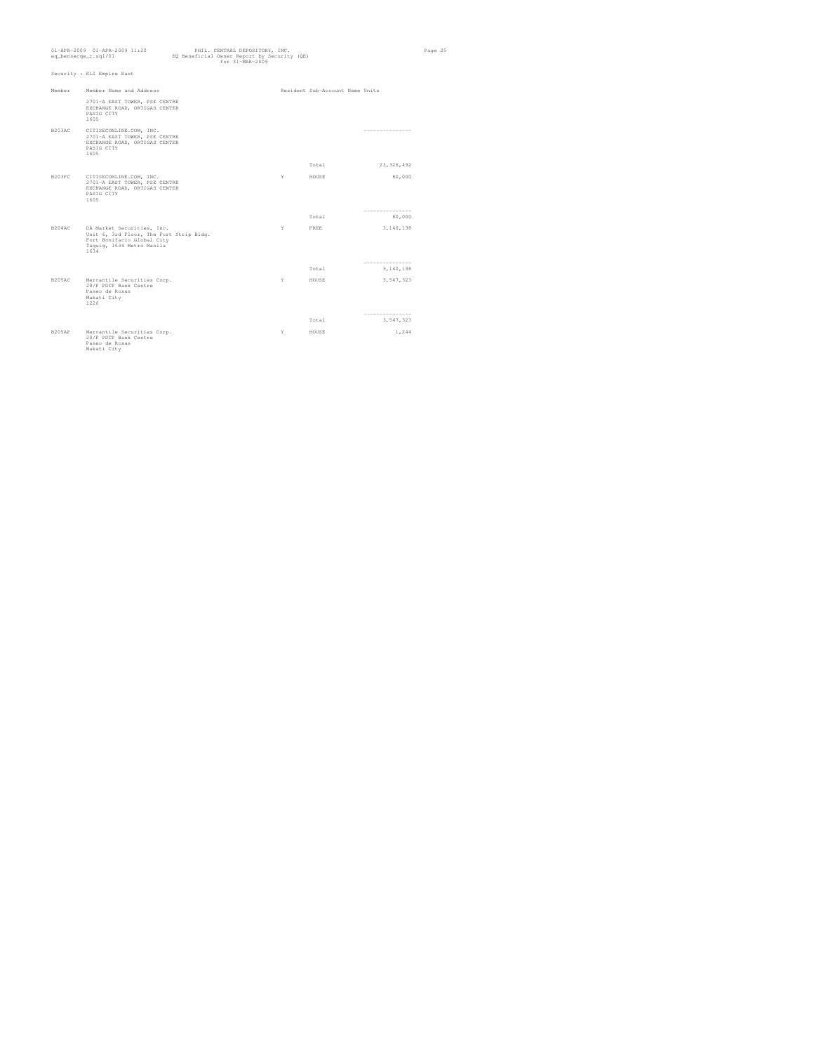Security : ELI Empire East

| Member | Member Name and Address | Resident | Sub-Account Name | Units |
|---|---|---|---|---|
| | 2701-A EAST TOWER, PSE CENTRE<br>EXCHANGE ROAD, ORTIGAS CENTER<br>PASIG CITY<br>1605 | | | |
| B203AC | CITISECONLINE.COM, INC.<br>2701-A EAST TOWER, PSE CENTRE<br>EXCHANGE ROAD, ORTIGAS CENTER<br>PASIG CITY<br>1605 | | | --------------- |
| | | | Total | 23,326,492 |
| B203FC | CITISECONLINE.COM, INC.<br>2701-A EAST TOWER, PSE CENTRE<br>EXCHANGE ROAD, ORTIGAS CENTER<br>PASIG CITY<br>1605 | Y | HOUSE | 80,000 |
| | | | | --------------- |
| | | | Total | 80,000 |
| B204AC | DA Market Securities, Inc.<br>Unit 6, 3rd Floor, The Fort Strip Bldg.<br>Fort Bonifacio Globel City<br>Taguig, 1634 Metro Manila<br>1634 | Y | FREE | 3,140,138 |
| | | | | --------------- |
| | | | Total | 3,140,138 |
| B205AC | Mercantile Securities Corp.<br>20/F PDCP Bank Centre<br>Paseo de Roxas<br>Makati City<br>1226 | Y | HOUSE | 3,547,323 |
| | | | | --------------- |
| | | | Total | 3,547,323 |
| B205AP | Mercantile Securities Corp.<br>20/F PDCP Bank Centre<br>Paseo de Roxas<br>Makati City | Y | HOUSE | 1,244 |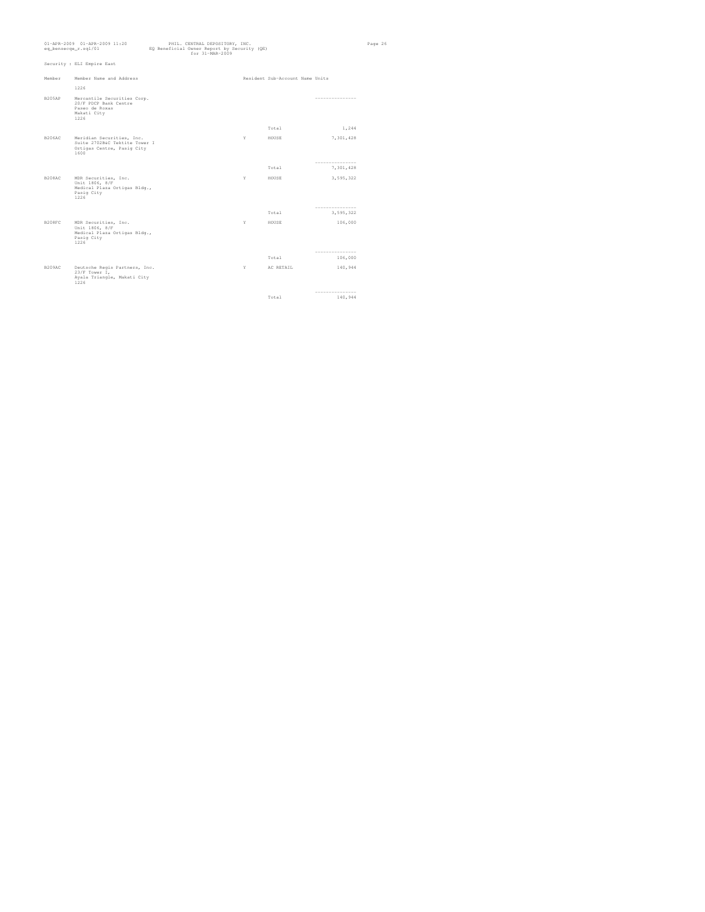Security : ELI Empire East

| Member | Member Name and Address | Resident | Sub-Account Name | Units |
|---|---|---|---|---|
| | 1226 | | | |
| B205AP | Mercantile Securities Corp.<br>20/F PDCP Bank Centre<br>Paseo de Roxas<br>Makati City<br>1226 | | | --------------- |
| | | | Total | 1,244 |
| B206AC | Meridian Securities, Inc.<br>Suite 2702B&C Tektite Tower I<br>Ortigas Centre, Pasig City<br>1600 | Y | HOUSE | 7,301,428 |
| | | | | --------------- |
| | | | Total | 7,301,428 |
| B208AC | MDR Securities, Inc.<br>Unit 1806, 8/F<br>Medical Plaza Ortigas Bldg.,<br>Pasig City<br>1226 | Y | HOUSE | 3,595,322 |
| | | | | --------------- |
| | | | Total | 3,595,322 |
| B208FC | MDR Securities, Inc.<br>Unit 1806, 8/F<br>Medical Plaza Ortigas Bldg.,<br>Pasig City<br>1226 | Y | HOUSE | 106,000 |
| | | | | --------------- |
| | | | Total | 106,000 |
| B209AC | Deutsche Regis Partners, Inc.<br>23/F Tower I,<br>Ayala Triangle, Makati City<br>1226 | Y | AC RETAIL | 140,944 |
| | | | | --------------- |
| | | | Total | 140,944 |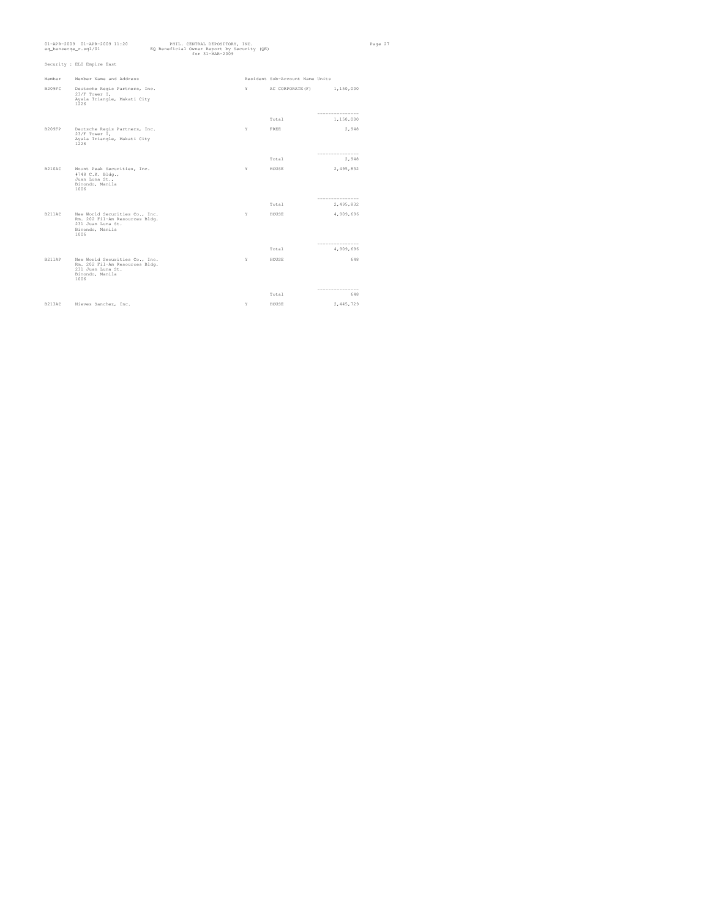Security : ELI Empire East

| Member | Member Name and Address | Resident | Sub-Account Name | Units |
|---|---|---|---|---|
| B209FC | Deutsche Regis Partners, Inc.<br>23/F Tower I,<br>Ayala Triangle, Makati City<br>1226 | Y | AC CORPORATE(F) | 1,150,000 |
| | | | Total | 1,150,000 |
| B209FF | Deutsche Regis Partners, Inc.<br>23/F Tower I,<br>Ayala Triangle, Makati City<br>1226 | Y | FREE | 2,948 |
| | | | Total | 2,948 |
| B210AC | Mount Peak Securities, Inc.<br>#748 C.K. Bldg.,<br>Juan Luna St.,<br>Binondo, Manila<br>1006 | Y | HOUSE | 2,495,832 |
| | | | Total | 2,495,832 |
| B211AC | New World Securities Co., Inc.<br>Rm. 202 Fil-Am Resources Bldg.<br>231 Juan Luna St.<br>Binondo, Manila<br>1006 | Y | HOUSE | 4,909,696 |
| | | | Total | 4,909,696 |
| B211AP | New World Securities Co., Inc.<br>Rm. 202 Fil-Am Resources Bldg.<br>231 Juan Luna St.<br>Binondo, Manila<br>1006 | Y | HOUSE | 648 |
| | | | Total | 648 |
| B213AC | Nieves Sanchez, Inc. | Y | HOUSE | 2,445,729 |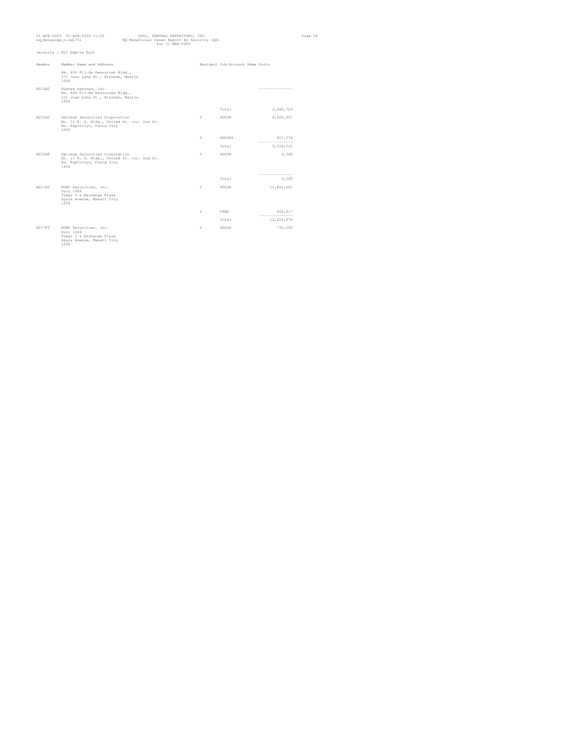Security : ELI Empire East

| Member | Member Name and Address | Resident | Sub-Account Name | Units |
|---|---|---|---|---|
| | Rm. 400 Fil-Am Resources Bldg., 231 Juan Luna St., Binondo, Manila 1006 | | | |
| B213AC | Nieves Sanchez, Inc. Rm. 400 Fil-Am Resources Bldg., 231 Juan Luna St., Binondo, Manila 1006 | | | --------------- |
| | | | Total | 2,445,729 |
| B215AC | Optimum Securities Corporation No. 11 E. O. Bldg., United St. cor. 2nd St. Bo. Kapitolyo, Pasig City 1650 | Y | HOUSE | 4,666,951 |
| | | Y | HOUSE2 | 857,574 |
| | | | Total | 5,524,525 |
| B215AP | Optimum Securities Corporation No. 11 E. O. Bldg., United St. cor. 2nd St. Bo. Kapitolyo, Pasig City 1650 | Y | HOUSE | 9,540 |
| | | | Total | 9,540 |
| B217AC | RCBC Securities, Inc. Unit 1008 Tower 1 & Exchange Plaza Ayala Avenue, Makati City 1200 | Y | HOUSE | 11,843,661 |
| | | Y | FREE | 409,617 |
| | | | Total | 12,253,278 |
| B217FC | RCBC Securities, Inc. Unit 1008 Tower 1 & Exchange Plaza Ayala Avenue, Makati City 1200 | Y | HOUSE | 730,000 |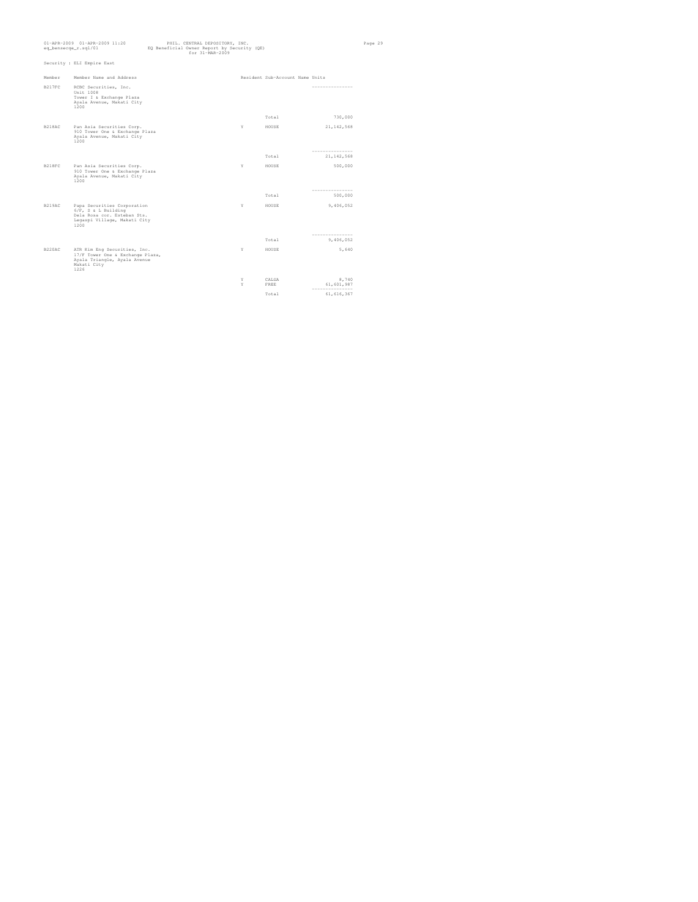01-APR-2009 01-APR-2009 11:20 eq_bensecqe_r.sql/01

PHIL. CENTRAL DEPOSITORY, INC.
EQ Beneficial Owner Report by Security (QE)
for 31-MAR-2009

Security : ELI Empire East

| Member | Member Name and Address | Resident | Sub-Account Name | Units |
|---|---|---|---|---|
| B217FC | RCBC Securities, Inc.<br>Unit 1008<br>Tower I & Exchange Plaza<br>Ayala Avenue, Makati City<br>1200 | | | |
| | | | Total | 730,000 |
| B218AC | Pan Asia Securities Corp.<br>910 Tower One & Exchange Plaza<br>Ayala Avenue, Makati City<br>1200 | Y | HOUSE | 21,142,568 |
| | | | Total | 21,142,568 |
| B218FC | Pan Asia Securities Corp.<br>910 Tower One & Exchange Plaza<br>Ayala Avenue, Makati City<br>1200 | Y | HOUSE | 500,000 |
| | | | Total | 500,000 |
| B219AC | Papa Securities Corporation<br>6/F, S & L Building<br>Dela Rosa cor. Esteban Sts.<br>Legaspi Village, Makati City<br>1200 | Y | HOUSE | 9,406,052 |
| | | | Total | 9,406,052 |
| B220AC | ATR Kim Eng Securities, Inc.<br>17/F Tower One & Exchange Plaza,<br>Ayala Triangle, Ayala Avenue<br>Makati City<br>1226 | Y | HOUSE | 5,640 |
| | | Y | CALGA | 8,740 |
| | | Y | FREE | 61,601,987 |
| | | | Total | 61,616,367 |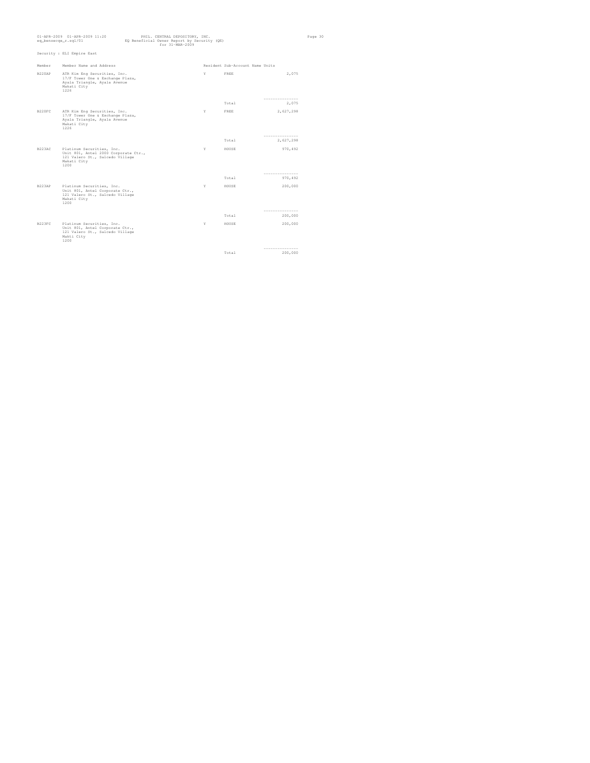PHIL. CENTRAL DEPOSITORY, INC.
EQ Beneficial Owner Report by Security (QE)
for 31-MAR-2009

Security : ELI Empire East

| Member | Member Name and Address | Resident | Sub-Account Name | Units |
|---|---|---|---|---|
| B220AP | ATR Kim Eng Securities, Inc. 17/F Tower One & Exchange Plaza, Ayala Triangle, Ayala Avenue Makati City 1226 | Y | FREE | 2,075 |
| | | | Total | 2,075 |
| B220FC | ATR Kim Eng Securities, Inc. 17/F Tower One & Exchange Plaza, Ayala Triangle, Ayala Avenue Makati City 1226 | Y | FREE | 2,627,298 |
| | | | Total | 2,627,298 |
| B223AC | Platinum Securities, Inc. Unit 801, Antel 2000 Corporate Ctr., 121 Valero St., Salcedo Village Makati City 1200 | Y | HOUSE | 970,492 |
| | | | Total | 970,492 |
| B223AP | Platinum Securities, Inc. Unit 801, Antel Corporate Ctr., 121 Valero St., Salcedo Village Makati City 1200 | Y | HOUSE | 200,000 |
| | | | Total | 200,000 |
| B223FC | Platinum Securities, Inc. Unit 801, Antel Corporate Ctr., 121 Valero St., Salcedo Village Makti City 1200 | Y | HOUSE | 200,000 |
| | | | Total | 200,000 |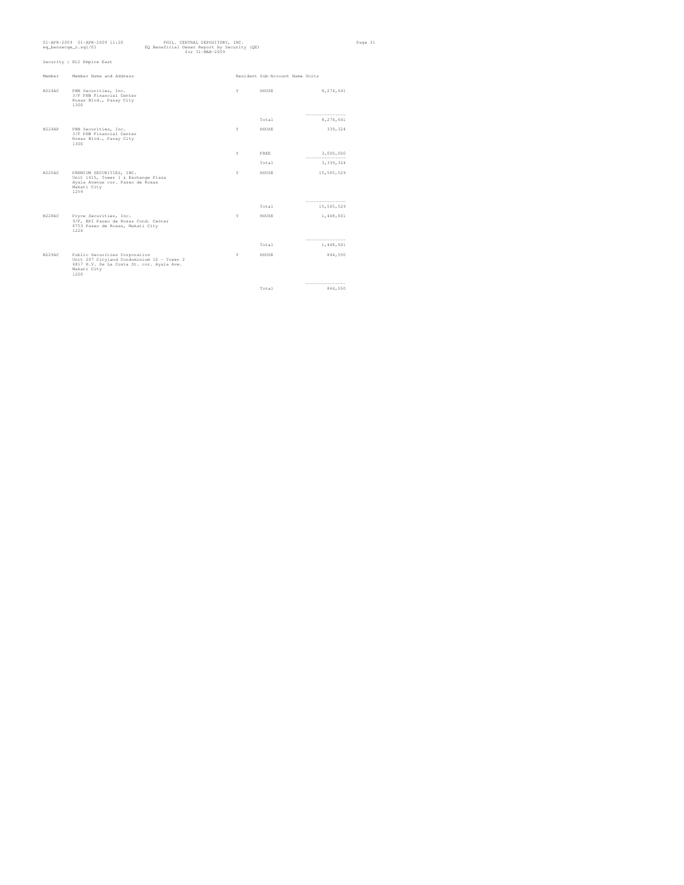Security : ELI Empire East

| Member | Member Name and Address | Resident | Sub-Account Name | Units |
|---|---|---|---|---|
| B224AC | PNB Securities, Inc. 3/F PNB Financial Center Roxas Blvd., Pasay City 1300 | Y | HOUSE | 8,274,641 |
| | | | Total | 8,274,641 |
| B224AP | PNB Securities, Inc. 3/F PNB Financial Center Roxas Blvd., Pasay City 1300 | Y | HOUSE | 339,324 |
| | | Y | FREE | 3,000,000 |
| | | | Total | 3,339,324 |
| B225AC | PREMIUM SECURITIES, INC. Unit 1415, Tower 1 & Exchange Plaza Ayala Avenue cor. Paseo de Roxas Makati City 1259 | Y | HOUSE | 15,565,529 |
| | | | Total | 15,565,529 |
| B228AC | Pryce Securities, Inc. 9/F, BPI Paseo de Roxas Cond. Center 8753 Paseo de Roxas, Makati City 1226 | Y | HOUSE | 1,448,601 |
| | | | Total | 1,448,601 |
| B229AC | Public Securities Corporation Unit 207 Cityland Condominium 10 - Tower 2 6817 H.V. De La Costa St. cor. Ayala Ave. Makati City 1200 | Y | HOUSE | 844,550 |
| | | | Total | 844,550 |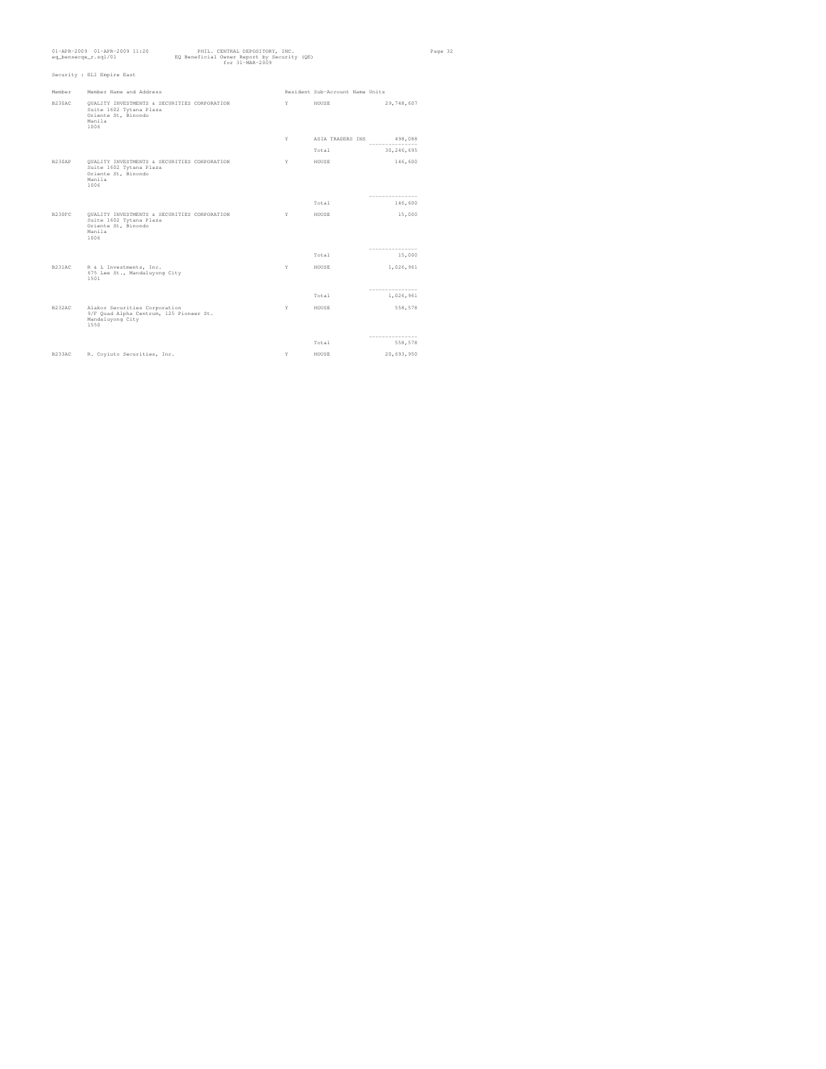PHIL. CENTRAL DEPOSITORY, INC.
EQ Beneficial Owner Report by Security (QE)
for 31-MAR-2009

Security : ELI Empire East

| Member | Member Name and Address | Resident | Sub-Account Name | Units |
|---|---|---|---|---|
| B230AC | QUALITY INVESTMENTS & SECURITIES CORPORATION Suite 1602 Tytana Plaza Oriente St, Binondo Manila 1006 | Y | HOUSE | 29,748,607 |
| | | Y | ASIA TRADERS INS | 498,088 |
| | | | Total | 30,246,695 |
| B230AP | QUALITY INVESTMENTS & SECURITIES CORPORATION Suite 1602 Tytana Plaza Oriente St, Binondo Manila 1006 | Y | HOUSE | 146,600 |
| | | | Total | 146,600 |
| B230FC | QUALITY INVESTMENTS & SECURITIES CORPORATION Suite 1602 Tytana Plaza Oriente St, Binondo Manila 1006 | Y | HOUSE | 15,000 |
| | | | Total | 15,000 |
| B231AC | R & L Investments, Inc. 675 Lee St., Mandaluyong City 1501 | Y | HOUSE | 1,026,961 |
| | | | Total | 1,026,961 |
| B232AC | Alakor Securities Corporation 9/F Quad Alpha Centrum, 125 Pioneer St. Mandaluyong City 1550 | Y | HOUSE | 558,578 |
| | | | Total | 558,578 |
| B233AC | R. Coyiuto Securities, Inc. | Y | HOUSE | 20,693,950 |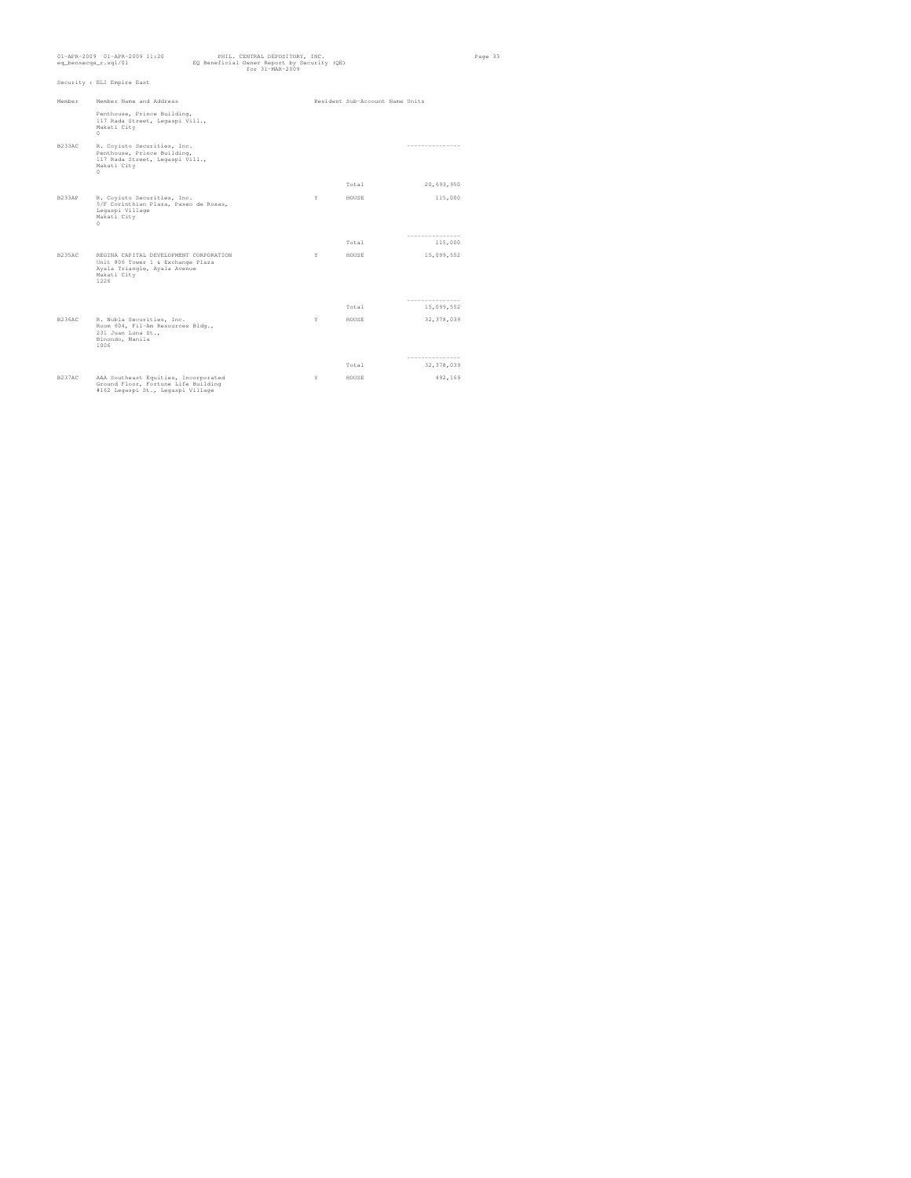Security : ELI Empire East

| Member | Member Name and Address | Resident | Sub-Account Name | Units |
|---|---|---|---|---|
| | Penthouse, Prince Building, 117 Rada Street, Legaspi Vill., Makati City 0 | | | |
| B233AC | R. Coyiuto Securities, Inc. Penthouse, Prince Building, 117 Rada Street, Legaspi Vill., Makati City 0 | | | --------------- |
| | | | Total | 20,693,950 |
| B233AF | R. Coyiuto Securities, Inc. 5/F Corinthian Plaza, Paseo de Roxas, Legaspi Village Makati City 0 | Y | HOUSE | 115,000 |
| | | | | --------------- |
| | | | Total | 115,000 |
| B235AC | REGINA CAPITAL DEVELOPMENT CORPORATION Unit 806 Tower 1 & Exchange Plaza Ayala Triangle, Ayala Avenue Makati City 1226 | Y | HOUSE | 15,099,552 |
| | | | | --------------- |
| | | | Total | 15,099,552 |
| B236AC | R. Nubla Securities, Inc. Room 604, Fil-Am Resources Bldg., 231 Juan Luna St., Binondo, Manila 1006 | Y | HOUSE | 32,378,039 |
| | | | | --------------- |
| | | | Total | 32,378,039 |
| B237AC | AAA Southeast Equities, Incorporated Ground Floor, Fortune Life Building #162 Legaspi St., Legaspi Village | Y | HOUSE | 492,169 |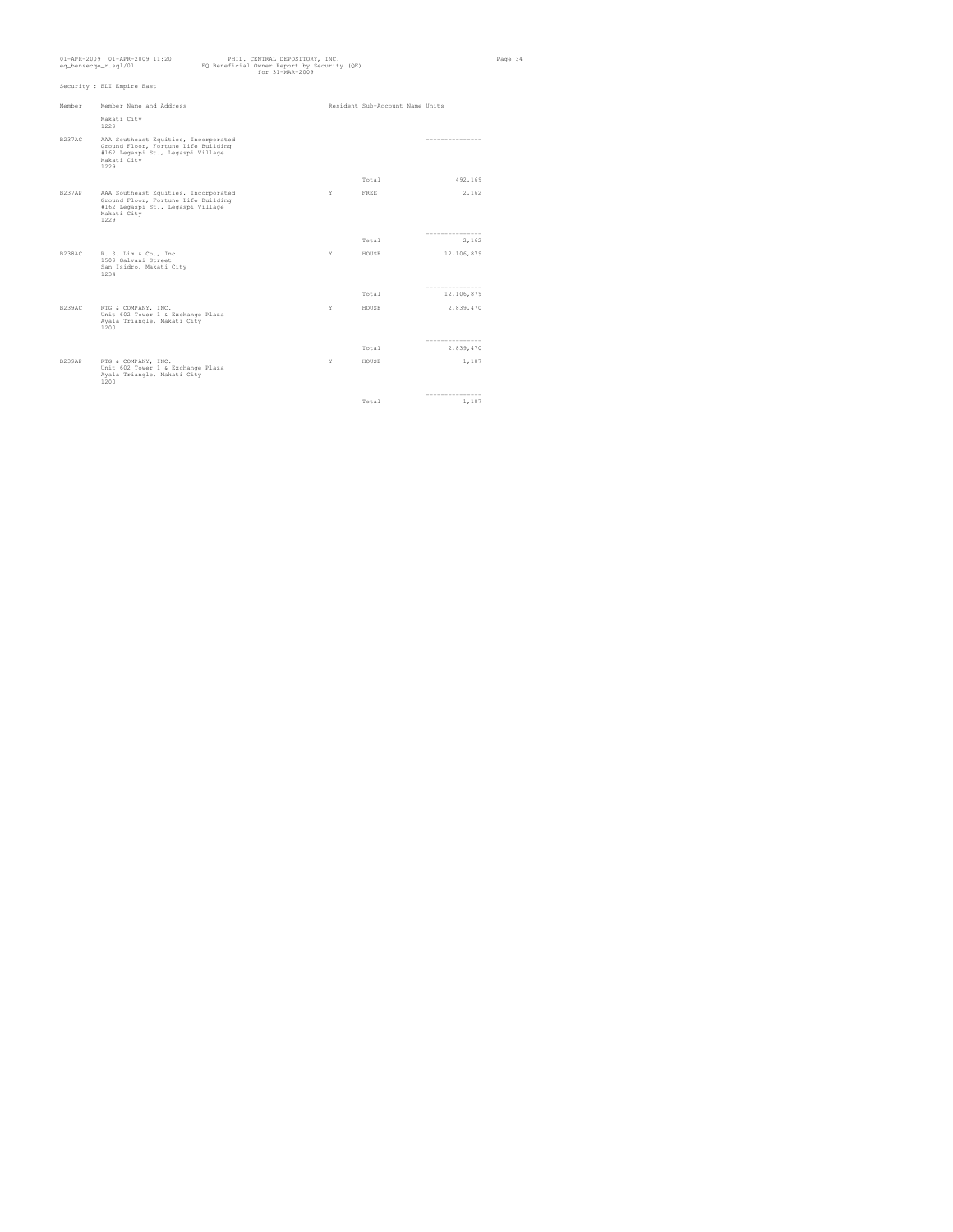Security : ELI Empire East

| Member | Member Name and Address | Resident | Sub-Account Name | Units |
| --- | --- | --- | --- | --- |
| | Makati City<br>1229 | | | |
| B237AC | AAA Southeast Equities, Incorporated<br>Ground Floor, Fortune Life Building<br>#162 Legaspi St., Legaspi Village<br>Makati City<br>1229 | | | --------------- |
| | | | Total | 492,169 |
| B237AP | AAA Southeast Equities, Incorporated<br>Ground Floor, Fortune Life Building<br>#162 Legaspi St., Legaspi Village<br>Makati City<br>1229 | Y | FREE | 2,162 |
| | | | | --------------- |
| | | | Total | 2,162 |
| B238AC | R. S. Lim & Co., Inc.<br>1509 Galvani Street<br>San Isidro, Makati City<br>1234 | Y | HOUSE | 12,106,879 |
| | | | | --------------- |
| | | | Total | 12,106,879 |
| B239AC | RTG & COMPANY, INC.<br>Unit 602 Tower 1 & Exchange Plaza<br>Ayala Triangle, Makati City<br>1200 | Y | HOUSE | 2,839,470 |
| | | | | --------------- |
| | | | Total | 2,839,470 |
| B239AP | RTG & COMPANY, INC.<br>Unit 602 Tower 1 & Exchange Plaza<br>Ayala Triangle, Makati City<br>1200 | Y | HOUSE | 1,187 |
| | | | | --------------- |
| | | | Total | 1,187 |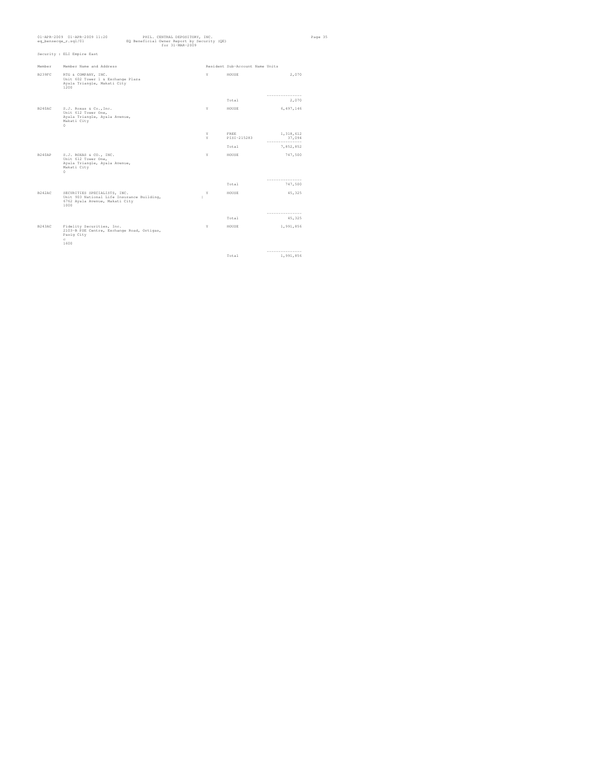Security : ELI Empire East

| Member | Member Name and Address | Resident | Sub-Account Name | Units |
|---|---|---|---|---|
| B239FC | RTG & COMPANY, INC. Unit 602 Tower 1 & Exchange Plaza Ayala Triangle, Makati City 1200 | Y | HOUSE | 2,070 |
| | | | Total | 2,070 |
| B240AC | S.J. Roxas & Co.,Inc. Unit 612 Tower One, Ayala Triangle, Ayala Avenue, Makati City 0 | Y | HOUSE | 6,497,146 |
| | | Y | FREE | 1,318,612 |
| | | Y | PISI-215283 | 37,094 |
| | | | Total | 7,852,852 |
| B240AP | S.J. ROXAS & CO., INC. Unit 612 Tower One, Ayala Triangle, Ayala Avenue, Makati City 0 | Y | HOUSE | 747,500 |
| | | | Total | 747,500 |
| B242AC | SECURITIES SPECIALISTS, INC. Unit 903 National Life Insurance Building, 6762 Ayala Avenue, Makati City 1000 | Y | HOUSE | 45,325 |
| | | | Total | 45,325 |
| B243AC | Fidelity Securities, Inc. 2103-B PSE Centre, Exchange Road, Ortigas, Pasig City c 1600 | Y | HOUSE | 1,991,856 |
| | | | Total | 1,991,856 |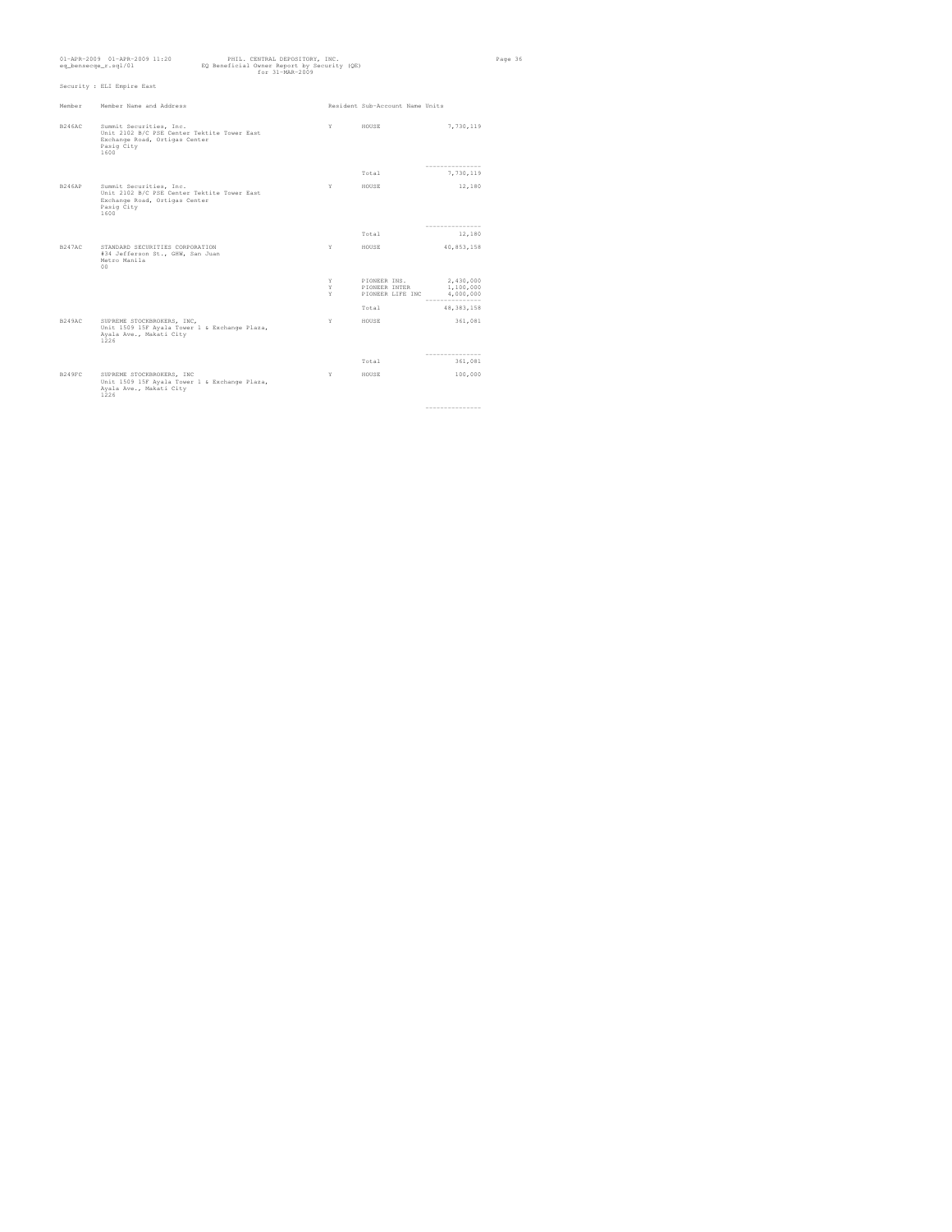Security : ELI Empire East

| Member | Member Name and Address | Resident | Sub-Account Name | Units |
|---|---|---|---|---|
| B246AC | Summit Securities, Inc. Unit 2102 B/C PSE Center Tektite Tower East Exchange Road, Ortigas Center Pasig City 1600 | Y | HOUSE | 7,730,119 |
| | | | Total | 7,730,119 |
| B246AP | Summit Securities, Inc. Unit 2102 B/C PSE Center Tektite Tower East Exchange Road, Ortigas Center Pasig City 1600 | Y | HOUSE | 12,180 |
| | | | Total | 12,180 |
| B247AC | STANDARD SECURITIES CORPORATION #34 Jefferson St., GHW, San Juan Metro Manila 00 | Y | HOUSE | 40,853,158 |
| | | Y | PIONEER INS. | 2,430,000 |
| | | Y | PIONEER INTER | 1,100,000 |
| | | Y | PIONEER LIFE INC | 4,000,000 |
| | | | Total | 48,383,158 |
| B249AC | SUPREME STOCKBROKERS, INC, Unit 1509 15F Ayala Tower 1 & Exchange Plaza, Ayala Ave., Makati City 1226 | Y | HOUSE | 361,081 |
| | | | Total | 361,081 |
| B249FC | SUPREME STOCKBROKERS, INC Unit 1509 15F Ayala Tower 1 & Exchange Plaza, Ayala Ave., Makati City 1226 | Y | HOUSE | 100,000 |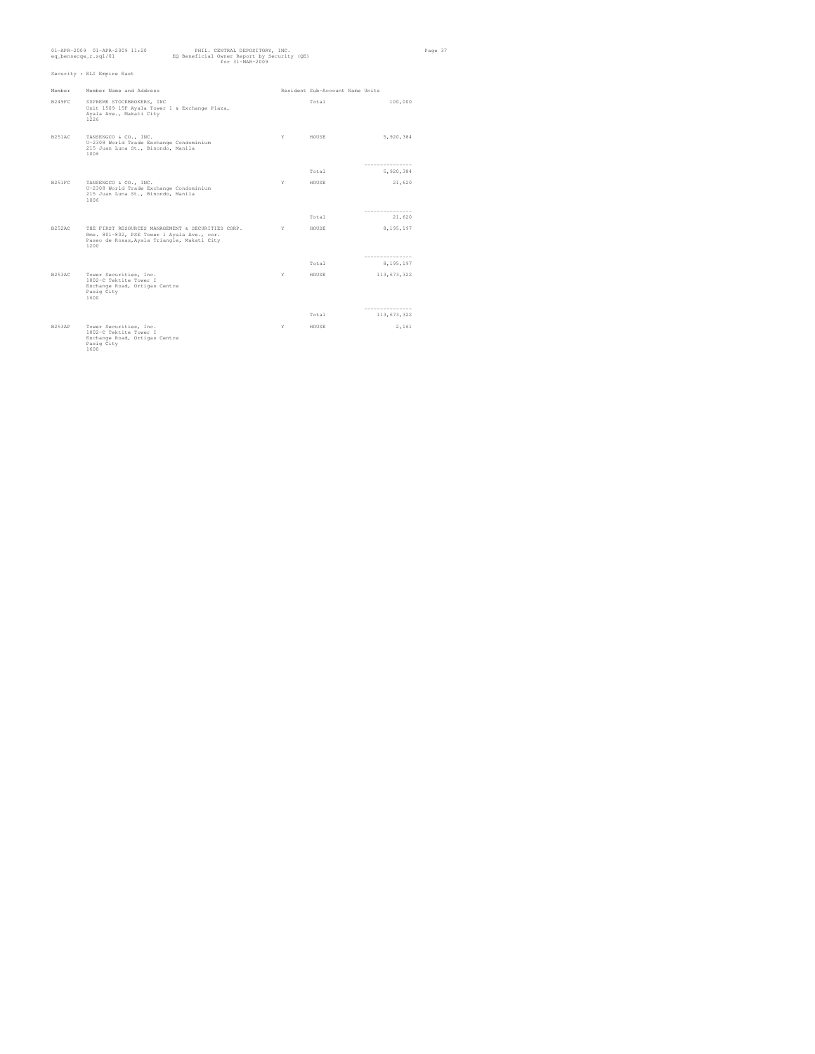Security : ELI Empire East

| Member | Member Name and Address | Resident | Sub-Account Name | Units |
|---|---|---|---|---|
| B249FC | SUPREME STOCKBROKERS, INC<br>Unit 1509 15F Ayala Tower 1 & Exchange Plaza,<br>Ayala Ave., Makati City<br>1226 | | Total | 100,000 |
| B251AC | TANSENGCO & CO., INC.<br>U-2308 World Trade Exchange Condominium<br>215 Juan Luna St., Binondo, Manila<br>1006 | Y | HOUSE | 5,920,384 |
| | | | Total | 5,920,384 |
| B251FC | TANSENGCO & CO., INC.<br>U-2308 World Trade Exchange Condominium<br>215 Juan Luna St., Binondo, Manila<br>1006 | Y | HOUSE | 21,620 |
| | | | Total | 21,620 |
| B252AC | THE FIRST RESOURCES MANAGEMENT & SECURITIES CORP.<br>Rms. 801-802, PSE Tower 1 Ayala Ave., cor.<br>Paseo de Roxas,Ayala Triangle, Makati City<br>1200 | Y | HOUSE | 8,195,197 |
| | | | Total | 8,195,197 |
| B253AC | Tower Securities, Inc.<br>1802-C Tektite Tower I<br>Exchange Road, Ortigas Centre<br>Pasig City<br>1600 | Y | HOUSE | 113,673,322 |
| | | | Total | 113,673,322 |
| B253AP | Tower Securities, Inc.<br>1802-C Tektite Tower I<br>Exchange Road, Ortigas Centre<br>Pasig City<br>1600 | Y | HOUSE | 2,161 |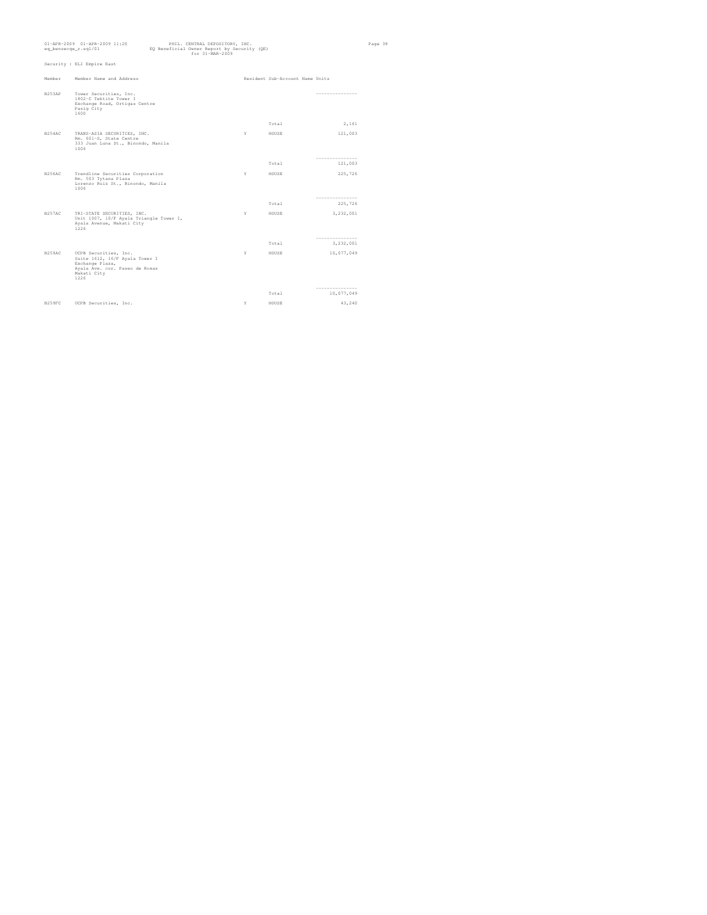Security : ELI Empire East

| Member | Member Name and Address | Resident | Sub-Account Name | Units |
|---|---|---|---|---|
| B253AP | Tower Securities, Inc.<br>1802-C Tektite Tower I<br>Exchange Road, Ortigas Centre<br>Pasig City<br>1600 | | | --------------- |
| | | | Total | 2,161 |
| B254AC | TRANS-ASIA SECURITIES, INC.<br>Rm. 601-S, State Centre<br>333 Juan Luna St., Binondo, Manila<br>1006 | Y | HOUSE | 121,003 |
| | | | | --------------- |
| | | | Total | 121,003 |
| B256AC | Trendline Securities Corporation<br>Rm. 503 Tytana Plaza<br>Lorenzo Ruiz St., Binondo, Manila<br>1006 | Y | HOUSE | 225,726 |
| | | | | --------------- |
| | | | Total | 225,726 |
| B257AC | TRI-STATE SECURITIES, INC.<br>Unit 1007, 10/F Ayala Triangle Tower 1,<br>Ayala Avenue, Makati City<br>1226 | Y | HOUSE | 3,232,001 |
| | | | | --------------- |
| | | | Total | 3,232,001 |
| B259AC | UCPB Securities, Inc.<br>Suite 1612, 16/F Ayala Tower I<br>Exchange Plaza,<br>Ayala Ave. cor. Paseo de Roxas<br>Makati City<br>1226 | Y | HOUSE | 10,077,049 |
| | | | | --------------- |
| | | | Total | 10,077,049 |
| B259FC | UCPB Securities, Inc. | Y | HOUSE | 43,240 |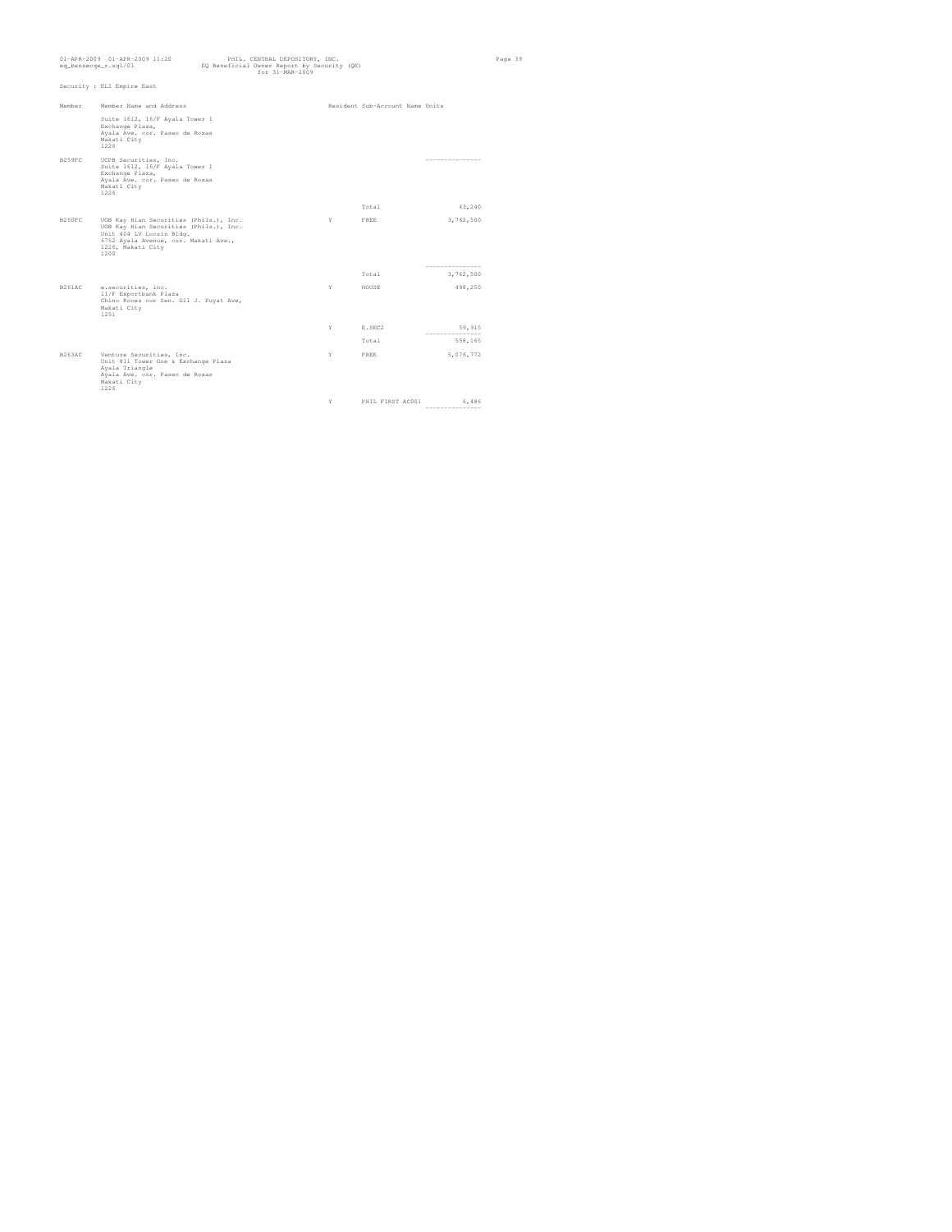Security : ELI Empire East

| Member | Member Name and Address | Resident | Sub-Account Name | Units |
|---|---|---|---|---|
| | Suite 1612, 16/F Ayala Tower I Exchange Plaza, Ayala Ave. cor. Paseo de Roxas Makati City 1226 | | | |
| B259FC | UCPB Securities, Inc. Suite 1612, 16/F Ayala Tower I Exchange Plaza, Ayala Ave. cor. Paseo de Roxas Makati City 1226 | | | --------------- |
| | | | Total | 43,240 |
| B260FC | UOB Kay Hian Securities (Phils.), Inc. UOB Kay Hian Securities (Phils.), Inc. Unit 404 LV Locsin Bldg. 6752 Ayala Avenue, cor. Makati Ave., 1226, Makati City 1200 | Y | FREE | 3,762,500 |
| | | | | --------------- |
| | | | Total | 3,762,500 |
| B261AC | e.securities, inc. 11/F Exportbank Plaza Chino Roces cor Sen. Gil J. Puyat Ave, Makati City 1251 | Y | HOUSE | 498,250 |
| | | Y | E.SEC2 | 59,915 |
| | | | | --------------- |
| | | | Total | 558,165 |
| B263AC | Venture Securities, Inc. Unit 811 Tower One & Exchange Plaza Ayala Triangle Ayala Ave. cor. Paseo de Roxas Makati City 1226 | Y | FREE | 5,076,772 |
| | | Y | PHIL FIRST AC001 | 6,486 |
| | | | | --------------- |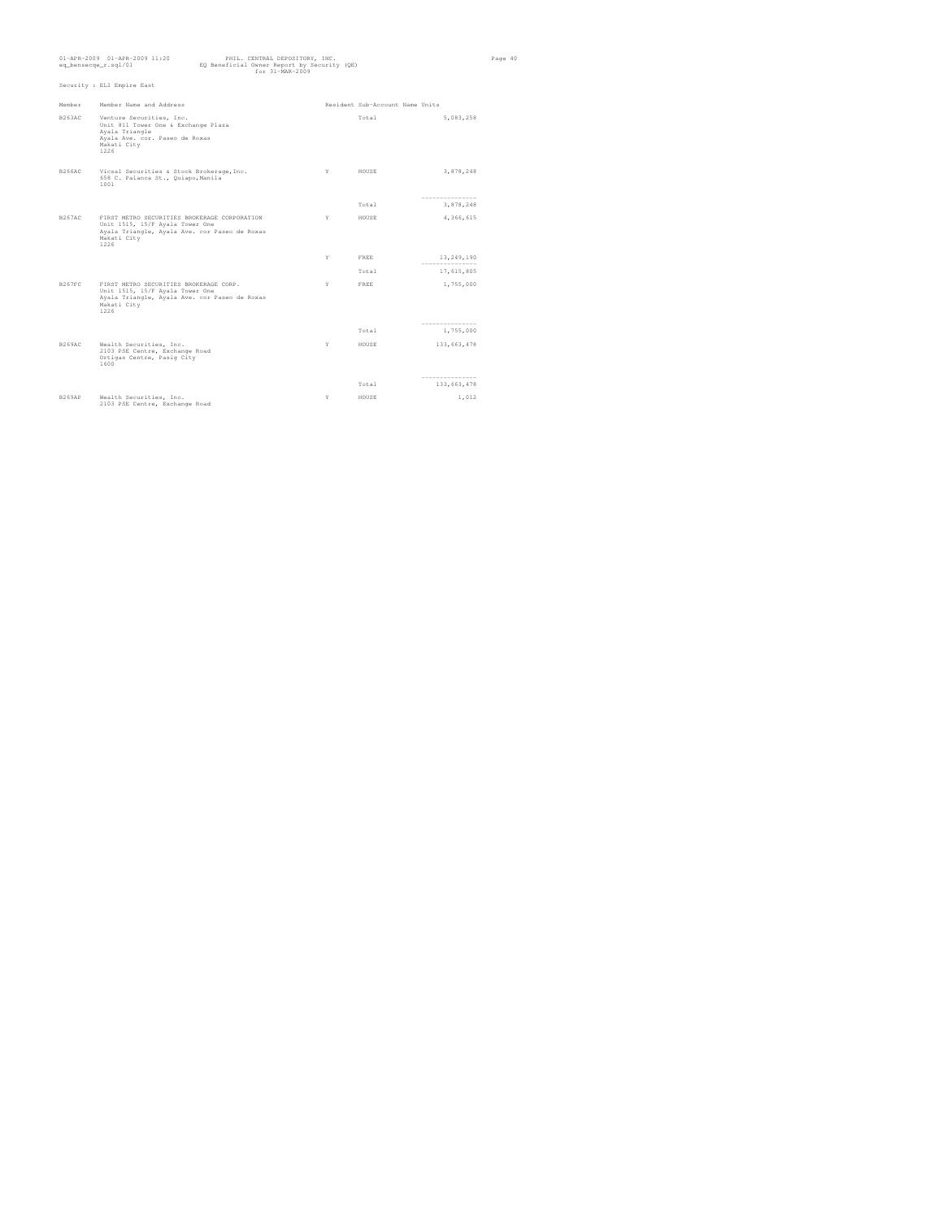Security : ELI Empire East

| Member | Member Name and Address | Resident | Sub-Account Name | Units |
|---|---|---|---|---|
| B263AC | Venture Securities, Inc.<br>Unit 811 Tower One & Exchange Plaza<br>Ayala Triangle<br>Ayala Ave. cor. Paseo de Roxas<br>Makati City<br>1226 | | Total | 5,083,258 |
| B266AC | Vicsal Securities & Stock Brokerage,Inc.<br>658 C. Palanca St., Quiapo,Manila<br>1001 | Y | HOUSE | 3,878,248 |
| | | | Total | 3,878,248 |
| B267AC | FIRST METRO SECURITIES BROKERAGE CORPORATION<br>Unit 1515, 15/F Ayala Tower One<br>Ayala Triangle, Ayala Ave. cor Paseo de Roxas<br>Makati City<br>1226 | Y | HOUSE | 4,366,615 |
| | | Y | FREE | 13,249,190 |
| | | | Total | 17,615,805 |
| B267FC | FIRST METRO SECURITIES BROKERAGE CORP.<br>Unit 1515, 15/F Ayala Tower One<br>Ayala Triangle, Ayala Ave. cor Paseo de Roxas<br>Makati City<br>1226 | Y | FREE | 1,755,000 |
| | | | Total | 1,755,000 |
| B269AC | Wealth Securities, Inc.<br>2103 PSE Centre, Exchange Road<br>Ortigas Centre, Pasig City<br>1600 | Y | HOUSE | 133,663,478 |
| | | | Total | 133,663,478 |
| B269AP | Wealth Securities, Inc.<br>2103 PSE Centre, Exchange Road | Y | HOUSE | 1,012 |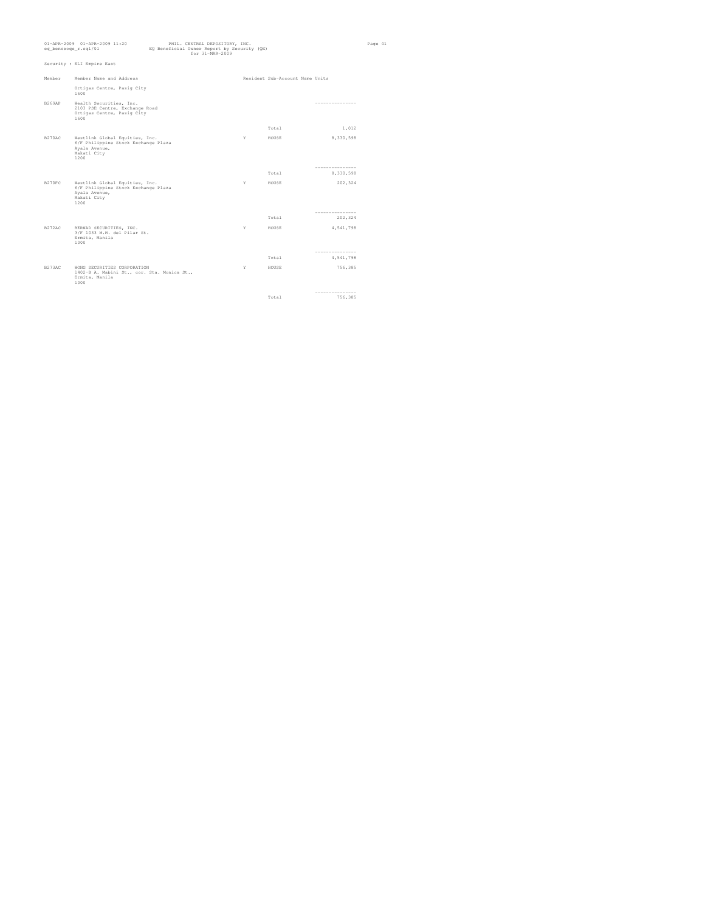Security : ELI Empire East

| Member | Member Name and Address | Resident | Sub-Account Name | Units |
|---|---|---|---|---|
| | Ortigas Centre, Pasig City<br>1600 | | | |
| B269AP | Wealth Securities, Inc.<br>2103 PSE Centre, Exchange Road<br>Ortigas Centre, Pasig City<br>1600 | | | --------------- |
| | | | Total | 1,012 |
| B270AC | Westlink Global Equities, Inc.<br>6/F Philippine Stock Exchange Plaza<br>Ayala Avenue,<br>Makati City<br>1200 | Y | HOUSE | 8,330,598 |
| | | | | --------------- |
| | | | Total | 8,330,598 |
| B270FC | Westlink Global Equities, Inc.<br>6/F Philippine Stock Exchange Plaza<br>Ayala Avenue,<br>Makati City<br>1200 | Y | HOUSE | 202,324 |
| | | | | --------------- |
| | | | Total | 202,324 |
| B272AC | BERNAD SECURITIES, INC.<br>3/F 1033 M.H. del Pilar St.<br>Ermita, Manila<br>1000 | Y | HOUSE | 4,541,798 |
| | | | | --------------- |
| | | | Total | 4,541,798 |
| B273AC | WONG SECURITIES CORPORATION<br>1402-B A. Mabini St., cor. Sta. Monica St.,<br>Ermita, Manila<br>1000 | Y | HOUSE | 756,385 |
| | | | | --------------- |
| | | | Total | 756,385 |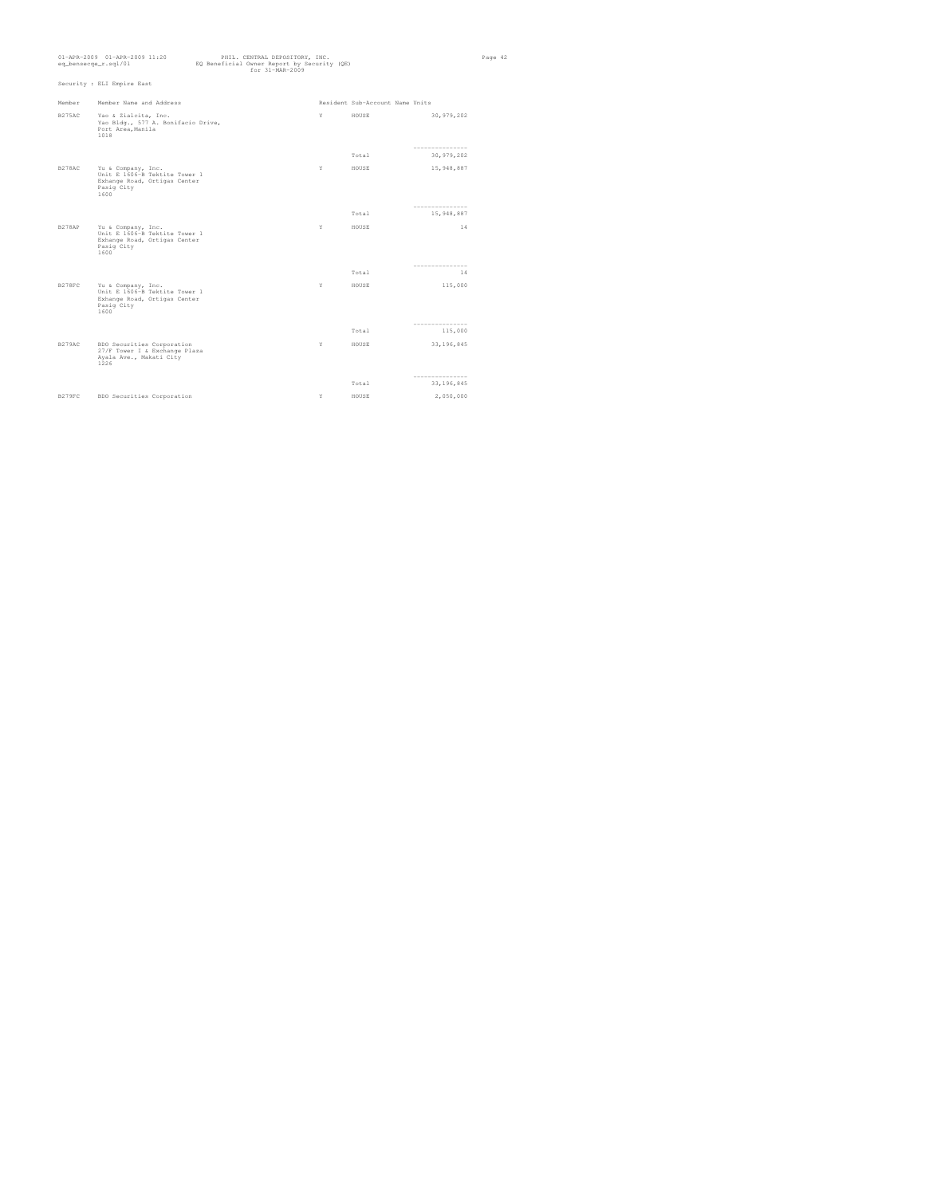PHIL. CENTRAL DEPOSITORY, INC.
EQ Beneficial Owner Report by Security (QE)
for 31-MAR-2009

Security : ELI Empire East

| Member | Member Name and Address | Resident | Sub-Account Name | Units |
|---|---|---|---|---|
| B275AC | Yao & Zialcita, Inc.<br>Yao Bldg., 577 A. Bonifacio Drive,<br>Port Area,Manila<br>1018 | Y | HOUSE | 30,979,202 |
| | | | Total | 30,979,202 |
| B278AC | Yu & Company, Inc.<br>Unit E 1606-B Tektite Tower 1<br>Exhange Road, Ortigas Center<br>Pasig City<br>1600 | Y | HOUSE | 15,948,887 |
| | | | Total | 15,948,887 |
| B278AP | Yu & Company, Inc.<br>Unit E 1606-B Tektite Tower 1<br>Exhange Road, Ortigas Center<br>Pasig City<br>1600 | Y | HOUSE | 14 |
| | | | Total | 14 |
| B278FC | Yu & Company, Inc.<br>Unit E 1606-B Tektite Tower 1<br>Exhange Road, Ortigas Center<br>Pasig City<br>1600 | Y | HOUSE | 115,000 |
| | | | Total | 115,000 |
| B279AC | BDO Securities Corporation<br>27/F Tower I & Exchange Plaza<br>Ayala Ave., Makati City<br>1226 | Y | HOUSE | 33,196,845 |
| | | | Total | 33,196,845 |
| B279FC | BDO Securities Corporation | Y | HOUSE | 2,050,000 |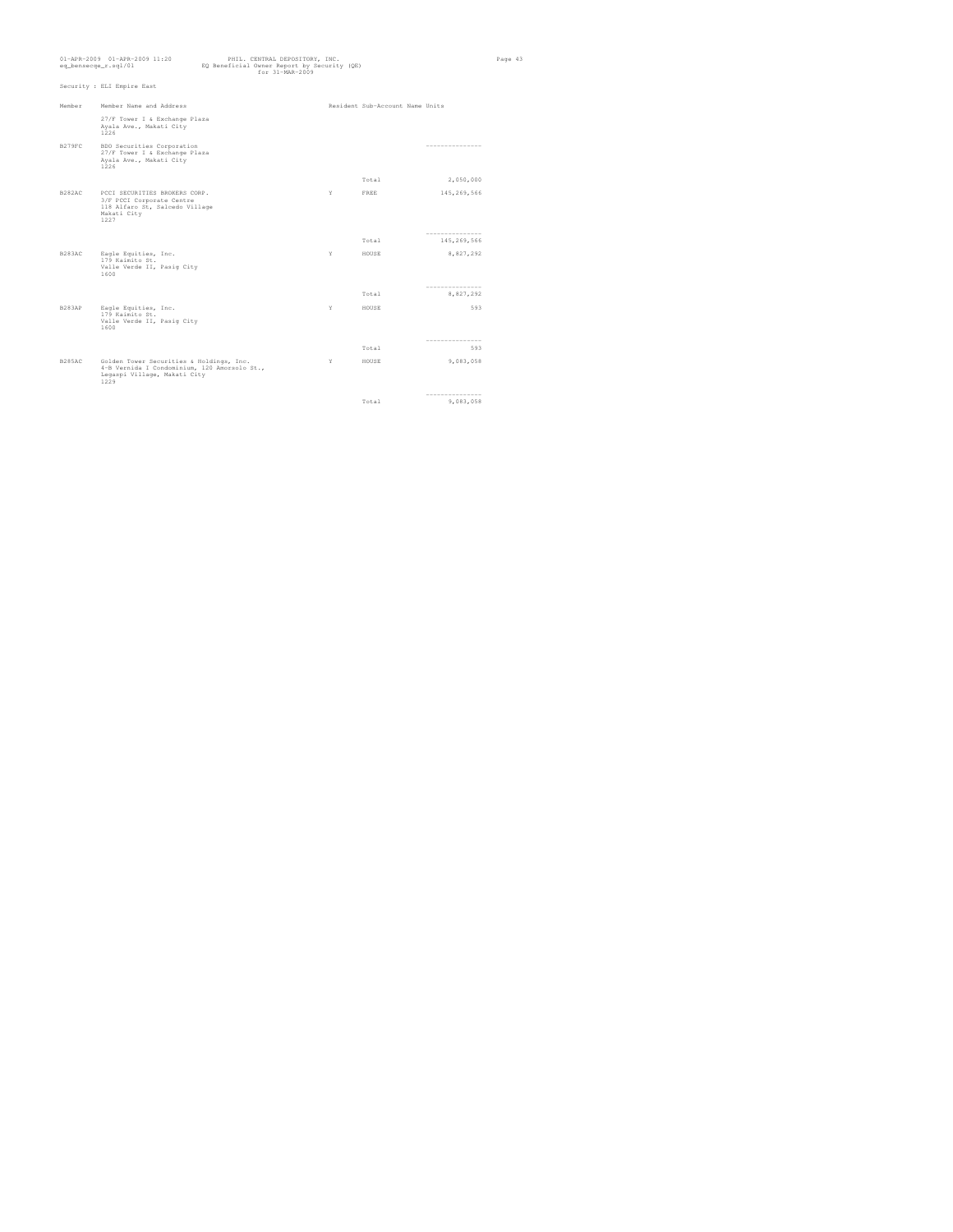Security : ELI Empire East

| Member | Member Name and Address | Resident | Sub-Account Name | Units |
|---|---|---|---|---|
| | 27/F Tower I & Exchange Plaza<br>Ayala Ave., Makati City<br>1226 | | | |
| B279FC | BDO Securities Corporation<br>27/F Tower I & Exchange Plaza<br>Ayala Ave., Makati City<br>1226 | | | --------------- |
| | | | Total | 2,050,000 |
| B282AC | PCCI SECURITIES BROKERS CORP.<br>3/F PCCI Corporate Centre<br>118 Alfaro St, Salcedo Village<br>Makati City<br>1227 | Y | FREE | 145,269,566 |
| | | | | --------------- |
| | | | Total | 145,269,566 |
| B283AC | Eagle Equities, Inc.<br>179 Kaimito St.<br>Valle Verde II, Pasig City<br>1600 | Y | HOUSE | 8,827,292 |
| | | | | --------------- |
| | | | Total | 8,827,292 |
| B283AP | Eagle Equities, Inc.<br>179 Kaimito St.<br>Valle Verde II, Pasig City<br>1600 | Y | HOUSE | 593 |
| | | | | --------------- |
| | | | Total | 593 |
| B285AC | Golden Tower Securities & Holdings, Inc.<br>4-B Vernida I Condominium, 120 Amorsolo St.,<br>Legaspi Village, Makati City<br>1229 | Y | HOUSE | 9,083,058 |
| | | | | --------------- |
| | | | Total | 9,083,058 |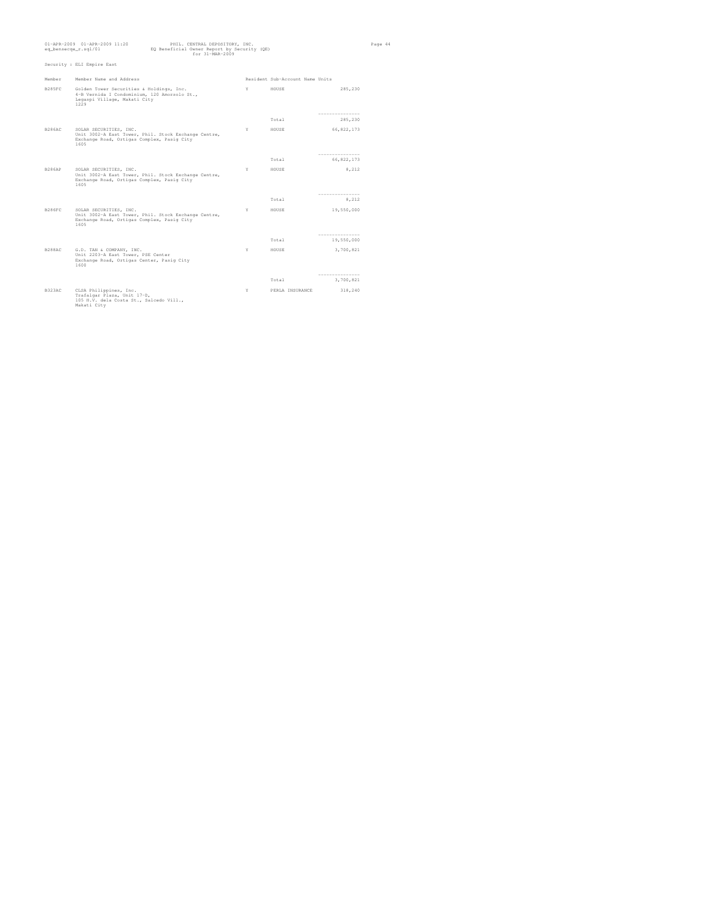Security : ELI Empire East

| Member | Member Name and Address | Resident | Sub-Account Name | Units |
|---|---|---|---|---|
| B285FC | Golden Tower Securities & Holdings, Inc.<br>4-B Vernida I Condominium, 120 Amorsolo St.,<br>Legaspi Village, Makati City<br>1229 | Y | HOUSE | 285,230 |
| | | | Total | 285,230 |
| B286AC | SOLAR SECURITIES, INC.<br>Unit 3002-A East Tower, Phil. Stock Exchange Centre,<br>Exchange Road, Ortigas Complex, Pasig City<br>1605 | Y | HOUSE | 66,822,173 |
| | | | Total | 66,822,173 |
| B286AP | SOLAR SECURITIES, INC.<br>Unit 3002-A East Tower, Phil. Stock Exchange Centre,<br>Exchange Road, Ortigas Complex, Pasig City<br>1605 | Y | HOUSE | 8,212 |
| | | | Total | 8,212 |
| B286FC | SOLAR SECURITIES, INC.<br>Unit 3002-A East Tower, Phil. Stock Exchange Centre,<br>Exchange Road, Ortigas Complex, Pasig City<br>1605 | Y | HOUSE | 19,550,000 |
| | | | Total | 19,550,000 |
| B288AC | G.D. TAN & COMPANY, INC.<br>Unit 2203-A East Tower, PSE Center<br>Exchange Road, Ortigas Center, Pasig City<br>1600 | Y | HOUSE | 3,700,821 |
| | | | Total | 3,700,821 |
| B323AC | CLSA Philippines, Inc.<br>Trafalgar Plaza, Unit 17-E,<br>105 H.V. dela Costa St., Salcedo Vill.,<br>Makati City | Y | PERLA INSURANCE | 318,240 |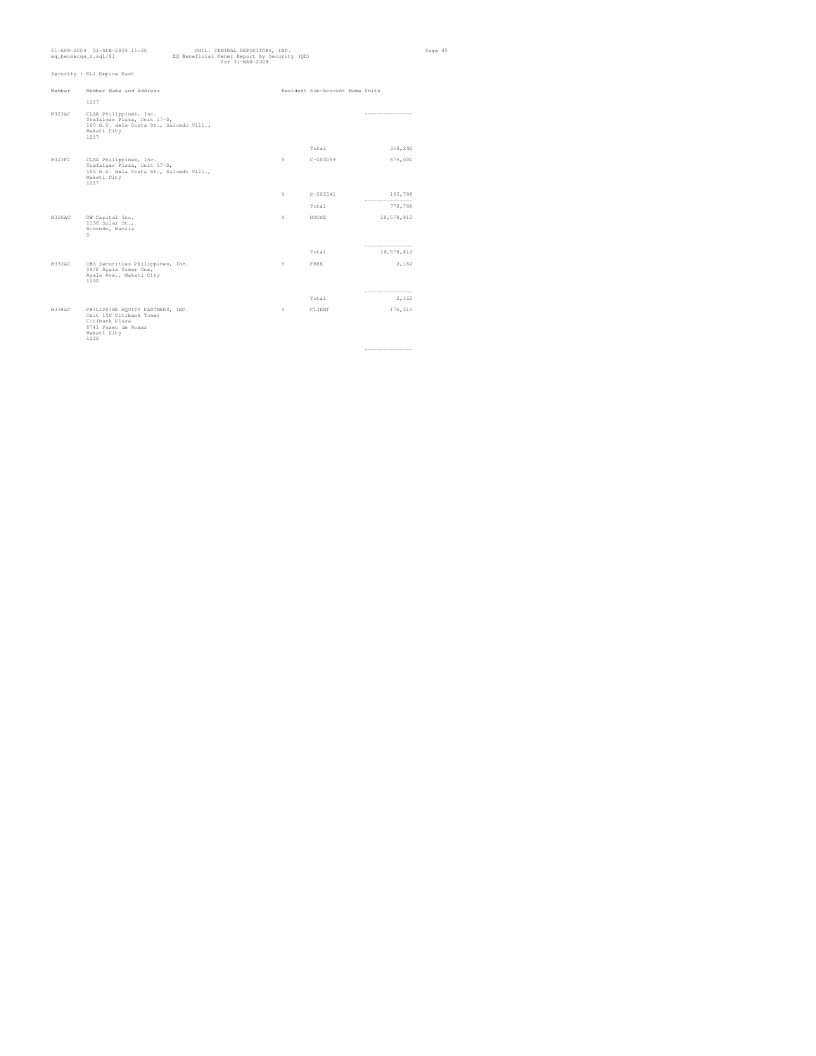Security : ELI Empire East

| Member | Member Name and Address | Resident | Sub-Account Name | Units |
|---|---|---|---|---|
| | 1227 | | | |
| B323AC | CLSA Philippines, Inc. Trafalgar Plaza, Unit 17-D, 105 H.V. dela Costa St., Salcedo Vill., Makati City 1227 | | | --------------- |
| | | | Total | 318,240 |
| B323FC | CLSA Philippines, Inc. Trafalgar Plaza, Unit 17-D, 105 H.V. dela Costa St., Salcedo Vill., Makati City 1227 | Y | C-000059 | 575,000 |
| | | Y | C-000341 | 195,788 |
| | | | | --------------- |
| | | | Total | 770,788 |
| B328AC | DW Capital Inc. 1136 Solar St., Binondo, Manila 0 | Y | HOUSE | 18,578,812 |
| | | | | --------------- |
| | | | Total | 18,578,812 |
| B333AC | UBS Securities Philippines, Inc. 19/F Ayala Tower One, Ayala Ave., Makati City 1200 | Y | FREE | 2,162 |
| | | | | --------------- |
| | | | Total | 2,162 |
| B338AC | PHILIPPINE EQUITY PARTNERS, INC. Unit 19C Citibank Tower Citibank Plaza 8741 Paseo de Roxas Makati City 1226 | Y | CLIENT | 176,211 |
| | | | | --------------- |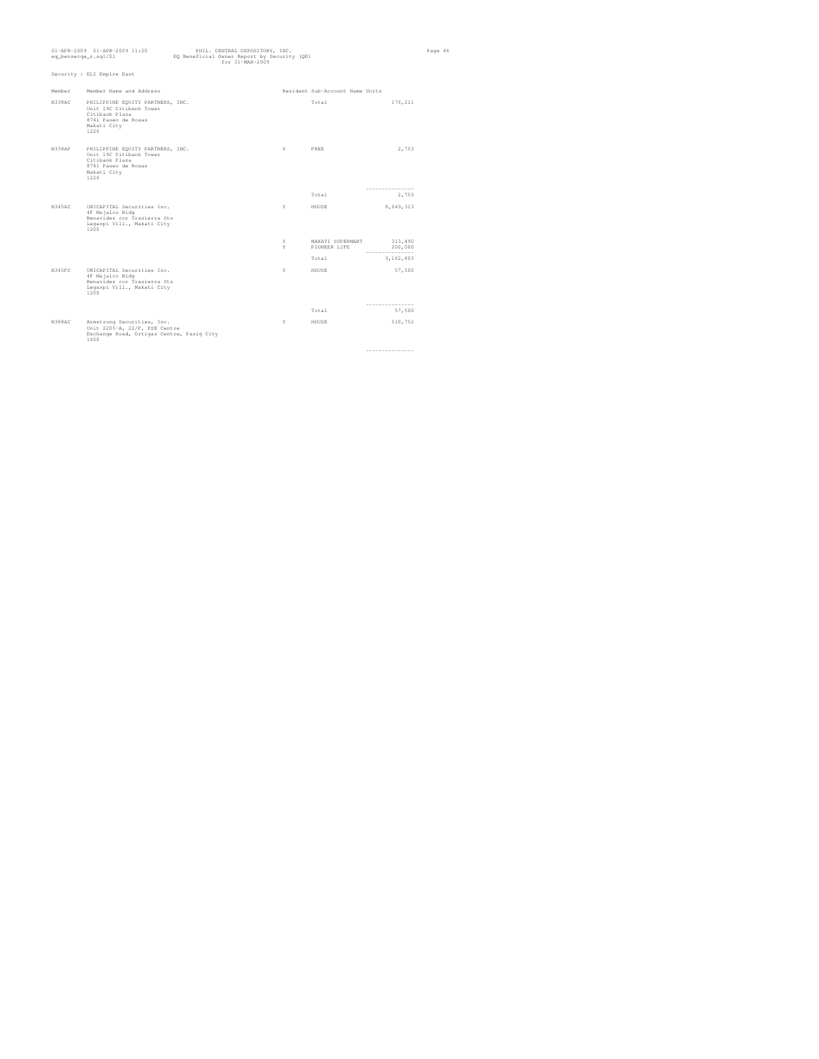Security : ELI Empire East

| Member | Member Name and Address | Resident | Sub-Account Name | Units |
|---|---|---|---|---|
| B338AC | PHILIPPINE EQUITY PARTNERS, INC.<br>Unit 19C Citibank Tower<br>Citibank Plaza<br>8741 Paseo de Roxas<br>Makati City<br>1226 | | Total | 176,211 |
| B338AP | PHILIPPINE EQUITY PARTNERS, INC.<br>Unit 19C Citibank Tower<br>Citibank Plaza<br>8741 Paseo de Roxas<br>Makati City<br>1226 | Y | FREE | 2,753 |
| | | | Total | 2,753 |
| B345AC | UNICAPITAL Securities Inc.<br>4F Majalco Bldg<br>Benavidez cor Trasierra Sts<br>Legaspi Vill., Makati City<br>1200 | Y | HOUSE | 8,649,313 |
| | | Y | MAKATI SUPERMART | 313,490 |
| | | Y | PIONEER LIFE | 200,000 |
| | | | Total | 9,162,803 |
| B345FC | UNICAPITAL Securities Inc.<br>4F Majalco Bldg<br>Benavidez cor Trasierra Sts<br>Legaspi Vill., Makati City<br>1200 | Y | HOUSE | 57,500 |
| | | | Total | 57,500 |
| B388AC | Armstrong Securities, Inc.<br>Unit 2205-A, 22/F, PSE Centre<br>Exchange Road, Ortigas Centre, Pasig City<br>1600 | Y | HOUSE | 510,752 |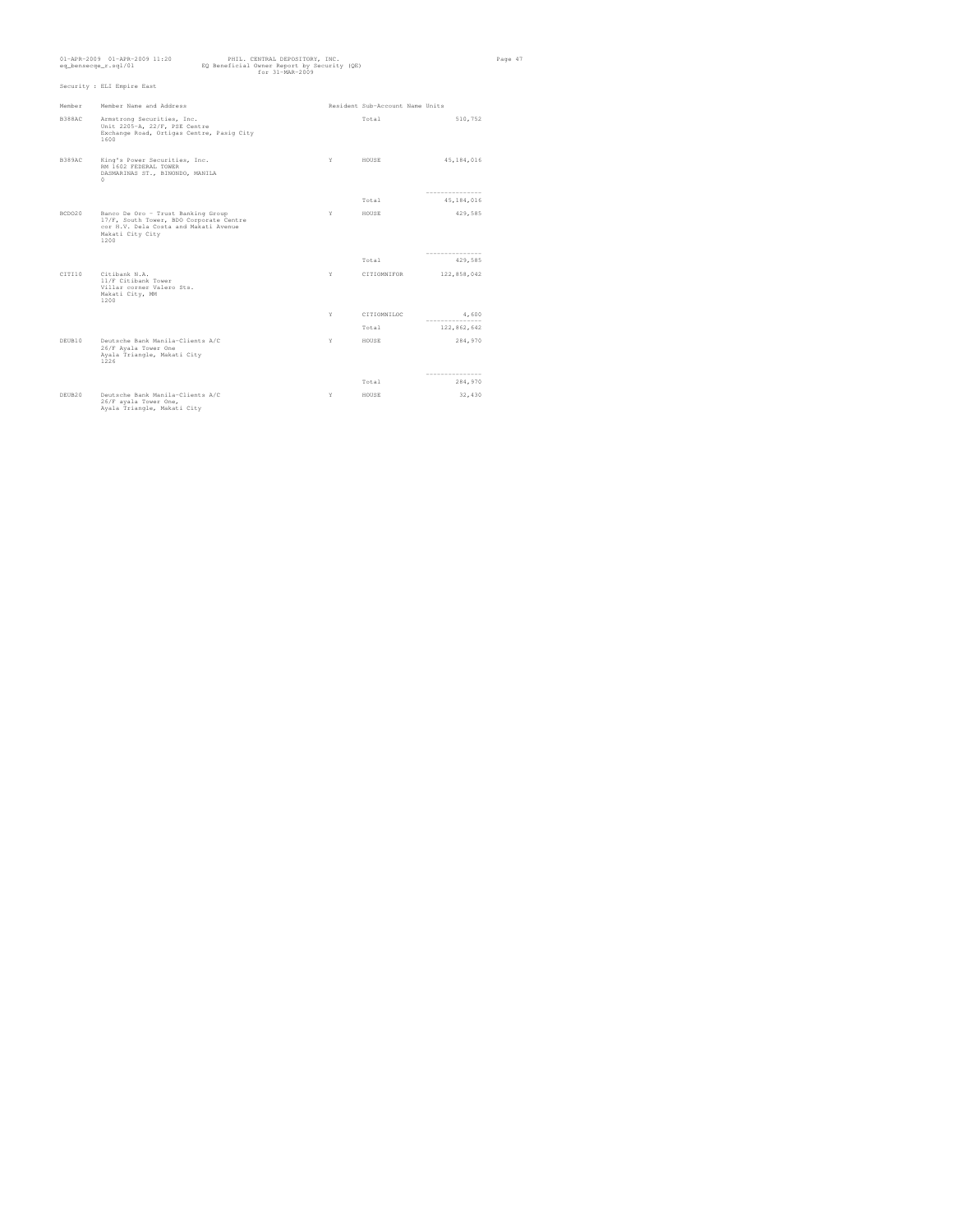Security : ELI Empire East

| Member | Member Name and Address | Resident | Sub-Account Name | Units |
|---|---|---|---|---|
| B388AC | Armstrong Securities, Inc. Unit 2205-A, 22/F, PSE Centre Exchange Road, Ortigas Centre, Pasig City 1600 | | Total | 510,752 |
| B389AC | King's Power Securities, Inc. RM 1602 FEDERAL TOWER DASMARINAS ST., BINONDO, MANILA 0 | Y | HOUSE | 45,184,016 |
| | | | Total | 45,184,016 |
| BCDO20 | Banco De Oro - Trust Banking Group 17/F, South Tower, BDO Corporate Centre cor H.V. Dela Costa and Makati Avenue Makati City City 1200 | Y | HOUSE | 429,585 |
| | | | Total | 429,585 |
| CITI10 | Citibank N.A. 11/F Citibank Tower Villar corner Valero Sts. Makati City, MM 1200 | Y | CITIOMNIFOR | 122,858,042 |
| | | Y | CITIOMNILOC | 4,600 |
| | | | Total | 122,862,642 |
| DEUB10 | Deutsche Bank Manila-Clients A/C 26/F Ayala Tower One Ayala Triangle, Makati City 1226 | Y | HOUSE | 284,970 |
| | | | Total | 284,970 |
| DEUB20 | Deutsche Bank Manila-Clients A/C 26/F ayala Tower One, Ayala Triangle, Makati City | Y | HOUSE | 32,430 |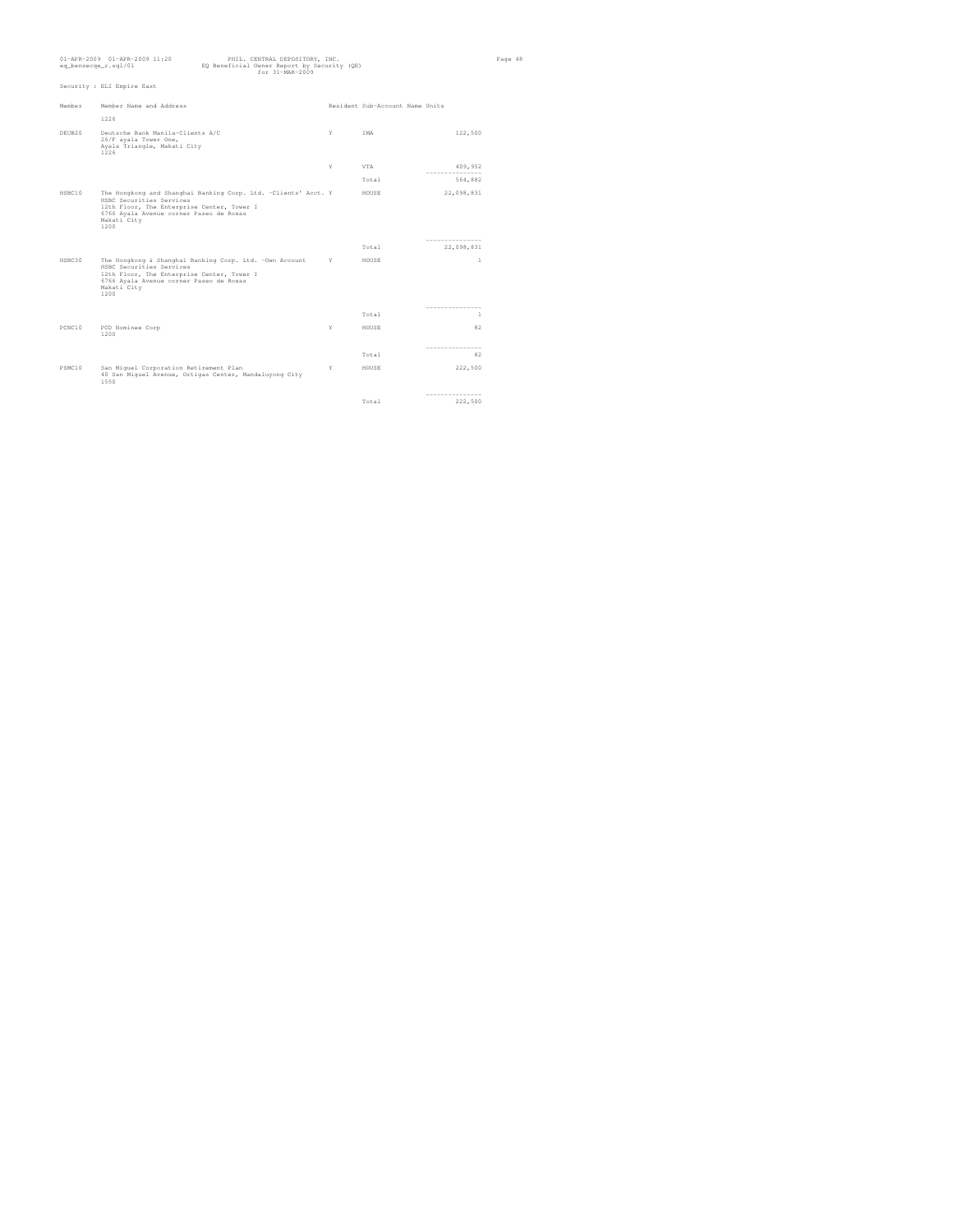Security : ELI Empire East

| Member | Member Name and Address | Resident | Sub-Account Name | Units |
|---|---|---|---|---|
| | 1226 | | | |
| DEUB20 | Deutsche Bank Manila-Clients A/C<br>26/F ayala Tower One,<br>Ayala Triangle, Makati City<br>1226 | Y | IMA | 122,500 |
| | | Y | VTA | 409,952 |
| | | | Total | 564,882 |
| HSBC10 | The Hongkong and Shanghai Banking Corp. Ltd. -Clients' Acct.<br>HSBC Securities Services<br>12th Floor, The Enterprise Center, Tower I<br>6766 Ayala Avenue corner Paseo de Roxas<br>Makati City<br>1200 | Y | HOUSE | 22,098,831 |
| | | | Total | 22,098,831 |
| HSBC30 | The Hongkong & Shanghai Banking Corp. Ltd. -Own Account<br>HSBC Securities Services<br>12th Floor, The Enterprise Center, Tower I<br>6766 Ayala Avenue corner Paseo de Roxas<br>Makati City<br>1200 | Y | HOUSE | 1 |
| | | | Total | 1 |
| PCNC10 | PCD Nominee Corp<br>1200 | Y | HOUSE | 82 |
| | | | Total | 82 |
| PSMC10 | San Miguel Corporation Retirement Plan<br>40 San Miguel Avenue, Ortigas Center, Mandaluyong City<br>1550 | Y | HOUSE | 222,500 |
| | | | Total | 222,500 |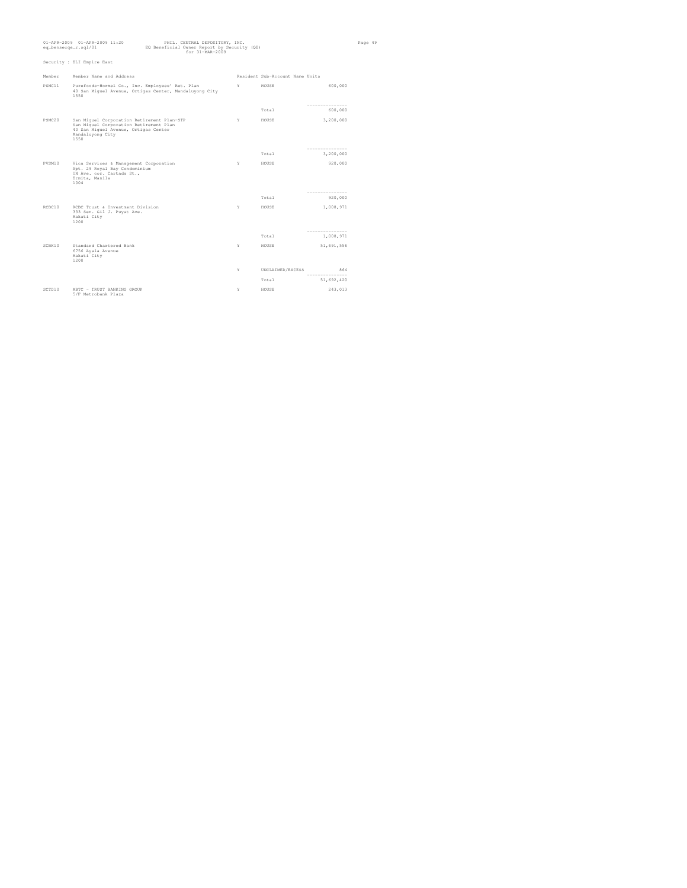Security : ELI Empire East

| Member | Member Name and Address | Resident | Sub-Account Name | Units |
|---|---|---|---|---|
| PSMC11 | Purefoods-Hormel Co., Inc. Employees' Ret. Plan 40 San Miguel Avenue, Ortigas Center, Mandaluyong City 1550 | Y | HOUSE | 600,000 |
| | | | Total | 600,000 |
| PSMC20 | San Miguel Corporation Retirement Plan-STP San Miguel Corporation Retirement Plan 40 San Miguel Avenue, Ortigas Center Mandaluyong City 1550 | Y | HOUSE | 3,200,000 |
| | | | Total | 3,200,000 |
| PVSM10 | Vica Services & Management Corporation Apt. 29 Royal Bay Condominium UN Ave. cor. Cartada St., Ermita, Manila 1004 | Y | HOUSE | 920,000 |
| | | | Total | 920,000 |
| RCBC10 | RCBC Trust & Investment Division 333 Sen. Gil J. Puyat Ave. Makati City 1200 | Y | HOUSE | 1,008,971 |
| | | | Total | 1,008,971 |
| SCBK10 | Standard Chartered Bank 6756 Ayala Avenue Makati City 1200 | Y | HOUSE | 51,691,556 |
| | | Y | UNCLAIMED/EXCESS | 864 |
| | | | Total | 51,692,420 |
| SCTD10 | MBTC - TRUST BANKING GROUP 5/F Metrobank Plaza | Y | HOUSE | 243,013 |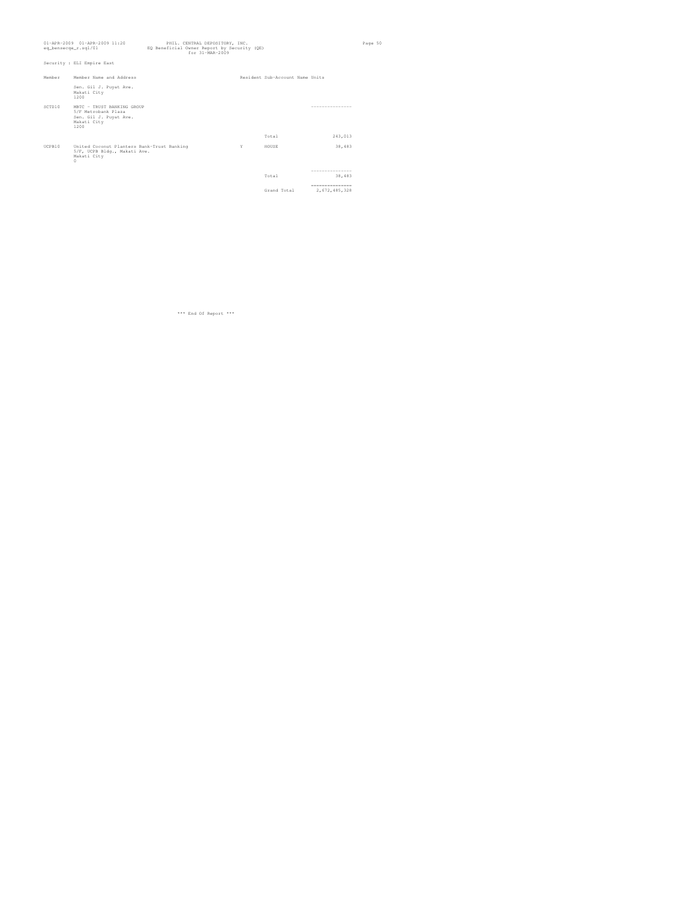Security : ELI Empire East

| Member | Member Name and Address | Resident | Sub-Account Name | Units |
|---|---|---|---|---|
| | Sen. Gil J. Puyat Ave.<br>Makati City<br>1200 | | | |
| SCTD10 | MBTC - TRUST BANKING GROUP<br>5/F Metrobank Plaza<br>Sen. Gil J. Puyat Ave.<br>Makati City<br>1200 | | | --------------- |
| | | | Total | 243,013 |
| UCPB10 | United Coconut Planters Bank-Trust Banking<br>5/F, UCPB Bldg., Makati Ave.<br>Makati City<br>0 | Y | HOUSE | 38,483 |
| | | | | --------------- |
| | | | Total | 38,483 |
| | | | | =============== |
| | | | Grand Total | 2,672,485,328 |

\*\*\* End Of Report \*\*\*